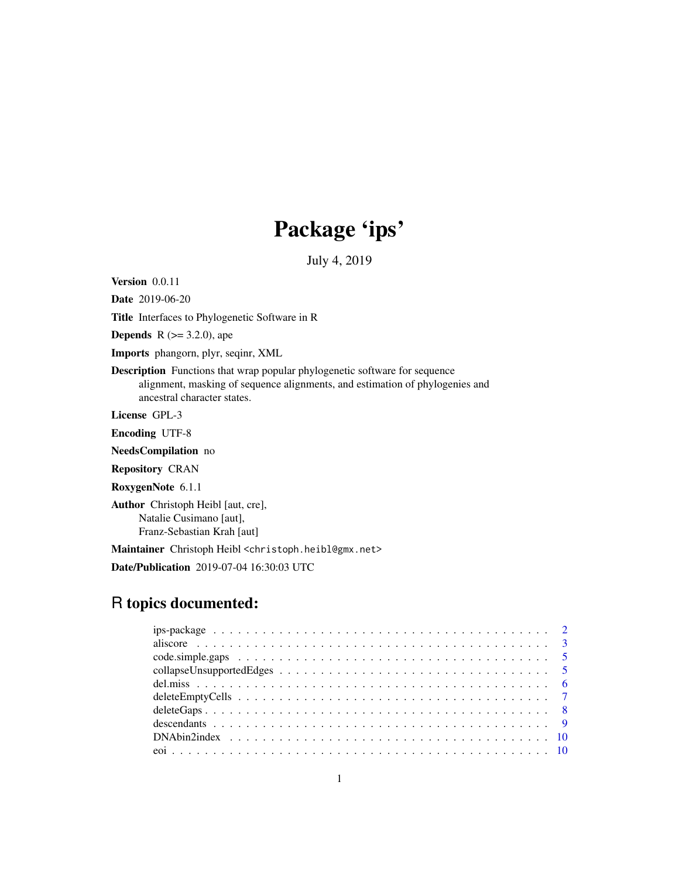# Package 'ips'

July 4, 2019

**Version** 0.0.11

**Date** 2019-06-20

**Title** Interfaces to Phylogenetic Software in R

**Depends** R (>= 3.2.0), ape

**Imports** phangorn, plyr, seqinr, XML

**Description** Functions that wrap popular phylogenetic software for sequence alignment, masking of sequence alignments, and estimation of phylogenies and ancestral character states.

**License** GPL-3

**Encoding** UTF-8

**NeedsCompilation** no

**Repository** CRAN

**RoxygenNote** 6.1.1

**Author** Christoph Heibl [aut, cre], Natalie Cusimano [aut], Franz-Sebastian Krah [aut]

**Maintainer** Christoph Heibl <christoph.heibl@gmx.net>

**Date/Publication** 2019-07-04 16:30:03 UTC

## R topics documented:

- ips-package . . . . . . . . . . 2
- aliscore . . . . . . . . . . 3
- code.simple.gaps . . . . . . . . . . 5
- collapseUnsupportedEdges . . . . . . . . . . 5
- del.miss . . . . . . . . . . 6
- deleteEmptyCells . . . . . . . . . . 7
- deleteGaps . . . . . . . . . . 8
- descendants . . . . . . . . . . 9
- DNAbin2index . . . . . . . . . . 10
- eoi . . . . . . . . . . 10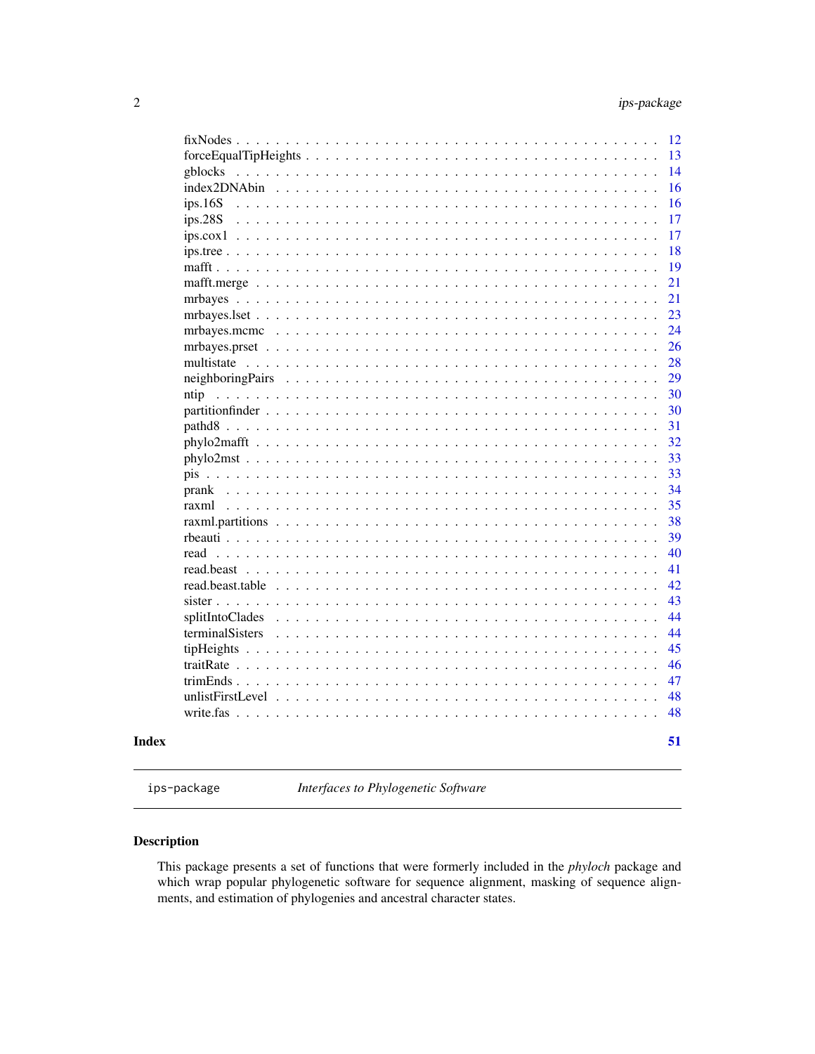| | |
|---|---|
| fixNodes | 12 |
| forceEqualTipHeights | 13 |
| gblocks | 14 |
| index2DNAbin | 16 |
| ips.16S | 16 |
| ips.28S | 17 |
| ips.cox1 | 17 |
| ips.tree | 18 |
| mafft | 19 |
| mafft.merge | 21 |
| mrbayes | 21 |
| mrbayes.lset | 23 |
| mrbayes.mcmc | 24 |
| mrbayes.prset | 26 |
| multistate | 28 |
| neighboringPairs | 29 |
| ntip | 30 |
| partitionfinder | 30 |
| pathd8 | 31 |
| phylo2mafft | 32 |
| phylo2mst | 33 |
| pis | 33 |
| prank | 34 |
| raxml | 35 |
| raxml.partitions | 38 |
| rbeauti | 39 |
| read | 40 |
| read.beast | 41 |
| read.beast.table | 42 |
| sister | 43 |
| splitIntoClades | 44 |
| terminalSisters | 44 |
| tipHeights | 45 |
| traitRate | 46 |
| trimEnds | 47 |
| unlistFirstLevel | 48 |
| write.fas | 48 |
| **Index** | **51** |

---

`ips-package` *Interfaces to Phylogenetic Software*

---

### Description

This package presents a set of functions that were formerly included in the *phyloch* package and which wrap popular phylogenetic software for sequence alignment, masking of sequence alignments, and estimation of phylogenies and ancestral character states.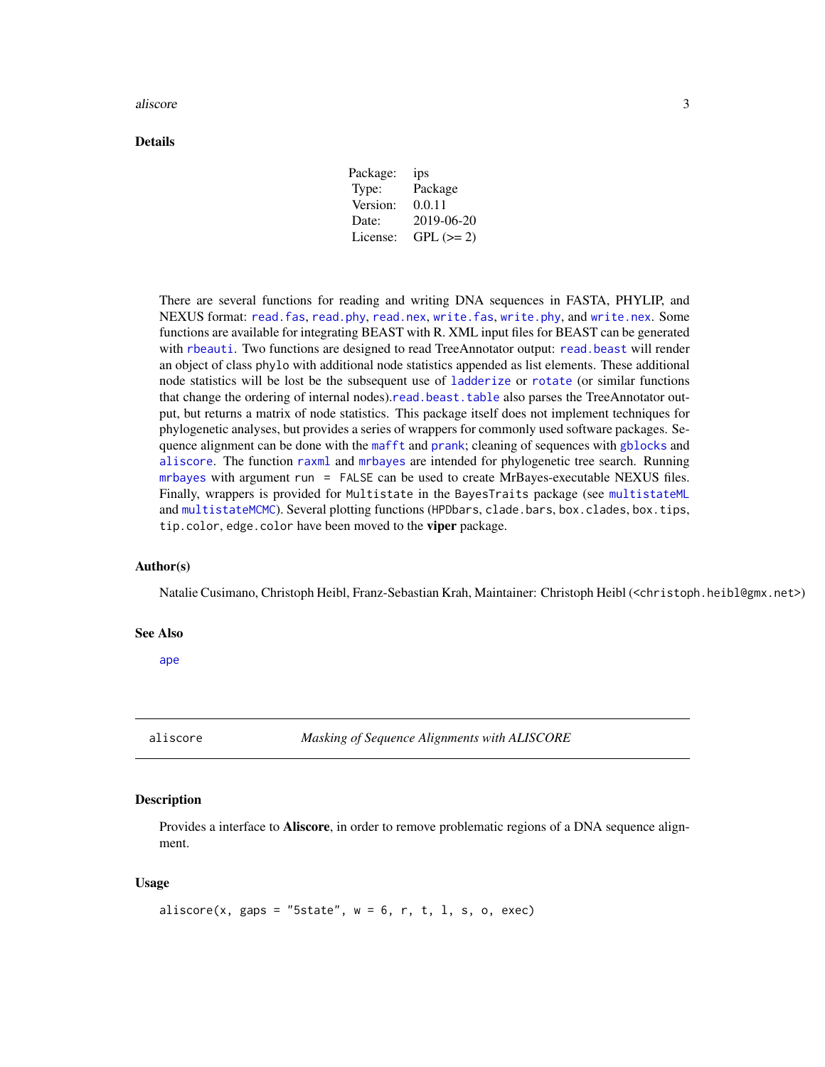## Details

| Package: | ips |
|---|---|
| Type: | Package |
| Version: | 0.0.11 |
| Date: | 2019-06-20 |
| License: | GPL (>= 2) |

There are several functions for reading and writing DNA sequences in FASTA, PHYLIP, and NEXUS format: `read.fas`, `read.phy`, `read.nex`, `write.fas`, `write.phy`, and `write.nex`. Some functions are available for integrating BEAST with R. XML input files for BEAST can be generated with `rbeauti`. Two functions are designed to read TreeAnnotator output: `read.beast` will render an object of class `phylo` with additional node statistics appended as list elements. These additional node statistics will be lost be the subsequent use of `ladderize` or `rotate` (or similar functions that change the ordering of internal nodes).`read.beast.table` also parses the TreeAnnotator output, but returns a matrix of node statistics. This package itself does not implement techniques for phylogenetic analyses, but provides a series of wrappers for commonly used software packages. Sequence alignment can be done with the `mafft` and `prank`; cleaning of sequences with `gblocks` and `aliscore`. The function `raxml` and `mrbayes` are intended for phylogenetic tree search. Running `mrbayes` with argument `run = FALSE` can be used to create MrBayes-executable NEXUS files. Finally, wrappers is provided for `Multistate` in the `BayesTraits` package (see `multistateML` and `multistateMCMC`). Several plotting functions (`HPDbars`, `clade.bars`, `box.clades`, `box.tips`, `tip.color`, `edge.color` have been moved to the **viper** package.

## Author(s)

Natalie Cusimano, Christoph Heibl, Franz-Sebastian Krah, Maintainer: Christoph Heibl (<christoph.heibl@gmx.net>)

## See Also

`ape`

---

`aliscore` *Masking of Sequence Alignments with ALISCORE*

---

## Description

Provides a interface to **Aliscore**, in order to remove problematic regions of a DNA sequence alignment.

## Usage

```
aliscore(x, gaps = "5state", w = 6, r, t, l, s, o, exec)
```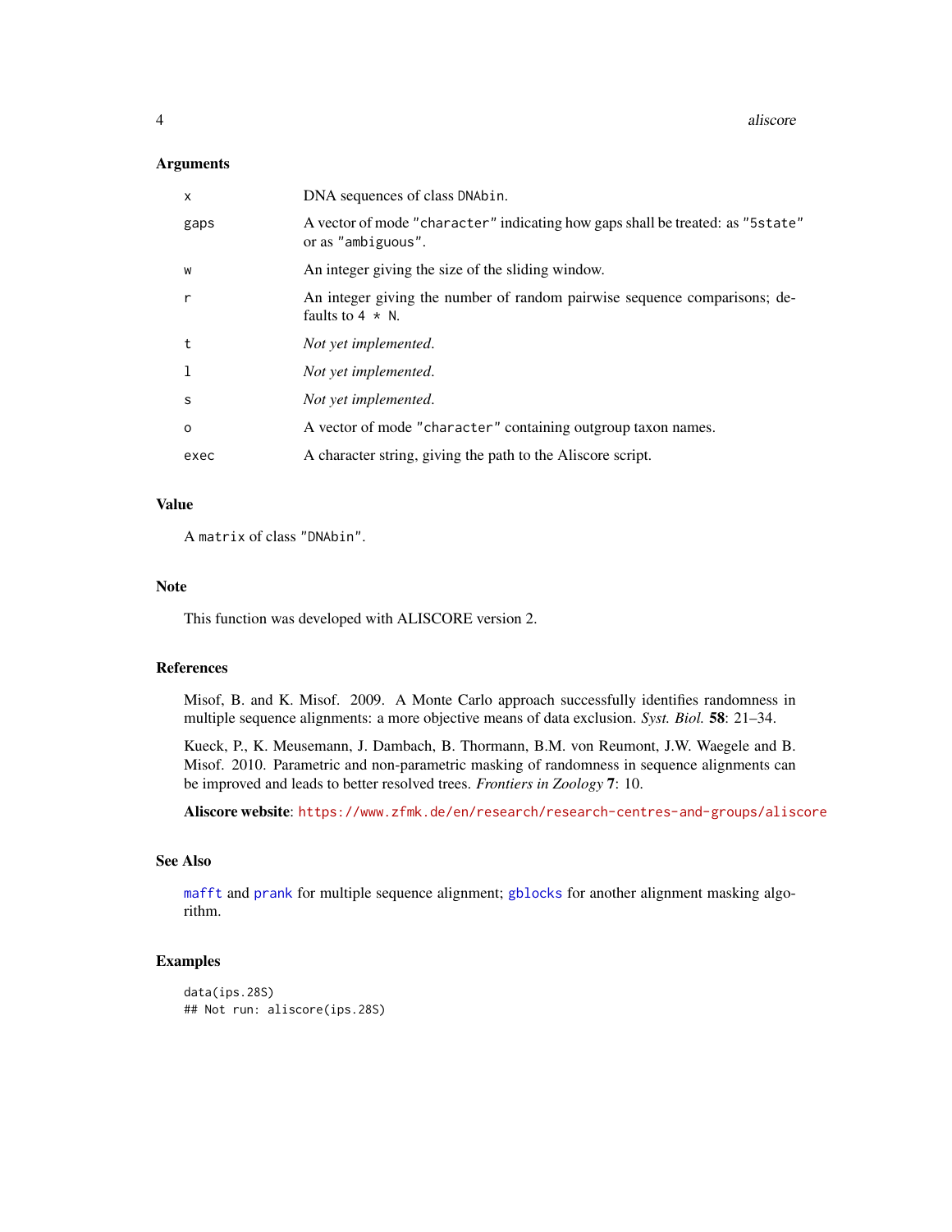## Arguments

| | |
|---|---|
| `x` | DNA sequences of class `DNAbin`. |
| `gaps` | A vector of mode `"character"` indicating how gaps shall be treated: as `"5state"` or as `"ambiguous"`. |
| `w` | An integer giving the size of the sliding window. |
| `r` | An integer giving the number of random pairwise sequence comparisons; defaults to `4 * N`. |
| `t` | *Not yet implemented.* |
| `l` | *Not yet implemented.* |
| `s` | *Not yet implemented.* |
| `o` | A vector of mode `"character"` containing outgroup taxon names. |
| `exec` | A character string, giving the path to the Aliscore script. |

## Value

A `matrix` of class `"DNAbin"`.

## Note

This function was developed with ALISCORE version 2.

## References

Misof, B. and K. Misof. 2009. A Monte Carlo approach successfully identifies randomness in multiple sequence alignments: a more objective means of data exclusion. *Syst. Biol.* **58**: 21–34.

Kueck, P., K. Meusemann, J. Dambach, B. Thormann, B.M. von Reumont, J.W. Waegele and B. Misof. 2010. Parametric and non-parametric masking of randomness in sequence alignments can be improved and leads to better resolved trees. *Frontiers in Zoology* **7**: 10.

**Aliscore website**: https://www.zfmk.de/en/research/research-centres-and-groups/aliscore

## See Also

`mafft` and `prank` for multiple sequence alignment; `gblocks` for another alignment masking algorithm.

## Examples

```
data(ips.28S)
## Not run: aliscore(ips.28S)
```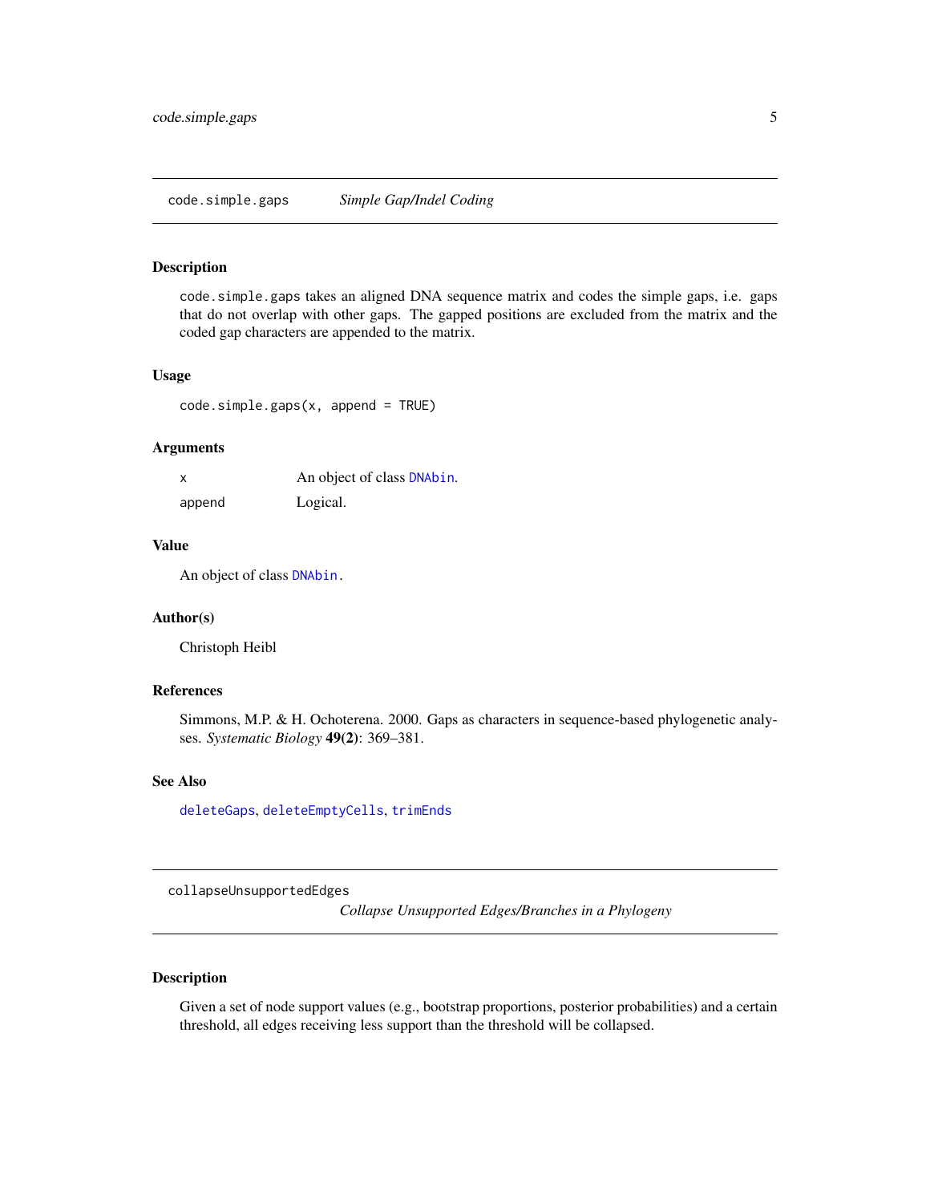## code.simple.gaps — *Simple Gap/Indel Coding*

### Description

`code.simple.gaps` takes an aligned DNA sequence matrix and codes the simple gaps, i.e. gaps that do not overlap with other gaps. The gapped positions are excluded from the matrix and the coded gap characters are appended to the matrix.

### Usage

```
code.simple.gaps(x, append = TRUE)
```

### Arguments

| | |
|---|---|
| `x` | An object of class `DNAbin`. |
| `append` | Logical. |

### Value

An object of class `DNAbin`.

### Author(s)

Christoph Heibl

### References

Simmons, M.P. & H. Ochoterena. 2000. Gaps as characters in sequence-based phylogenetic analyses. *Systematic Biology* **49(2)**: 369–381.

### See Also

`deleteGaps`, `deleteEmptyCells`, `trimEnds`

## collapseUnsupportedEdges — *Collapse Unsupported Edges/Branches in a Phylogeny*

### Description

Given a set of node support values (e.g., bootstrap proportions, posterior probabilities) and a certain threshold, all edges receiving less support than the threshold will be collapsed.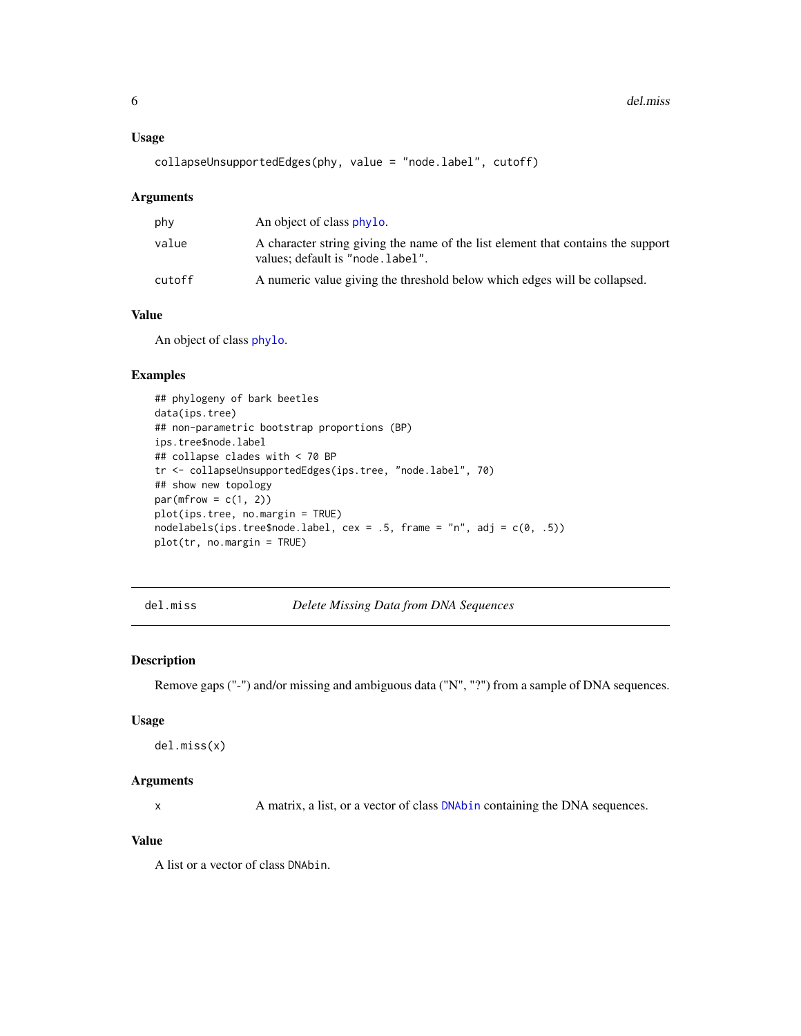### Usage

```
collapseUnsupportedEdges(phy, value = "node.label", cutoff)
```

### Arguments

| | |
|---|---|
| phy | An object of class phylo. |
| value | A character string giving the name of the list element that contains the support values; default is "node.label". |
| cutoff | A numeric value giving the threshold below which edges will be collapsed. |

### Value

An object of class phylo.

### Examples

```
## phylogeny of bark beetles
data(ips.tree)
## non-parametric bootstrap proportions (BP)
ips.tree$node.label
## collapse clades with < 70 BP
tr <- collapseUnsupportedEdges(ips.tree, "node.label", 70)
## show new topology
par(mfrow = c(1, 2))
plot(ips.tree, no.margin = TRUE)
nodelabels(ips.tree$node.label, cex = .5, frame = "n", adj = c(0, .5))
plot(tr, no.margin = TRUE)
```

---

## del.miss — *Delete Missing Data from DNA Sequences*

### Description

Remove gaps ("-") and/or missing and ambiguous data ("N", "?") from a sample of DNA sequences.

### Usage

```
del.miss(x)
```

### Arguments

| | |
|---|---|
| x | A matrix, a list, or a vector of class DNAbin containing the DNA sequences. |

### Value

A list or a vector of class DNAbin.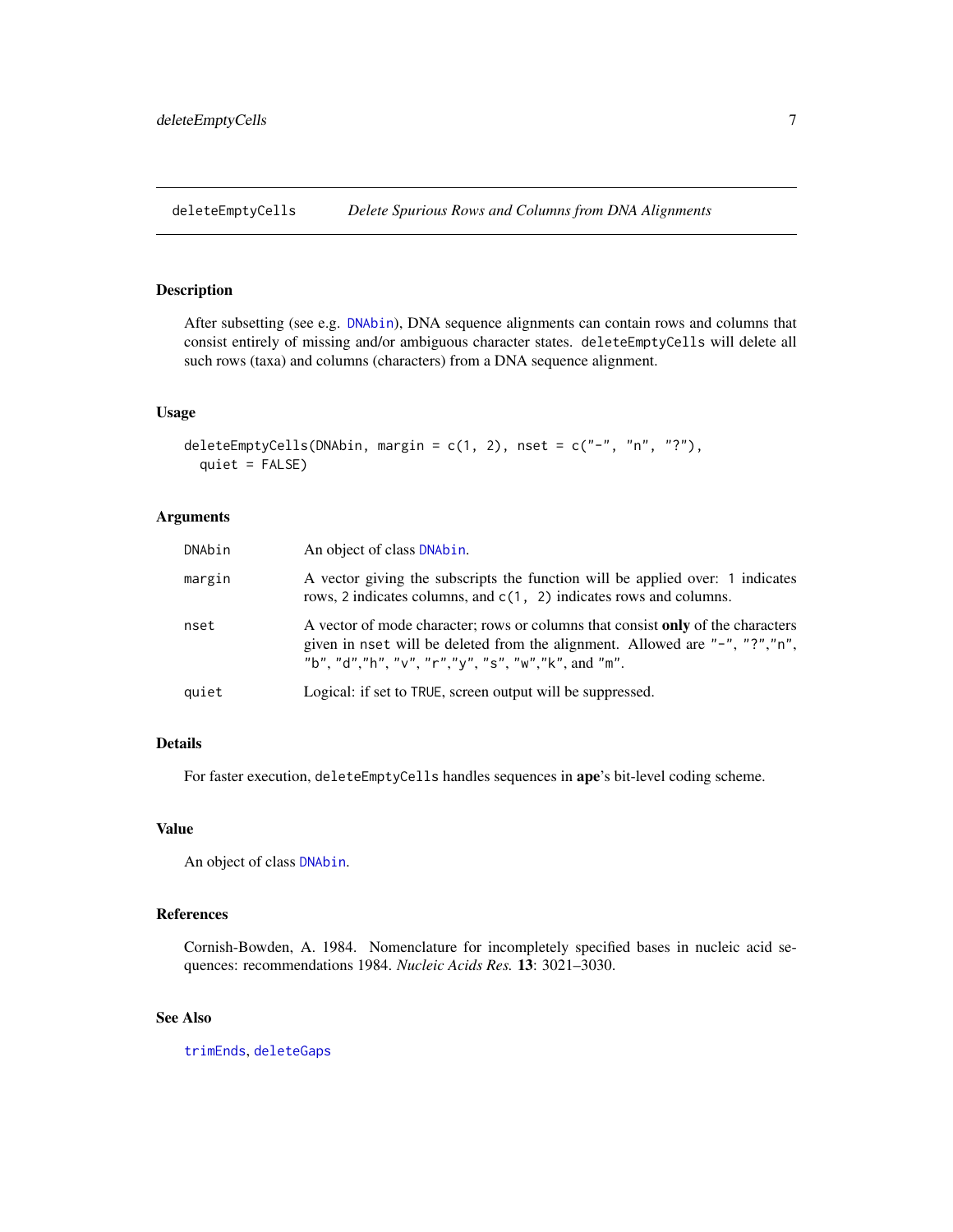deleteEmptyCells    *Delete Spurious Rows and Columns from DNA Alignments*

## Description

After subsetting (see e.g. `DNAbin`), DNA sequence alignments can contain rows and columns that consist entirely of missing and/or ambiguous character states. `deleteEmptyCells` will delete all such rows (taxa) and columns (characters) from a DNA sequence alignment.

## Usage

```
deleteEmptyCells(DNAbin, margin = c(1, 2), nset = c("-", "n", "?"),
  quiet = FALSE)
```

## Arguments

| | |
|---|---|
| `DNAbin` | An object of class `DNAbin`. |
| `margin` | A vector giving the subscripts the function will be applied over: `1` indicates rows, 2 indicates columns, and `c(1, 2)` indicates rows and columns. |
| `nset` | A vector of mode character; rows or columns that consist **only** of the characters given in `nset` will be deleted from the alignment. Allowed are `"-"`, `"?"`,`"n"`, `"b"`, `"d"`,`"h"`, `"v"`, `"r"`,`"y"`, `"s"`, `"w"`,`"k"`, and `"m"`. |
| `quiet` | Logical: if set to `TRUE`, screen output will be suppressed. |

## Details

For faster execution, `deleteEmptyCells` handles sequences in **ape**'s bit-level coding scheme.

## Value

An object of class `DNAbin`.

## References

Cornish-Bowden, A. 1984. Nomenclature for incompletely specified bases in nucleic acid sequences: recommendations 1984. *Nucleic Acids Res.* **13**: 3021–3030.

## See Also

`trimEnds`, `deleteGaps`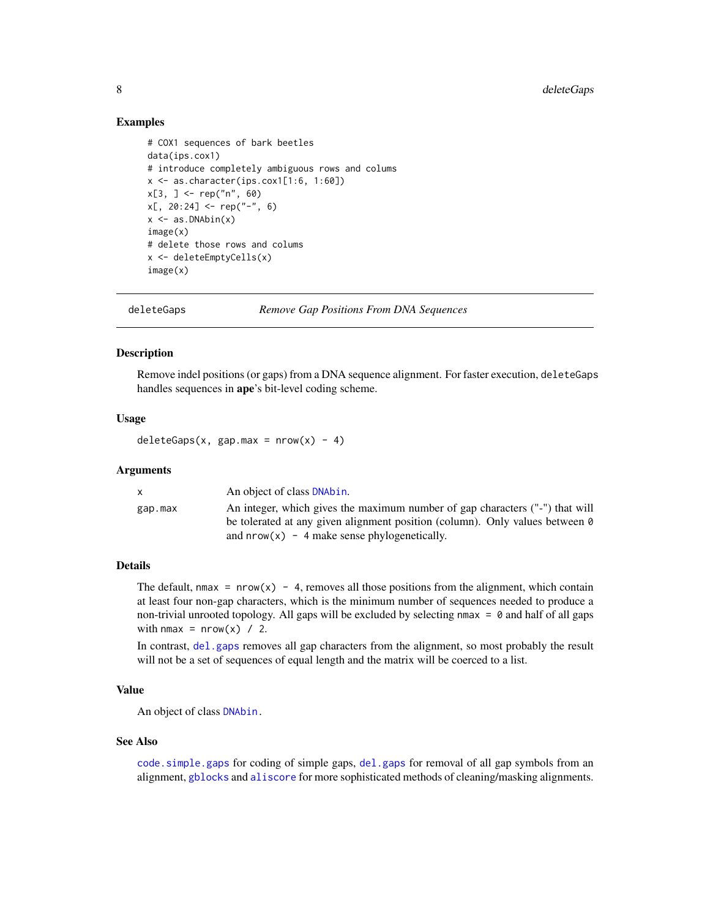### Examples

```
# COX1 sequences of bark beetles
data(ips.cox1)
# introduce completely ambiguous rows and colums
x <- as.character(ips.cox1[1:6, 1:60])
x[3, ] <- rep("n", 60)
x[, 20:24] <- rep("-", 6)
x <- as.DNAbin(x)
image(x)
# delete those rows and colums
x <- deleteEmptyCells(x)
image(x)
```

---

## deleteGaps — *Remove Gap Positions From DNA Sequences*

### Description

Remove indel positions (or gaps) from a DNA sequence alignment. For faster execution, `deleteGaps` handles sequences in **ape**'s bit-level coding scheme.

### Usage

```
deleteGaps(x, gap.max = nrow(x) - 4)
```

### Arguments

| | |
|---|---|
| `x` | An object of class `DNAbin`. |
| `gap.max` | An integer, which gives the maximum number of gap characters ("-") that will be tolerated at any given alignment position (column). Only values between `0` and `nrow(x) - 4` make sense phylogenetically. |

### Details

The default, `nmax = nrow(x) - 4`, removes all those positions from the alignment, which contain at least four non-gap characters, which is the minimum number of sequences needed to produce a non-trivial unrooted topology. All gaps will be excluded by selecting `nmax = 0` and half of all gaps with `nmax = nrow(x) / 2`.

In contrast, `del.gaps` removes all gap characters from the alignment, so most probably the result will not be a set of sequences of equal length and the matrix will be coerced to a list.

### Value

An object of class `DNAbin`.

### See Also

`code.simple.gaps` for coding of simple gaps, `del.gaps` for removal of all gap symbols from an alignment, `gblocks` and `aliscore` for more sophisticated methods of cleaning/masking alignments.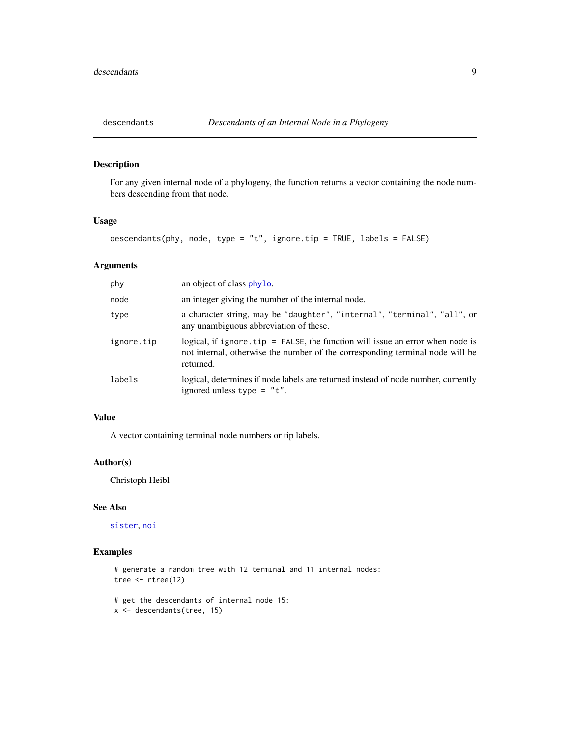# descendants — *Descendants of an Internal Node in a Phylogeny*

## Description

For any given internal node of a phylogeny, the function returns a vector containing the node numbers descending from that node.

## Usage

```
descendants(phy, node, type = "t", ignore.tip = TRUE, labels = FALSE)
```

## Arguments

| | |
|---|---|
| `phy` | an object of class `phylo`. |
| `node` | an integer giving the number of the internal node. |
| `type` | a character string, may be `"daughter"`, `"internal"`, `"terminal"`, `"all"`, or any unambiguous abbreviation of these. |
| `ignore.tip` | logical, if `ignore.tip = FALSE`, the function will issue an error when node is not internal, otherwise the number of the corresponding terminal node will be returned. |
| `labels` | logical, determines if node labels are returned instead of node number, currently ignored unless `type = "t"`. |

## Value

A vector containing terminal node numbers or tip labels.

## Author(s)

Christoph Heibl

## See Also

`sister`, `noi`

## Examples

```
# generate a random tree with 12 terminal and 11 internal nodes:
tree <- rtree(12)

# get the descendants of internal node 15:
x <- descendants(tree, 15)
```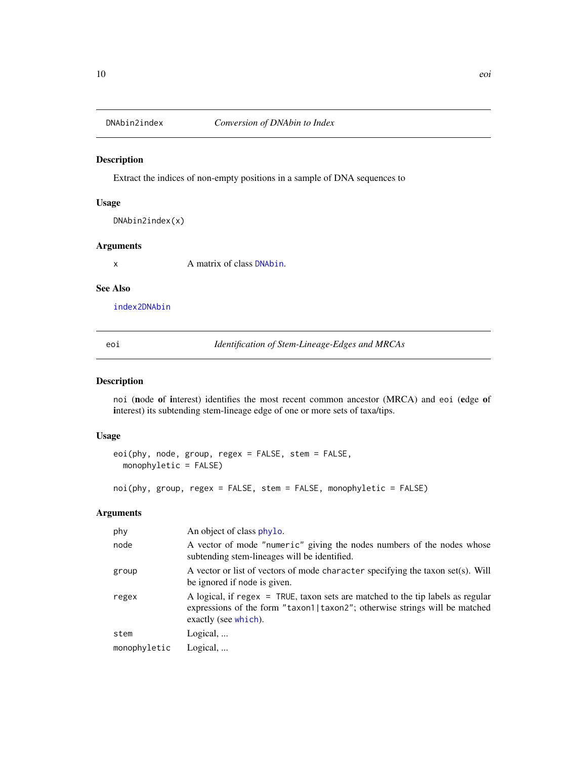## DNAbin2index — *Conversion of DNAbin to Index*

### Description

Extract the indices of non-empty positions in a sample of DNA sequences to

### Usage

```
DNAbin2index(x)
```

### Arguments

| | |
|---|---|
| `x` | A matrix of class `DNAbin`. |

### See Also

`index2DNAbin`

## eoi — *Identification of Stem-Lineage-Edges and MRCAs*

### Description

`noi` (**n**ode **o**f **i**nterest) identifies the most recent common ancestor (MRCA) and `eoi` (**e**dge **o**f **i**nterest) its subtending stem-lineage edge of one or more sets of taxa/tips.

### Usage

```
eoi(phy, node, group, regex = FALSE, stem = FALSE,
  monophyletic = FALSE)

noi(phy, group, regex = FALSE, stem = FALSE, monophyletic = FALSE)
```

### Arguments

| | |
|---|---|
| `phy` | An object of class `phylo`. |
| `node` | A vector of mode `"numeric"` giving the nodes numbers of the nodes whose subtending stem-lineages will be identified. |
| `group` | A vector or list of vectors of mode `character` specifying the taxon set(s). Will be ignored if `node` is given. |
| `regex` | A logical, if `regex = TRUE`, taxon sets are matched to the tip labels as regular expressions of the form `"taxon1|taxon2"`; otherwise strings will be matched exactly (see `which`). |
| `stem` | Logical, ... |
| `monophyletic` | Logical, ... |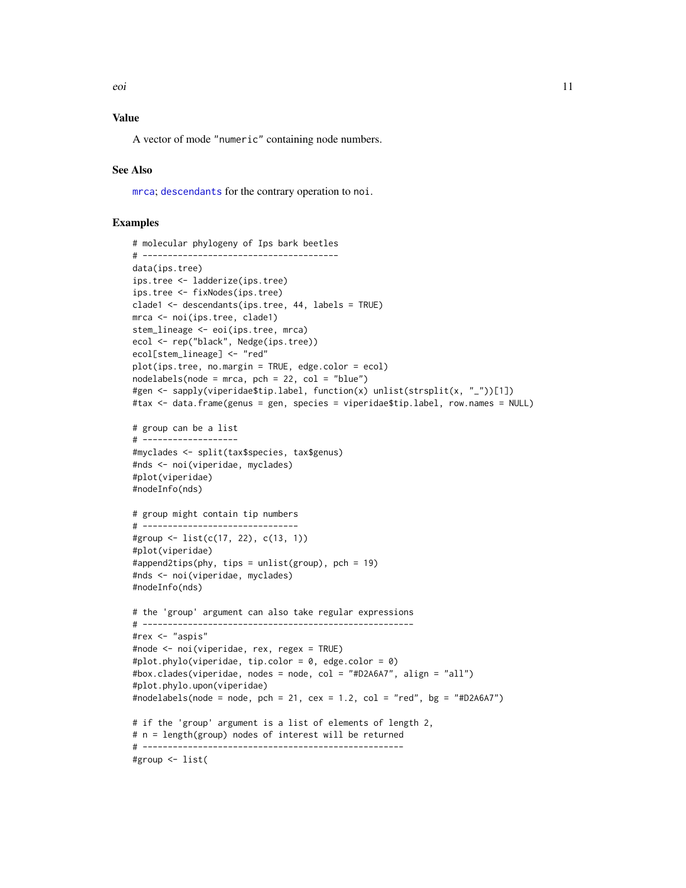## Value

A vector of mode "numeric" containing node numbers.

## See Also

mrca; descendants for the contrary operation to noi.

## Examples

```
# molecular phylogeny of Ips bark beetles
# ---------------------------------------
data(ips.tree)
ips.tree <- ladderize(ips.tree)
ips.tree <- fixNodes(ips.tree)
clade1 <- descendants(ips.tree, 44, labels = TRUE)
mrca <- noi(ips.tree, clade1)
stem_lineage <- eoi(ips.tree, mrca)
ecol <- rep("black", Nedge(ips.tree))
ecol[stem_lineage] <- "red"
plot(ips.tree, no.margin = TRUE, edge.color = ecol)
nodelabels(node = mrca, pch = 22, col = "blue")
#gen <- sapply(viperidae$tip.label, function(x) unlist(strsplit(x, "_"))[1])
#tax <- data.frame(genus = gen, species = viperidae$tip.label, row.names = NULL)

# group can be a list
# -------------------
#myclades <- split(tax$species, tax$genus)
#nds <- noi(viperidae, myclades)
#plot(viperidae)
#nodeInfo(nds)

# group might contain tip numbers
# -------------------------------
#group <- list(c(17, 22), c(13, 1))
#plot(viperidae)
#append2tips(phy, tips = unlist(group), pch = 19)
#nds <- noi(viperidae, myclades)
#nodeInfo(nds)

# the 'group' argument can also take regular expressions
# ------------------------------------------------------
#rex <- "aspis"
#node <- noi(viperidae, rex, regex = TRUE)
#plot.phylo(viperidae, tip.color = 0, edge.color = 0)
#box.clades(viperidae, nodes = node, col = "#D2A6A7", align = "all")
#plot.phylo.upon(viperidae)
#nodelabels(node = node, pch = 21, cex = 1.2, col = "red", bg = "#D2A6A7")

# if the 'group' argument is a list of elements of length 2,
# n = length(group) nodes of interest will be returned
# ----------------------------------------------------
#group <- list(
```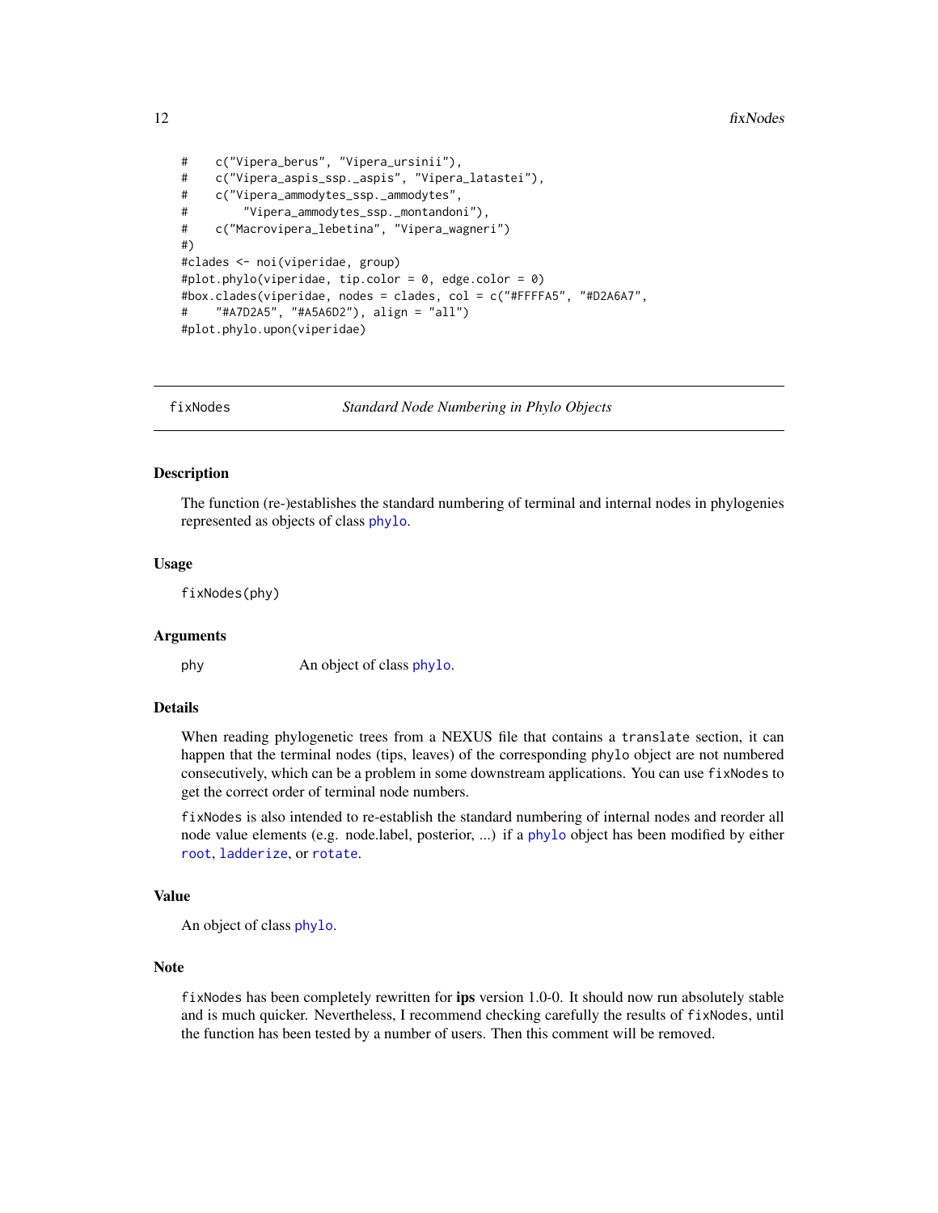```
#    c("Vipera_berus", "Vipera_ursinii"),
#    c("Vipera_aspis_ssp._aspis", "Vipera_latastei"),
#    c("Vipera_ammodytes_ssp._ammodytes",
#        "Vipera_ammodytes_ssp._montandoni"),
#    c("Macrovipera_lebetina", "Vipera_wagneri")
#)
#clades <- noi(viperidae, group)
#plot.phylo(viperidae, tip.color = 0, edge.color = 0)
#box.clades(viperidae, nodes = clades, col = c("#FFFFA5", "#D2A6A7",
#    "#A7D2A5", "#A5A6D2"), align = "all")
#plot.phylo.upon(viperidae)
```

---

## fixNodes — *Standard Node Numbering in Phylo Objects*

---

### Description

The function (re-)establishes the standard numbering of terminal and internal nodes in phylogenies represented as objects of class `phylo`.

### Usage

```
fixNodes(phy)
```

### Arguments

| | |
|---|---|
| `phy` | An object of class `phylo`. |

### Details

When reading phylogenetic trees from a NEXUS file that contains a `translate` section, it can happen that the terminal nodes (tips, leaves) of the corresponding `phylo` object are not numbered consecutively, which can be a problem in some downstream applications. You can use `fixNodes` to get the correct order of terminal node numbers.

`fixNodes` is also intended to re-establish the standard numbering of internal nodes and reorder all node value elements (e.g. node.label, posterior, ...) if a `phylo` object has been modified by either `root`, `ladderize`, or `rotate`.

### Value

An object of class `phylo`.

### Note

`fixNodes` has been completely rewritten for **ips** version 1.0-0. It should now run absolutely stable and is much quicker. Nevertheless, I recommend checking carefully the results of `fixNodes`, until the function has been tested by a number of users. Then this comment will be removed.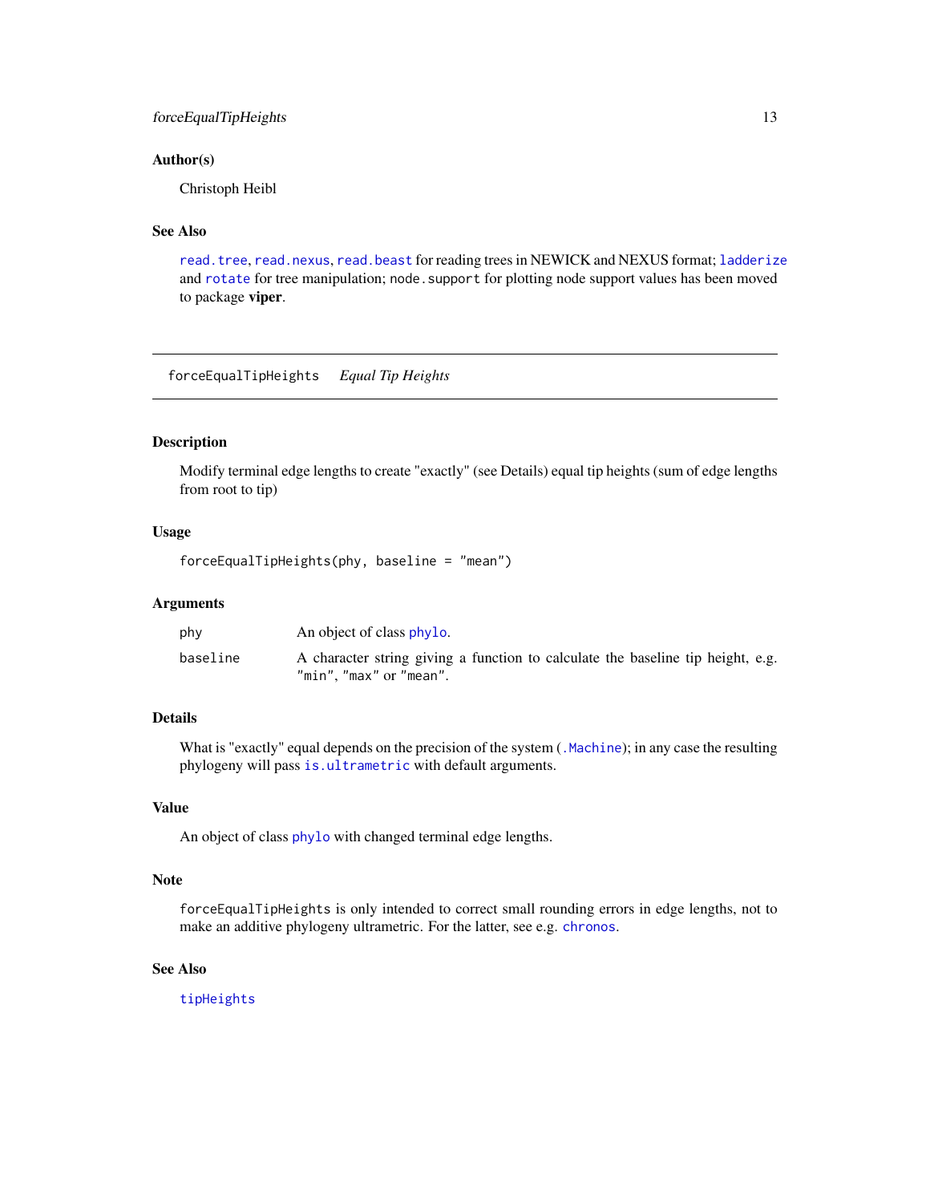### Author(s)

Christoph Heibl

### See Also

`read.tree`, `read.nexus`, `read.beast` for reading trees in NEWICK and NEXUS format; `ladderize` and `rotate` for tree manipulation; `node.support` for plotting node support values has been moved to package **viper**.

---

## forceEqualTipHeights    *Equal Tip Heights*

---

### Description

Modify terminal edge lengths to create "exactly" (see Details) equal tip heights (sum of edge lengths from root to tip)

### Usage

```
forceEqualTipHeights(phy, baseline = "mean")
```

### Arguments

| | |
|---|---|
| `phy` | An object of class `phylo`. |
| `baseline` | A character string giving a function to calculate the baseline tip height, e.g. `"min"`, `"max"` or `"mean"`. |

### Details

What is "exactly" equal depends on the precision of the system (`.Machine`); in any case the resulting phylogeny will pass `is.ultrametric` with default arguments.

### Value

An object of class `phylo` with changed terminal edge lengths.

### Note

`forceEqualTipHeights` is only intended to correct small rounding errors in edge lengths, not to make an additive phylogeny ultrametric. For the latter, see e.g. `chronos`.

### See Also

`tipHeights`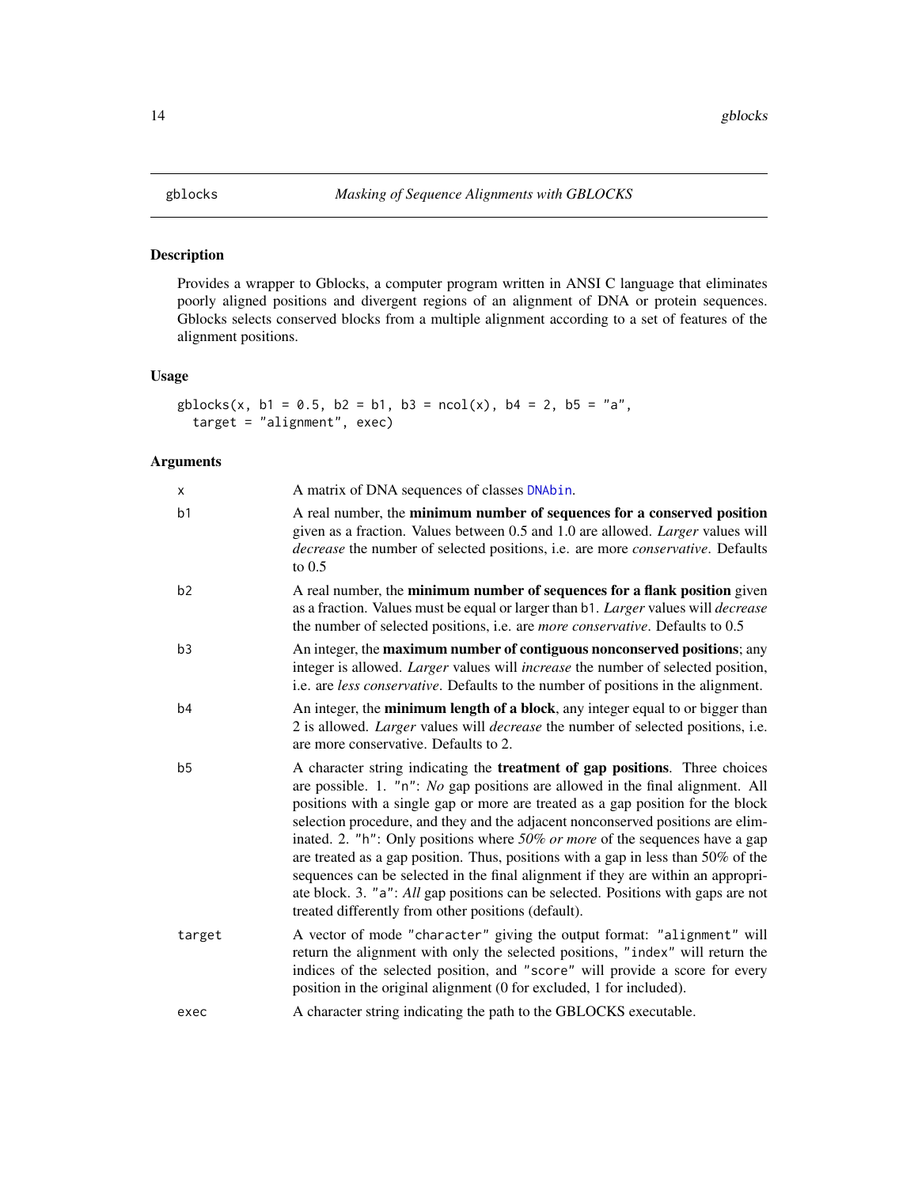gblocks *Masking of Sequence Alignments with GBLOCKS*

## Description

Provides a wrapper to Gblocks, a computer program written in ANSI C language that eliminates poorly aligned positions and divergent regions of an alignment of DNA or protein sequences. Gblocks selects conserved blocks from a multiple alignment according to a set of features of the alignment positions.

## Usage

```
gblocks(x, b1 = 0.5, b2 = b1, b3 = ncol(x), b4 = 2, b5 = "a",
  target = "alignment", exec)
```

## Arguments

| | |
|---|---|
| x | A matrix of DNA sequences of classes DNAbin. |
| b1 | A real number, the **minimum number of sequences for a conserved position** given as a fraction. Values between 0.5 and 1.0 are allowed. *Larger* values will *decrease* the number of selected positions, i.e. are more *conservative*. Defaults to 0.5 |
| b2 | A real number, the **minimum number of sequences for a flank position** given as a fraction. Values must be equal or larger than b1. *Larger* values will *decrease* the number of selected positions, i.e. are *more conservative*. Defaults to 0.5 |
| b3 | An integer, the **maximum number of contiguous nonconserved positions**; any integer is allowed. *Larger* values will *increase* the number of selected position, i.e. are *less conservative*. Defaults to the number of positions in the alignment. |
| b4 | An integer, the **minimum length of a block**, any integer equal to or bigger than 2 is allowed. *Larger* values will *decrease* the number of selected positions, i.e. are more conservative. Defaults to 2. |
| b5 | A character string indicating the **treatment of gap positions**. Three choices are possible. 1. "n": *No* gap positions are allowed in the final alignment. All positions with a single gap or more are treated as a gap position for the block selection procedure, and they and the adjacent nonconserved positions are eliminated. 2. "h": Only positions where *50% or more* of the sequences have a gap are treated as a gap position. Thus, positions with a gap in less than 50% of the sequences can be selected in the final alignment if they are within an appropriate block. 3. "a": *All* gap positions can be selected. Positions with gaps are not treated differently from other positions (default). |
| target | A vector of mode "character" giving the output format: "alignment" will return the alignment with only the selected positions, "index" will return the indices of the selected position, and "score" will provide a score for every position in the original alignment (0 for excluded, 1 for included). |
| exec | A character string indicating the path to the GBLOCKS executable. |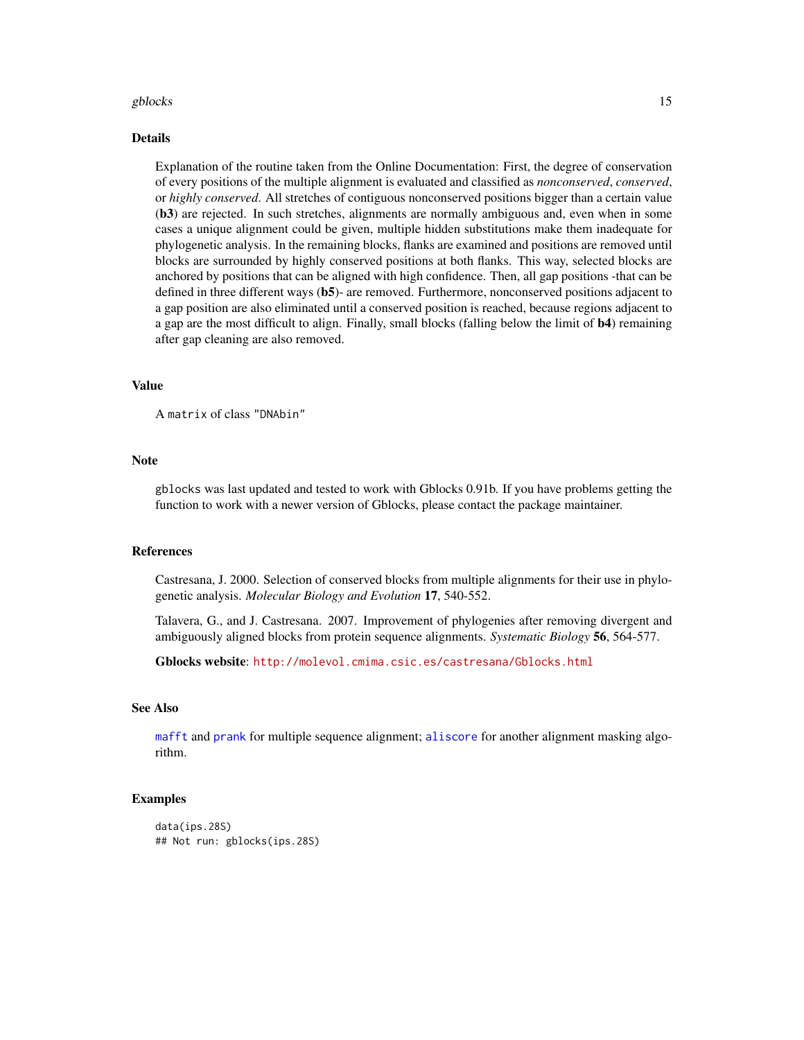## Details

Explanation of the routine taken from the Online Documentation: First, the degree of conservation of every positions of the multiple alignment is evaluated and classified as *nonconserved*, *conserved*, or *highly conserved*. All stretches of contiguous nonconserved positions bigger than a certain value (**b3**) are rejected. In such stretches, alignments are normally ambiguous and, even when in some cases a unique alignment could be given, multiple hidden substitutions make them inadequate for phylogenetic analysis. In the remaining blocks, flanks are examined and positions are removed until blocks are surrounded by highly conserved positions at both flanks. This way, selected blocks are anchored by positions that can be aligned with high confidence. Then, all gap positions -that can be defined in three different ways (**b5**)- are removed. Furthermore, nonconserved positions adjacent to a gap position are also eliminated until a conserved position is reached, because regions adjacent to a gap are the most difficult to align. Finally, small blocks (falling below the limit of **b4**) remaining after gap cleaning are also removed.

## Value

A `matrix` of class `"DNAbin"`

## Note

`gblocks` was last updated and tested to work with Gblocks 0.91b. If you have problems getting the function to work with a newer version of Gblocks, please contact the package maintainer.

## References

Castresana, J. 2000. Selection of conserved blocks from multiple alignments for their use in phylogenetic analysis. *Molecular Biology and Evolution* **17**, 540-552.

Talavera, G., and J. Castresana. 2007. Improvement of phylogenies after removing divergent and ambiguously aligned blocks from protein sequence alignments. *Systematic Biology* **56**, 564-577.

**Gblocks website**: http://molevol.cmima.csic.es/castresana/Gblocks.html

## See Also

`mafft` and `prank` for multiple sequence alignment; `aliscore` for another alignment masking algorithm.

## Examples

```
data(ips.28S)
## Not run: gblocks(ips.28S)
```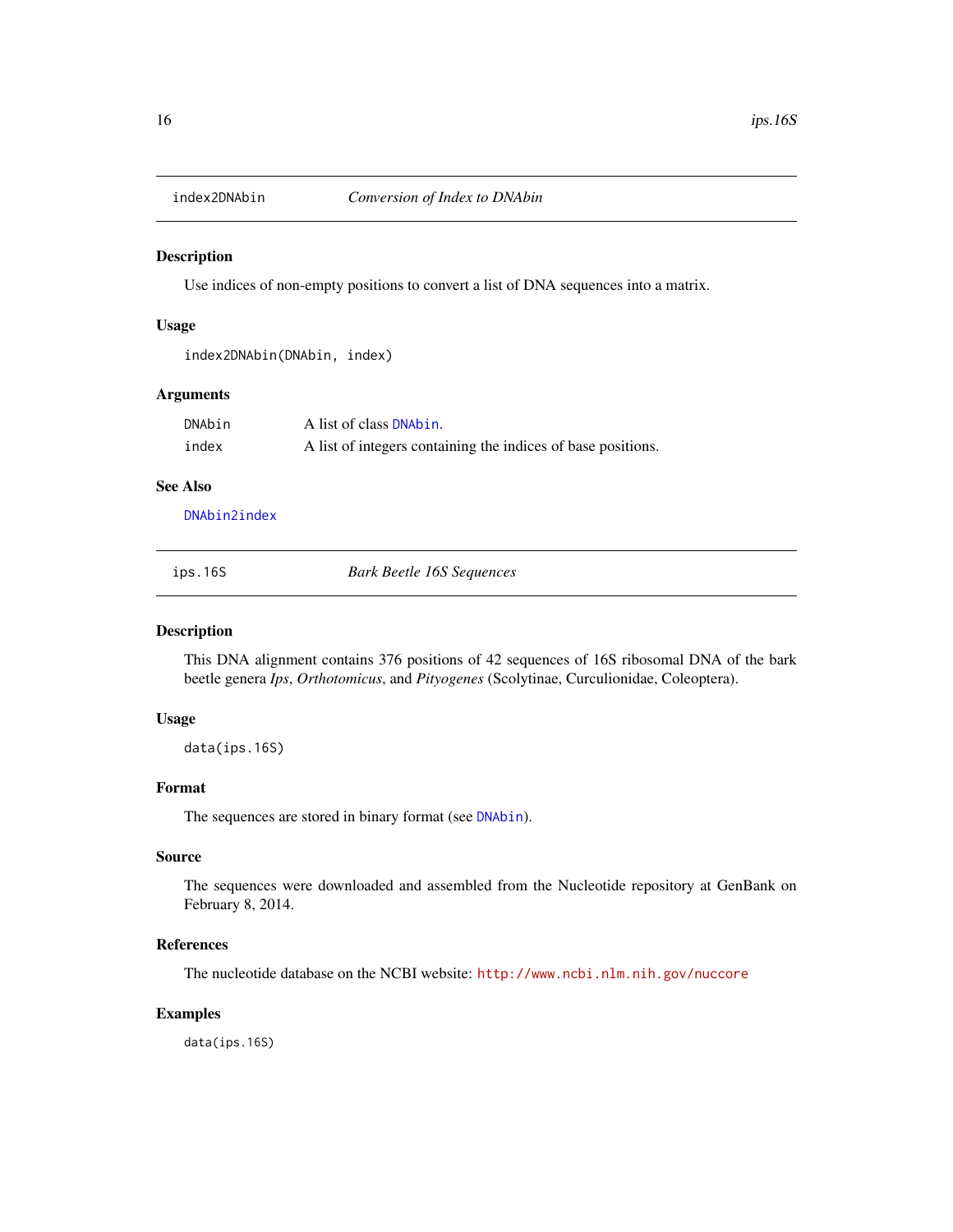## index2DNAbin *Conversion of Index to DNAbin*

### Description

Use indices of non-empty positions to convert a list of DNA sequences into a matrix.

### Usage

```
index2DNAbin(DNAbin, index)
```

### Arguments

| | |
|---|---|
| DNAbin | A list of class DNAbin. |
| index | A list of integers containing the indices of base positions. |

### See Also

DNAbin2index

## ips.16S *Bark Beetle 16S Sequences*

### Description

This DNA alignment contains 376 positions of 42 sequences of 16S ribosomal DNA of the bark beetle genera *Ips*, *Orthotomicus*, and *Pityogenes* (Scolytinae, Curculionidae, Coleoptera).

### Usage

```
data(ips.16S)
```

### Format

The sequences are stored in binary format (see DNAbin).

### Source

The sequences were downloaded and assembled from the Nucleotide repository at GenBank on February 8, 2014.

### References

The nucleotide database on the NCBI website: http://www.ncbi.nlm.nih.gov/nuccore

### Examples

```
data(ips.16S)
```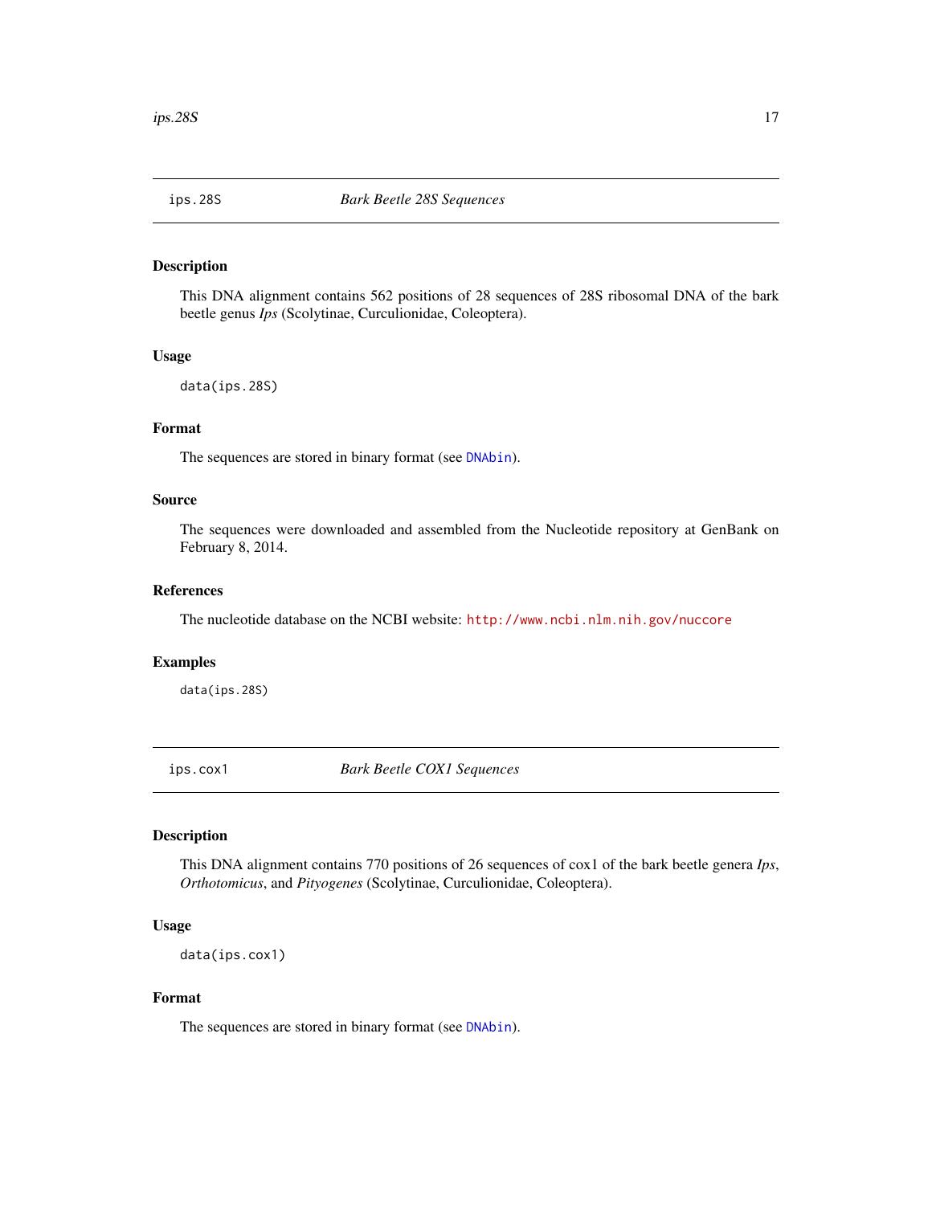## ips.28S — *Bark Beetle 28S Sequences*

### Description

This DNA alignment contains 562 positions of 28 sequences of 28S ribosomal DNA of the bark beetle genus *Ips* (Scolytinae, Curculionidae, Coleoptera).

### Usage

```
data(ips.28S)
```

### Format

The sequences are stored in binary format (see DNAbin).

### Source

The sequences were downloaded and assembled from the Nucleotide repository at GenBank on February 8, 2014.

### References

The nucleotide database on the NCBI website: http://www.ncbi.nlm.nih.gov/nuccore

### Examples

```
data(ips.28S)
```

## ips.cox1 — *Bark Beetle COX1 Sequences*

### Description

This DNA alignment contains 770 positions of 26 sequences of cox1 of the bark beetle genera *Ips*, *Orthotomicus*, and *Pityogenes* (Scolytinae, Curculionidae, Coleoptera).

### Usage

```
data(ips.cox1)
```

### Format

The sequences are stored in binary format (see DNAbin).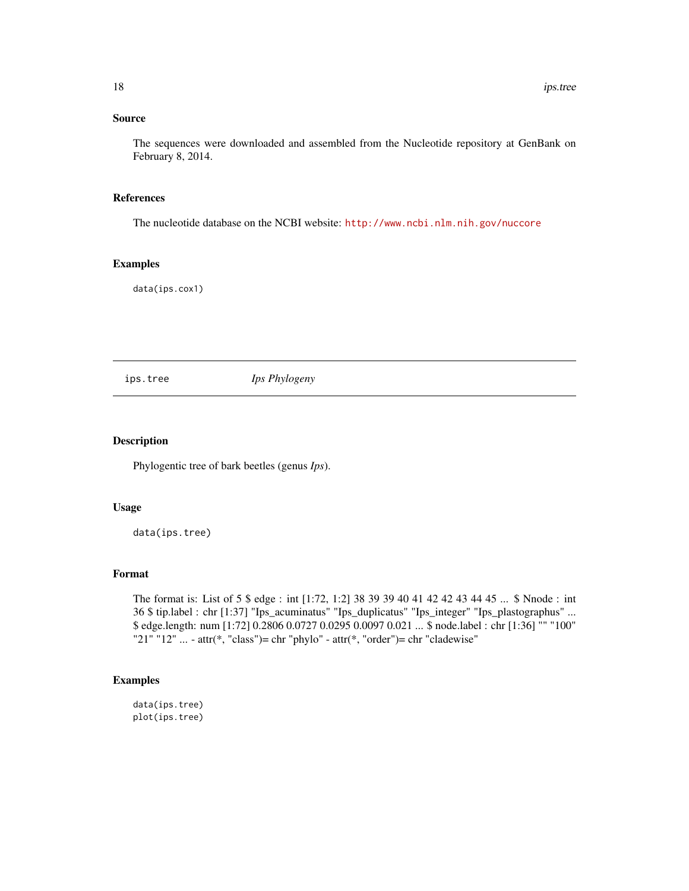### Source

The sequences were downloaded and assembled from the Nucleotide repository at GenBank on February 8, 2014.

### References

The nucleotide database on the NCBI website: http://www.ncbi.nlm.nih.gov/nuccore

### Examples

```
data(ips.cox1)
```

---

## ips.tree — *Ips Phylogeny*

---

### Description

Phylogentic tree of bark beetles (genus *Ips*).

### Usage

```
data(ips.tree)
```

### Format

The format is: List of 5 $ edge : int [1:72, 1:2] 38 39 39 40 41 42 42 43 44 45 ... $ Nnode : int 36 $ tip.label : chr [1:37] "Ips_acuminatus" "Ips_duplicatus" "Ips_integer" "Ips_plastographus" ... $ edge.length: num [1:72] 0.2806 0.0727 0.0295 0.0097 0.021 ... $ node.label : chr [1:36] "" "100" "21" "12" ... - attr(*, "class")= chr "phylo" - attr(*, "order")= chr "cladewise"

### Examples

```
data(ips.tree)
plot(ips.tree)
```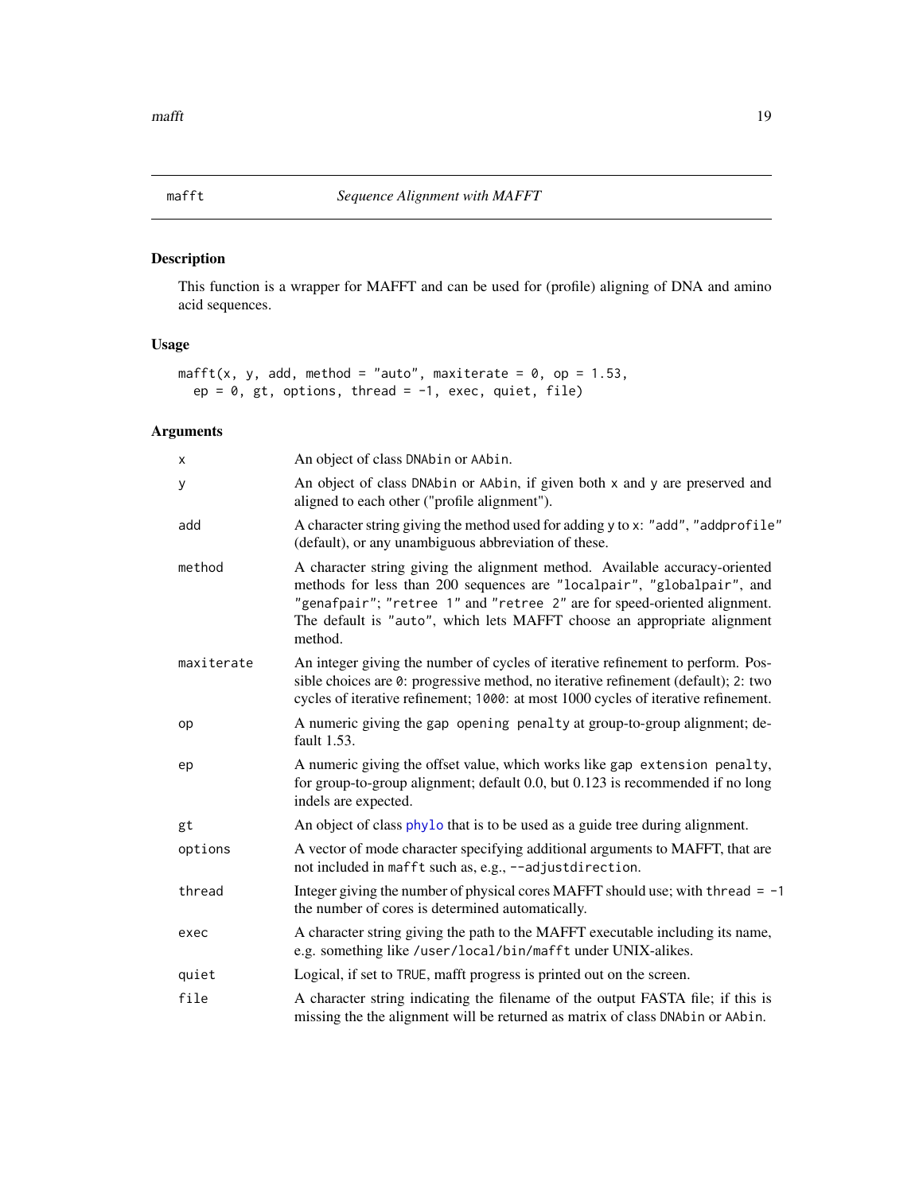# mafft — *Sequence Alignment with MAFFT*

## Description

This function is a wrapper for MAFFT and can be used for (profile) aligning of DNA and amino acid sequences.

## Usage

```
mafft(x, y, add, method = "auto", maxiterate = 0, op = 1.53,
  ep = 0, gt, options, thread = -1, exec, quiet, file)
```

## Arguments

| | |
|---|---|
| `x` | An object of class `DNAbin` or `AAbin`. |
| `y` | An object of class `DNAbin` or `AAbin`, if given both `x` and `y` are preserved and aligned to each other ("profile alignment"). |
| `add` | A character string giving the method used for adding `y` to `x`: `"add"`, `"addprofile"` (default), or any unambiguous abbreviation of these. |
| `method` | A character string giving the alignment method. Available accuracy-oriented methods for less than 200 sequences are `"localpair"`, `"globalpair"`, and `"genafpair"`; `"retree 1"` and `"retree 2"` are for speed-oriented alignment. The default is `"auto"`, which lets MAFFT choose an appropriate alignment method. |
| `maxiterate` | An integer giving the number of cycles of iterative refinement to perform. Possible choices are `0`: progressive method, no iterative refinement (default); `2`: two cycles of iterative refinement; `1000`: at most 1000 cycles of iterative refinement. |
| `op` | A numeric giving the `gap opening penalty` at group-to-group alignment; default 1.53. |
| `ep` | A numeric giving the offset value, which works like `gap extension penalty`, for group-to-group alignment; default 0.0, but 0.123 is recommended if no long indels are expected. |
| `gt` | An object of class `phylo` that is to be used as a guide tree during alignment. |
| `options` | A vector of mode character specifying additional arguments to MAFFT, that are not included in `mafft` such as, e.g., `--adjustdirection`. |
| `thread` | Integer giving the number of physical cores MAFFT should use; with `thread = -1` the number of cores is determined automatically. |
| `exec` | A character string giving the path to the MAFFT executable including its name, e.g. something like `/user/local/bin/mafft` under UNIX-alikes. |
| `quiet` | Logical, if set to `TRUE`, mafft progress is printed out on the screen. |
| `file` | A character string indicating the filename of the output FASTA file; if this is missing the the alignment will be returned as matrix of class `DNAbin` or `AAbin`. |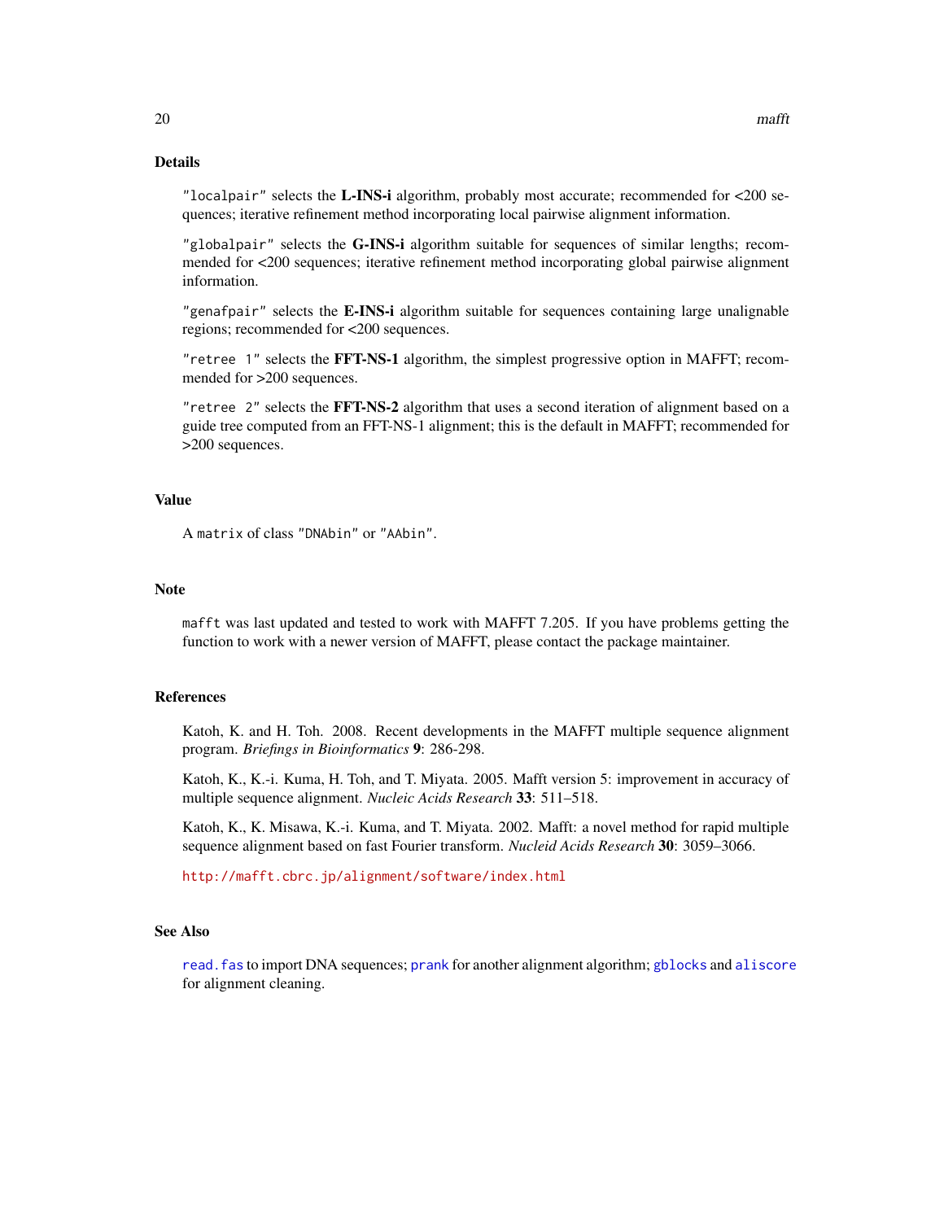## Details

"localpair" selects the **L-INS-i** algorithm, probably most accurate; recommended for <200 sequences; iterative refinement method incorporating local pairwise alignment information.

"globalpair" selects the **G-INS-i** algorithm suitable for sequences of similar lengths; recommended for <200 sequences; iterative refinement method incorporating global pairwise alignment information.

"genafpair" selects the **E-INS-i** algorithm suitable for sequences containing large unalignable regions; recommended for <200 sequences.

"retree 1" selects the **FFT-NS-1** algorithm, the simplest progressive option in MAFFT; recommended for >200 sequences.

"retree 2" selects the **FFT-NS-2** algorithm that uses a second iteration of alignment based on a guide tree computed from an FFT-NS-1 alignment; this is the default in MAFFT; recommended for >200 sequences.

## Value

A `matrix` of class "DNAbin" or "AAbin".

## Note

`mafft` was last updated and tested to work with MAFFT 7.205. If you have problems getting the function to work with a newer version of MAFFT, please contact the package maintainer.

## References

Katoh, K. and H. Toh. 2008. Recent developments in the MAFFT multiple sequence alignment program. *Briefings in Bioinformatics* **9**: 286-298.

Katoh, K., K.-i. Kuma, H. Toh, and T. Miyata. 2005. Mafft version 5: improvement in accuracy of multiple sequence alignment. *Nucleic Acids Research* **33**: 511–518.

Katoh, K., K. Misawa, K.-i. Kuma, and T. Miyata. 2002. Mafft: a novel method for rapid multiple sequence alignment based on fast Fourier transform. *Nucleid Acids Research* **30**: 3059–3066.

http://mafft.cbrc.jp/alignment/software/index.html

## See Also

`read.fas` to import DNA sequences; `prank` for another alignment algorithm; `gblocks` and `aliscore` for alignment cleaning.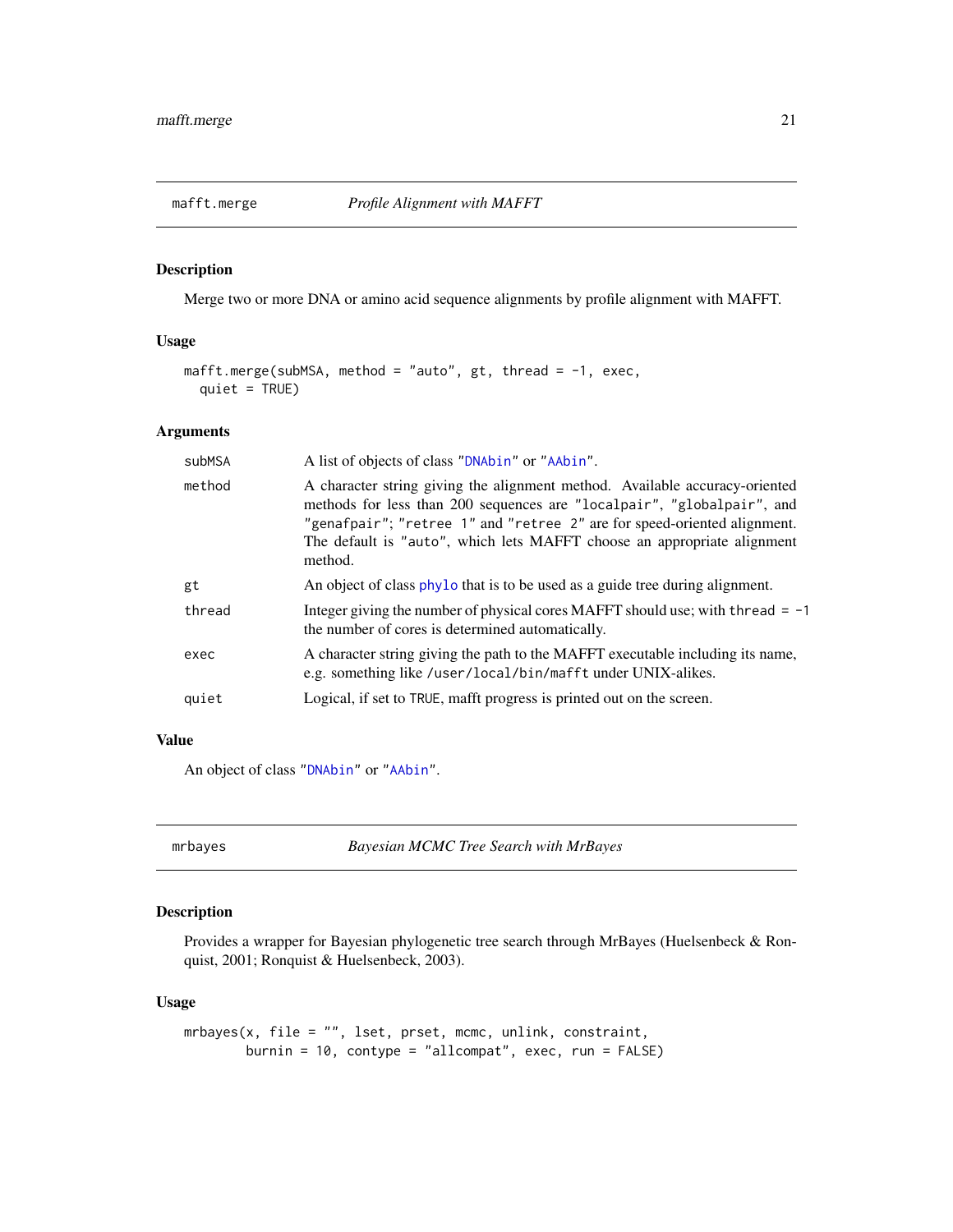## mafft.merge *Profile Alignment with MAFFT*

### Description

Merge two or more DNA or amino acid sequence alignments by profile alignment with MAFFT.

### Usage

```
mafft.merge(subMSA, method = "auto", gt, thread = -1, exec,
  quiet = TRUE)
```

### Arguments

| | |
|---|---|
| `subMSA` | A list of objects of class "`DNAbin`" or "`AAbin`". |
| `method` | A character string giving the alignment method. Available accuracy-oriented methods for less than 200 sequences are "`localpair`", "`globalpair`", and "`genafpair`"; "`retree 1`" and "`retree 2`" are for speed-oriented alignment. The default is "`auto`", which lets MAFFT choose an appropriate alignment method. |
| `gt` | An object of class `phylo` that is to be used as a guide tree during alignment. |
| `thread` | Integer giving the number of physical cores MAFFT should use; with `thread = -1` the number of cores is determined automatically. |
| `exec` | A character string giving the path to the MAFFT executable including its name, e.g. something like `/user/local/bin/mafft` under UNIX-alikes. |
| `quiet` | Logical, if set to `TRUE`, mafft progress is printed out on the screen. |

### Value

An object of class "`DNAbin`" or "`AAbin`".

## mrbayes *Bayesian MCMC Tree Search with MrBayes*

### Description

Provides a wrapper for Bayesian phylogenetic tree search through MrBayes (Huelsenbeck & Ronquist, 2001; Ronquist & Huelsenbeck, 2003).

### Usage

```
mrbayes(x, file = "", lset, prset, mcmc, unlink, constraint,
        burnin = 10, contype = "allcompat", exec, run = FALSE)
```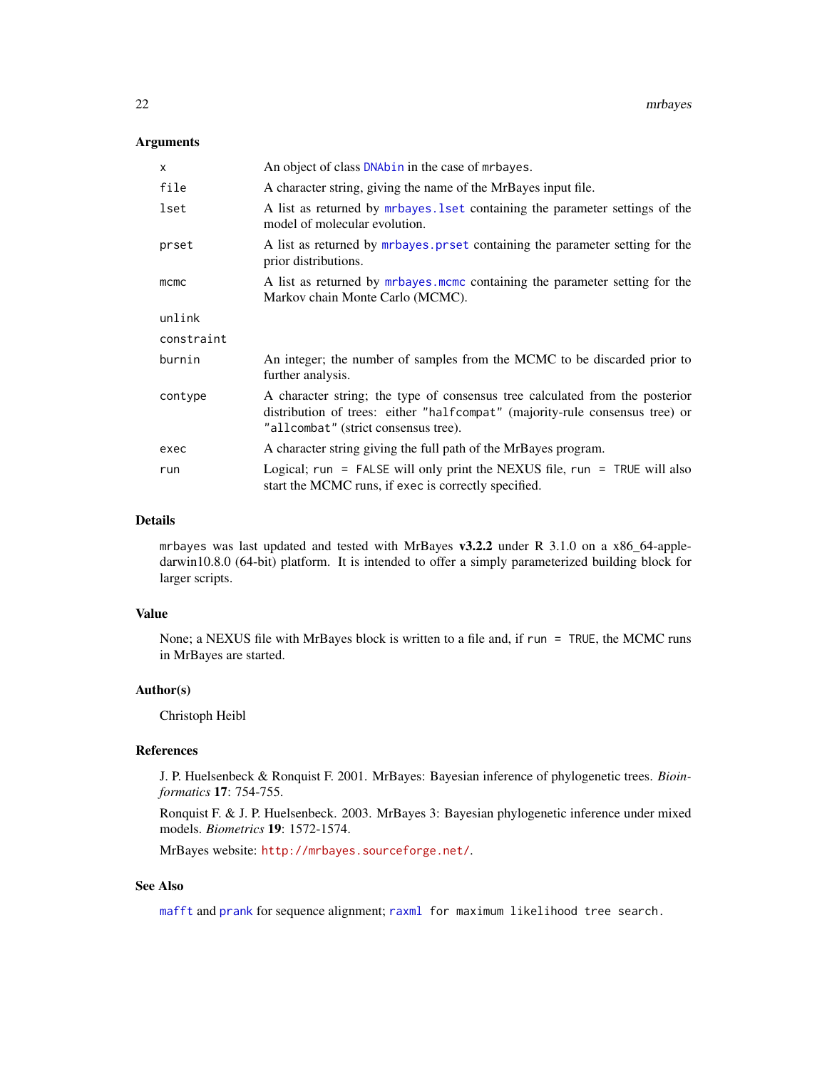### Arguments

| | |
|---|---|
| `x` | An object of class `DNAbin` in the case of `mrbayes`. |
| `file` | A character string, giving the name of the MrBayes input file. |
| `lset` | A list as returned by `mrbayes.lset` containing the parameter settings of the model of molecular evolution. |
| `prset` | A list as returned by `mrbayes.prset` containing the parameter setting for the prior distributions. |
| `mcmc` | A list as returned by `mrbayes.mcmc` containing the parameter setting for the Markov chain Monte Carlo (MCMC). |
| `unlink` | |
| `constraint` | |
| `burnin` | An integer; the number of samples from the MCMC to be discarded prior to further analysis. |
| `contype` | A character string; the type of consensus tree calculated from the posterior distribution of trees: either `"halfcompat"` (majority-rule consensus tree) or `"allcombat"` (strict consensus tree). |
| `exec` | A character string giving the full path of the MrBayes program. |
| `run` | Logical; `run = FALSE` will only print the NEXUS file, `run = TRUE` will also start the MCMC runs, if `exec` is correctly specified. |

### Details

`mrbayes` was last updated and tested with MrBayes **v3.2.2** under R 3.1.0 on a x86_64-apple-darwin10.8.0 (64-bit) platform. It is intended to offer a simply parameterized building block for larger scripts.

### Value

None; a NEXUS file with MrBayes block is written to a file and, if `run = TRUE`, the MCMC runs in MrBayes are started.

### Author(s)

Christoph Heibl

### References

J. P. Huelsenbeck & Ronquist F. 2001. MrBayes: Bayesian inference of phylogenetic trees. *Bioinformatics* **17**: 754-755.

Ronquist F. & J. P. Huelsenbeck. 2003. MrBayes 3: Bayesian phylogenetic inference under mixed models. *Biometrics* **19**: 1572-1574.

MrBayes website: http://mrbayes.sourceforge.net/.

### See Also

`mafft` and `prank` for sequence alignment; `raxml for maximum likelihood tree search.`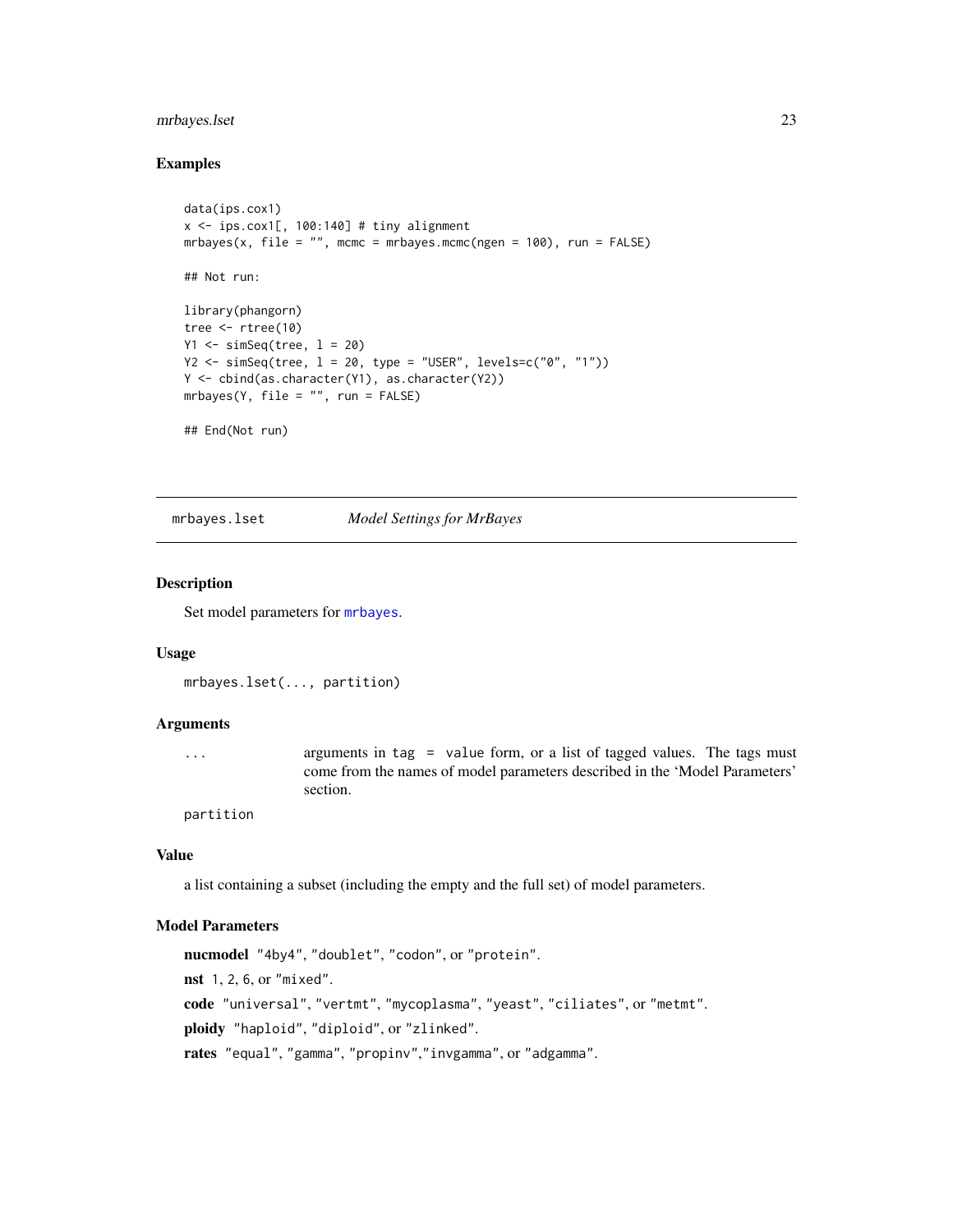## Examples

```
data(ips.cox1)
x <- ips.cox1[, 100:140] # tiny alignment
mrbayes(x, file = "", mcmc = mrbayes.mcmc(ngen = 100), run = FALSE)

## Not run:

library(phangorn)
tree <- rtree(10)
Y1 <- simSeq(tree, l = 20)
Y2 <- simSeq(tree, l = 20, type = "USER", levels=c("0", "1"))
Y <- cbind(as.character(Y1), as.character(Y2))
mrbayes(Y, file = "", run = FALSE)

## End(Not run)
```

---

# mrbayes.lset — *Model Settings for MrBayes*

## Description

Set model parameters for `mrbayes`.

## Usage

```
mrbayes.lset(..., partition)
```

## Arguments

| | |
|---|---|
| `...` | arguments in `tag = value` form, or a list of tagged values. The tags must come from the names of model parameters described in the 'Model Parameters' section. |
| `partition` | |

## Value

a list containing a subset (including the empty and the full set) of model parameters.

## Model Parameters

**nucmodel** `"4by4"`, `"doublet"`, `"codon"`, or `"protein"`.

**nst** `1`, `2`, `6`, or `"mixed"`.

**code** `"universal"`, `"vertmt"`, `"mycoplasma"`, `"yeast"`, `"ciliates"`, or `"metmt"`.

**ploidy** `"haploid"`, `"diploid"`, or `"zlinked"`.

**rates** `"equal"`, `"gamma"`, `"propinv"`,`"invgamma"`, or `"adgamma"`.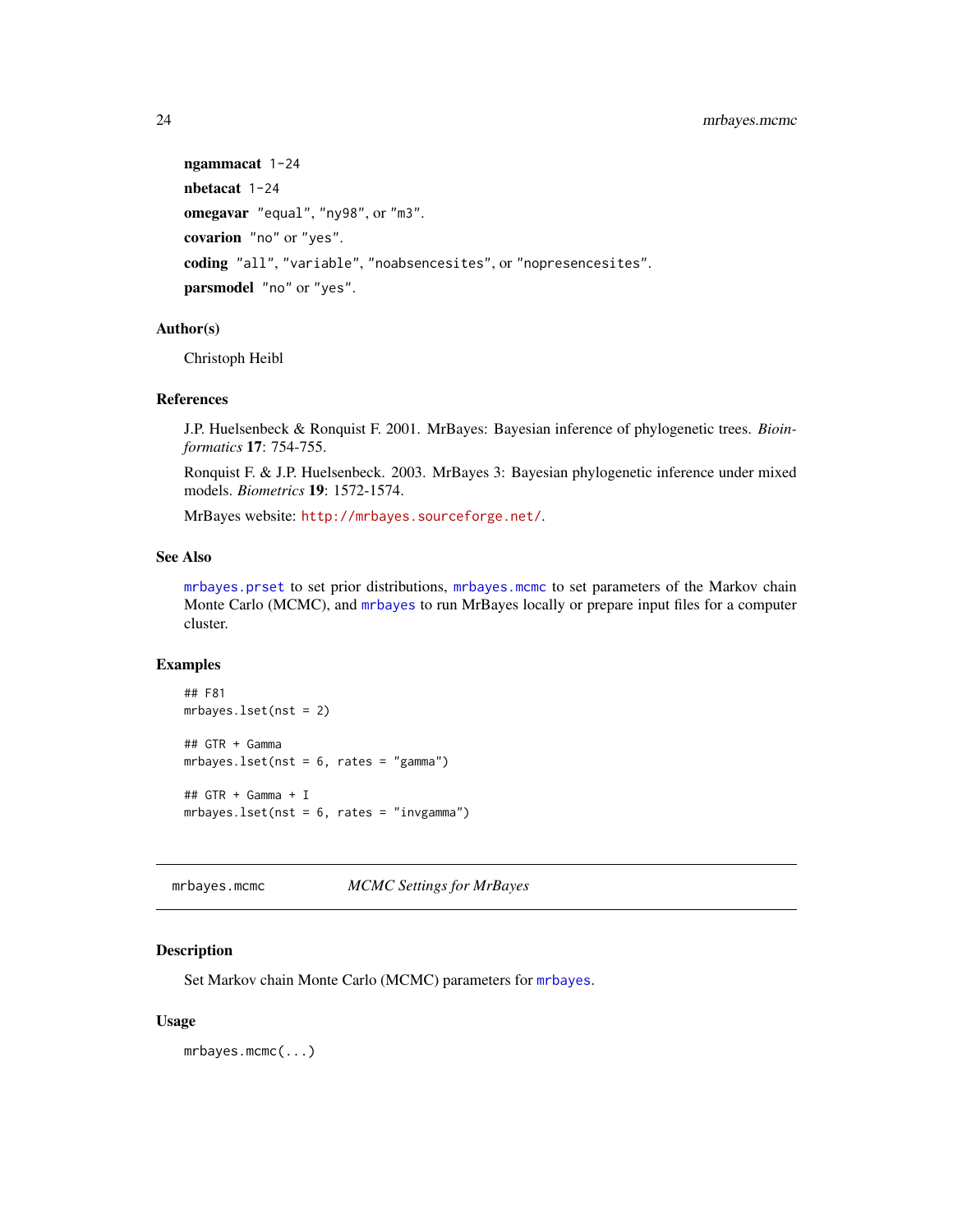**ngammacat** 1-24

**nbetacat** 1-24

**omegavar** "equal", "ny98", or "m3".

**covarion** "no" or "yes".

**coding** "all", "variable", "noabsencesites", or "nopresencesites".

**parsmodel** "no" or "yes".

### Author(s)

Christoph Heibl

### References

J.P. Huelsenbeck & Ronquist F. 2001. MrBayes: Bayesian inference of phylogenetic trees. *Bioinformatics* **17**: 754-755.

Ronquist F. & J.P. Huelsenbeck. 2003. MrBayes 3: Bayesian phylogenetic inference under mixed models. *Biometrics* **19**: 1572-1574.

MrBayes website: http://mrbayes.sourceforge.net/.

### See Also

mrbayes.prset to set prior distributions, mrbayes.mcmc to set parameters of the Markov chain Monte Carlo (MCMC), and mrbayes to run MrBayes locally or prepare input files for a computer cluster.

### Examples

```
## F81
mrbayes.lset(nst = 2)

## GTR + Gamma
mrbayes.lset(nst = 6, rates = "gamma")

## GTR + Gamma + I
mrbayes.lset(nst = 6, rates = "invgamma")
```

---

## mrbayes.mcmc — *MCMC Settings for MrBayes*

---

### Description

Set Markov chain Monte Carlo (MCMC) parameters for mrbayes.

### Usage

```
mrbayes.mcmc(...)
```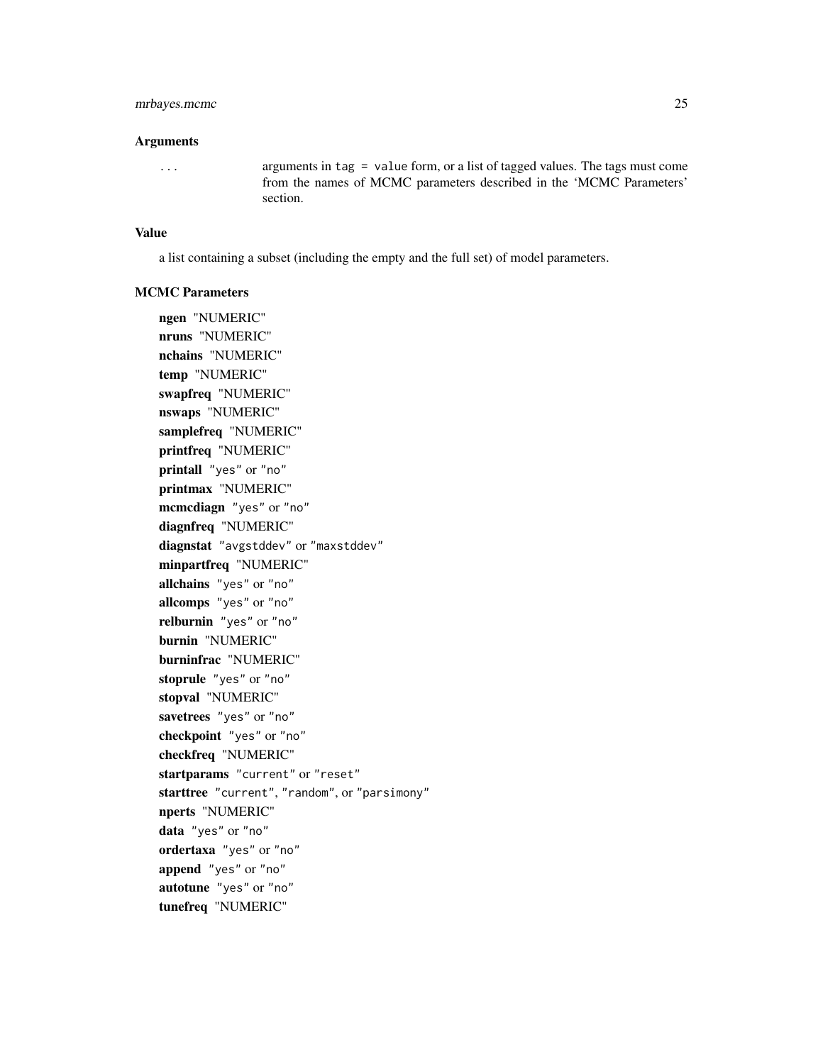### Arguments

`...` arguments in `tag = value` form, or a list of tagged values. The tags must come from the names of MCMC parameters described in the 'MCMC Parameters' section.

### Value

a list containing a subset (including the empty and the full set) of model parameters.

### MCMC Parameters

**ngen** "NUMERIC"
**nruns** "NUMERIC"
**nchains** "NUMERIC"
**temp** "NUMERIC"
**swapfreq** "NUMERIC"
**nswaps** "NUMERIC"
**samplefreq** "NUMERIC"
**printfreq** "NUMERIC"
**printall** `"yes"` or `"no"`
**printmax** "NUMERIC"
**mcmcdiagn** `"yes"` or `"no"`
**diagnfreq** "NUMERIC"
**diagnstat** `"avgstddev"` or `"maxstddev"`
**minpartfreq** "NUMERIC"
**allchains** `"yes"` or `"no"`
**allcomps** `"yes"` or `"no"`
**relburnin** `"yes"` or `"no"`
**burnin** "NUMERIC"
**burninfrac** "NUMERIC"
**stoprule** `"yes"` or `"no"`
**stopval** "NUMERIC"
**savetrees** `"yes"` or `"no"`
**checkpoint** `"yes"` or `"no"`
**checkfreq** "NUMERIC"
**startparams** `"current"` or `"reset"`
**starttree** `"current"`, `"random"`, or `"parsimony"`
**nperts** "NUMERIC"
**data** `"yes"` or `"no"`
**ordertaxa** `"yes"` or `"no"`
**append** `"yes"` or `"no"`
**autotune** `"yes"` or `"no"`
**tunefreq** "NUMERIC"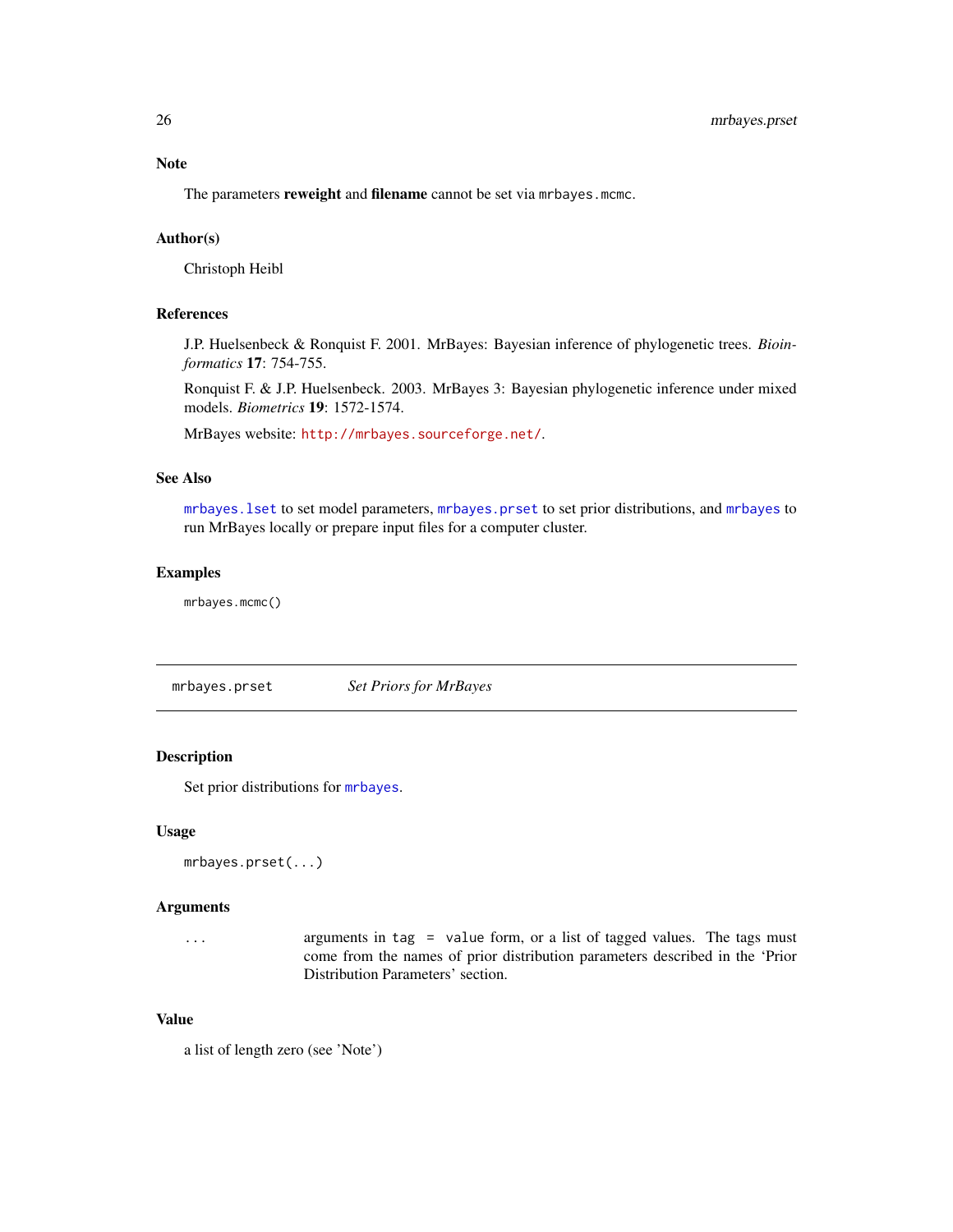## Note

The parameters **reweight** and **filename** cannot be set via `mrbayes.mcmc`.

## Author(s)

Christoph Heibl

## References

J.P. Huelsenbeck & Ronquist F. 2001. MrBayes: Bayesian inference of phylogenetic trees. *Bioinformatics* **17**: 754-755.

Ronquist F. & J.P. Huelsenbeck. 2003. MrBayes 3: Bayesian phylogenetic inference under mixed models. *Biometrics* **19**: 1572-1574.

MrBayes website: http://mrbayes.sourceforge.net/.

## See Also

`mrbayes.lset` to set model parameters, `mrbayes.prset` to set prior distributions, and `mrbayes` to run MrBayes locally or prepare input files for a computer cluster.

## Examples

```
mrbayes.mcmc()
```

---

# mrbayes.prset — *Set Priors for MrBayes*

## Description

Set prior distributions for `mrbayes`.

## Usage

```
mrbayes.prset(...)
```

## Arguments

| | |
|---|---|
| `...` | arguments in `tag = value` form, or a list of tagged values. The tags must come from the names of prior distribution parameters described in the 'Prior Distribution Parameters' section. |

## Value

a list of length zero (see 'Note')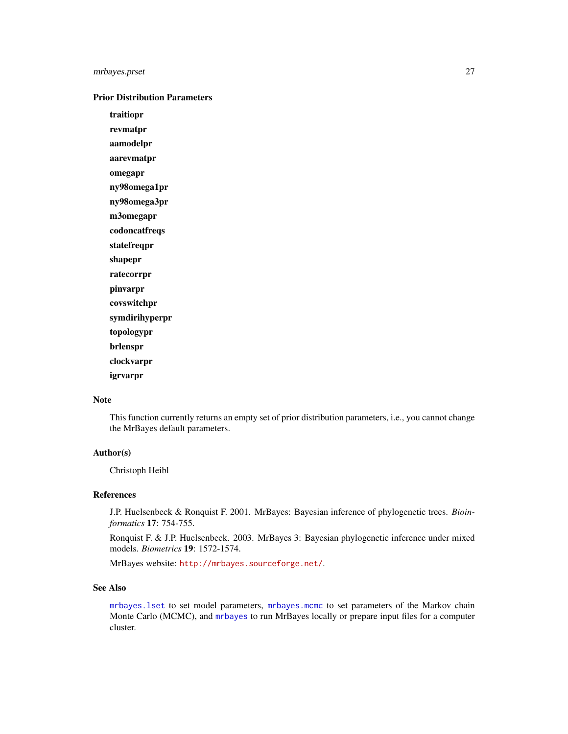## Prior Distribution Parameters

**traitiopr**

**revmatpr**

**aamodelpr**

**aarevmatpr**

**omegapr**

**ny98omega1pr**

**ny98omega3pr**

**m3omegapr**

**codoncatfreqs**

**statefreqpr**

**shapepr**

**ratecorrpr**

**pinvarpr**

**covswitchpr**

**symdirihyperpr**

**topologypr**

**brlenspr**

**clockvarpr**

**igrvarpr**

## Note

This function currently returns an empty set of prior distribution parameters, i.e., you cannot change the MrBayes default parameters.

## Author(s)

Christoph Heibl

## References

J.P. Huelsenbeck & Ronquist F. 2001. MrBayes: Bayesian inference of phylogenetic trees. *Bioinformatics* **17**: 754-755.

Ronquist F. & J.P. Huelsenbeck. 2003. MrBayes 3: Bayesian phylogenetic inference under mixed models. *Biometrics* **19**: 1572-1574.

MrBayes website: http://mrbayes.sourceforge.net/.

## See Also

`mrbayes.lset` to set model parameters, `mrbayes.mcmc` to set parameters of the Markov chain Monte Carlo (MCMC), and `mrbayes` to run MrBayes locally or prepare input files for a computer cluster.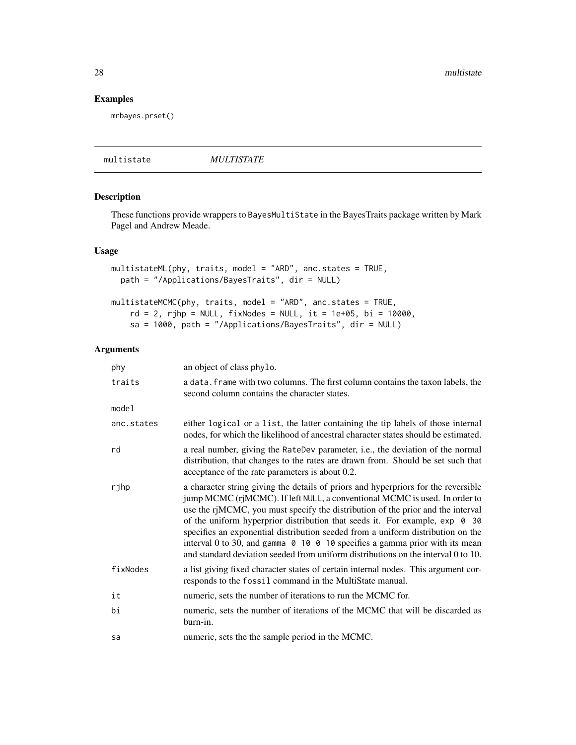## Examples

```
mrbayes.prset()
```

# multistate *MULTISTATE*

## Description

These functions provide wrappers to BayesMultiState in the BayesTraits package written by Mark Pagel and Andrew Meade.

## Usage

```
multistateML(phy, traits, model = "ARD", anc.states = TRUE,
  path = "/Applications/BayesTraits", dir = NULL)

multistateMCMC(phy, traits, model = "ARD", anc.states = TRUE,
    rd = 2, rjhp = NULL, fixNodes = NULL, it = 1e+05, bi = 10000,
    sa = 1000, path = "/Applications/BayesTraits", dir = NULL)
```

## Arguments

| | |
|---|---|
| phy | an object of class phylo. |
| traits | a data.frame with two columns. The first column contains the taxon labels, the second column contains the character states. |
| model | |
| anc.states | either logical or a list, the latter containing the tip labels of those internal nodes, for which the likelihood of ancestral character states should be estimated. |
| rd | a real number, giving the RateDev parameter, i.e., the deviation of the normal distribution, that changes to the rates are drawn from. Should be set such that acceptance of the rate parameters is about 0.2. |
| rjhp | a character string giving the details of priors and hyperpriors for the reversible jump MCMC (rjMCMC). If left NULL, a conventional MCMC is used. In order to use the rjMCMC, you must specify the distribution of the prior and the interval of the uniform hyperprior distribution that seeds it. For example, exp 0 30 specifies an exponential distribution seeded from a uniform distribution on the interval 0 to 30, and gamma 0 10 0 10 specifies a gamma prior with its mean and standard deviation seeded from uniform distributions on the interval 0 to 10. |
| fixNodes | a list giving fixed character states of certain internal nodes. This argument corresponds to the fossil command in the MultiState manual. |
| it | numeric, sets the number of iterations to run the MCMC for. |
| bi | numeric, sets the number of iterations of the MCMC that will be discarded as burn-in. |
| sa | numeric, sets the the sample period in the MCMC. |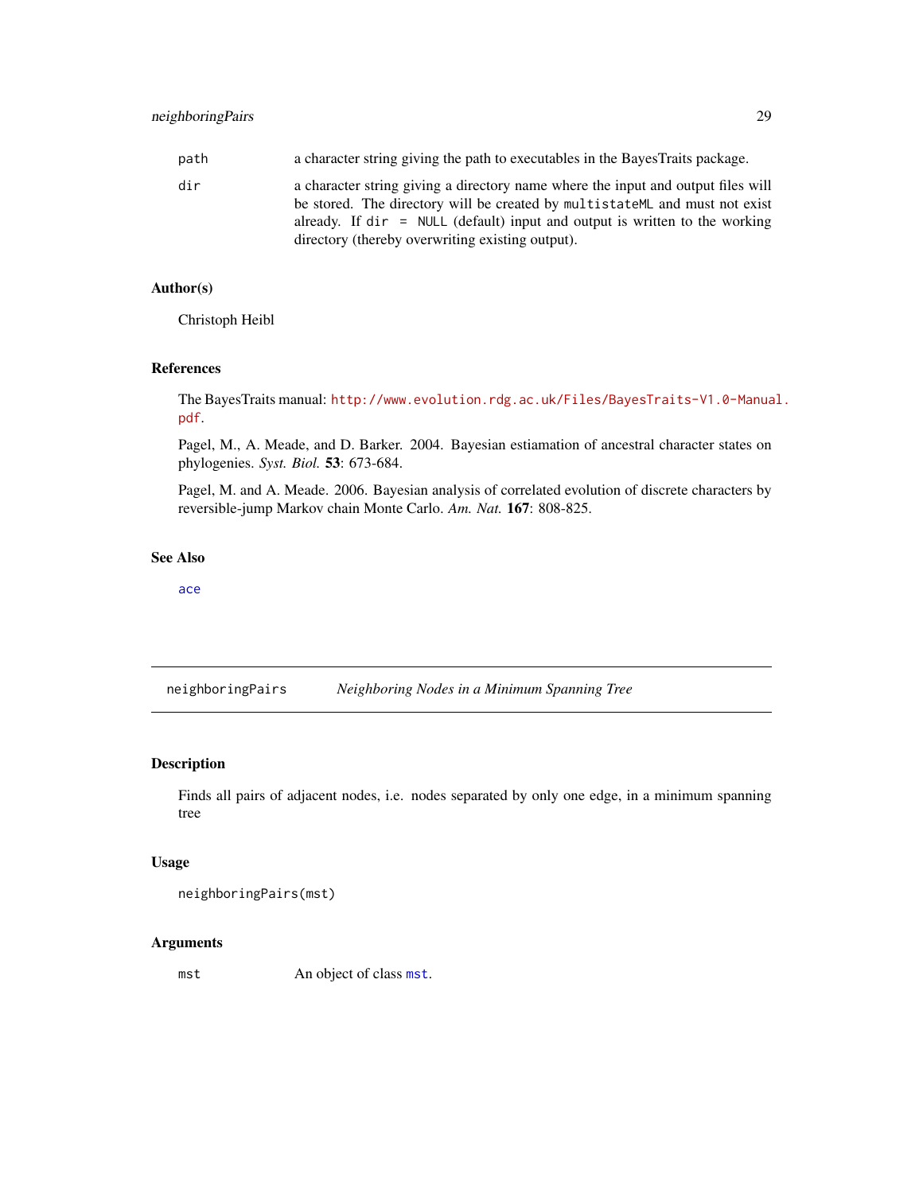| | |
|---|---|
| path | a character string giving the path to executables in the BayesTraits package. |
| dir | a character string giving a directory name where the input and output files will be stored. The directory will be created by `multistateML` and must not exist already. If `dir = NULL` (default) input and output is written to the working directory (thereby overwriting existing output). |

### Author(s)

Christoph Heibl

### References

The BayesTraits manual: http://www.evolution.rdg.ac.uk/Files/BayesTraits-V1.0-Manual.pdf.

Pagel, M., A. Meade, and D. Barker. 2004. Bayesian estiamation of ancestral character states on phylogenies. *Syst. Biol.* **53**: 673-684.

Pagel, M. and A. Meade. 2006. Bayesian analysis of correlated evolution of discrete characters by reversible-jump Markov chain Monte Carlo. *Am. Nat.* **167**: 808-825.

### See Also

`ace`

---

## neighboringPairs — *Neighboring Nodes in a Minimum Spanning Tree*

---

### Description

Finds all pairs of adjacent nodes, i.e. nodes separated by only one edge, in a minimum spanning tree

### Usage

```
neighboringPairs(mst)
```

### Arguments

| | |
|---|---|
| mst | An object of class `mst`. |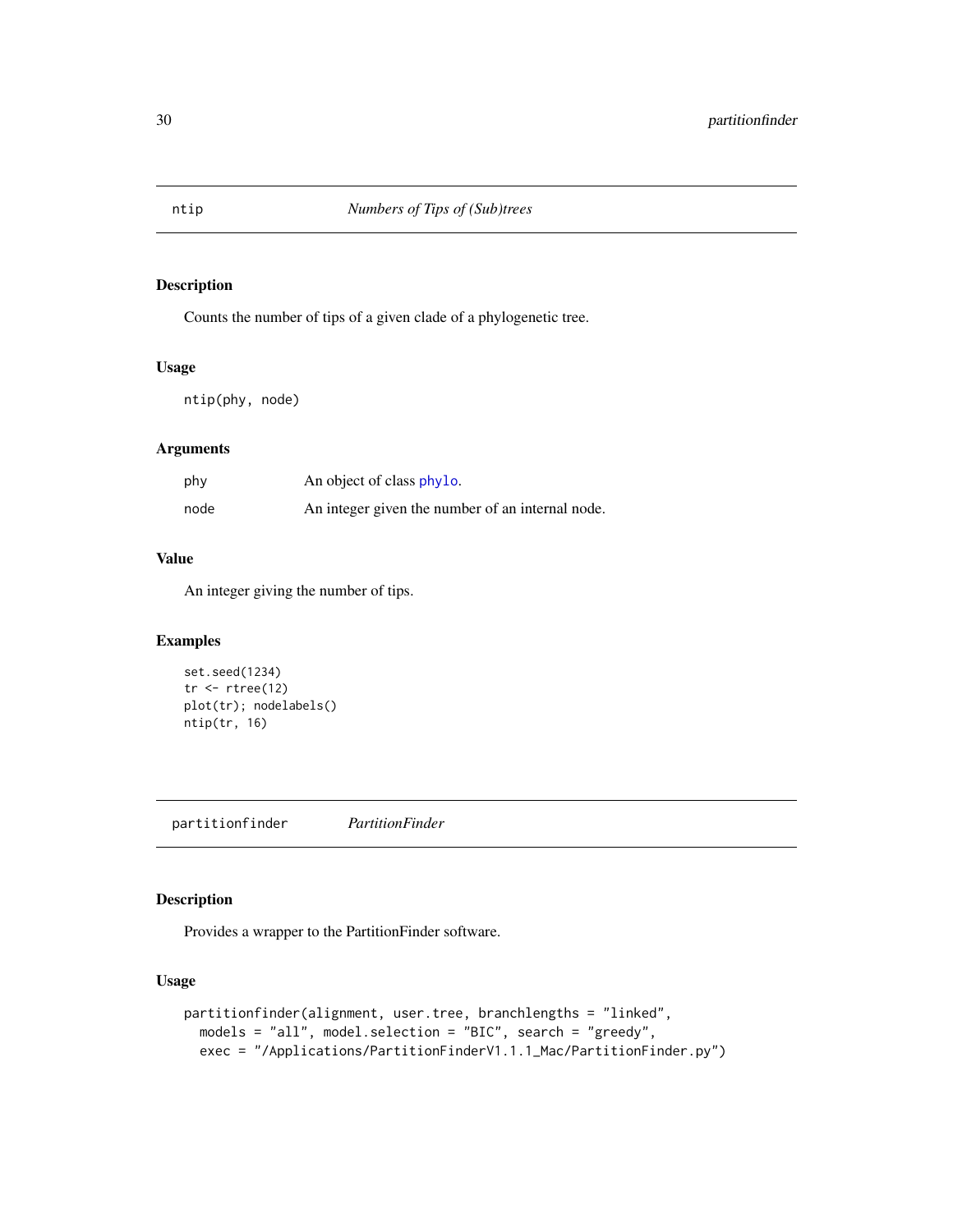## ntip — *Numbers of Tips of (Sub)trees*

### Description

Counts the number of tips of a given clade of a phylogenetic tree.

### Usage

```
ntip(phy, node)
```

### Arguments

| | |
|---|---|
| phy | An object of class phylo. |
| node | An integer given the number of an internal node. |

### Value

An integer giving the number of tips.

### Examples

```
set.seed(1234)
tr <- rtree(12)
plot(tr); nodelabels()
ntip(tr, 16)
```

## partitionfinder — *PartitionFinder*

### Description

Provides a wrapper to the PartitionFinder software.

### Usage

```
partitionfinder(alignment, user.tree, branchlengths = "linked",
  models = "all", model.selection = "BIC", search = "greedy",
  exec = "/Applications/PartitionFinderV1.1.1_Mac/PartitionFinder.py")
```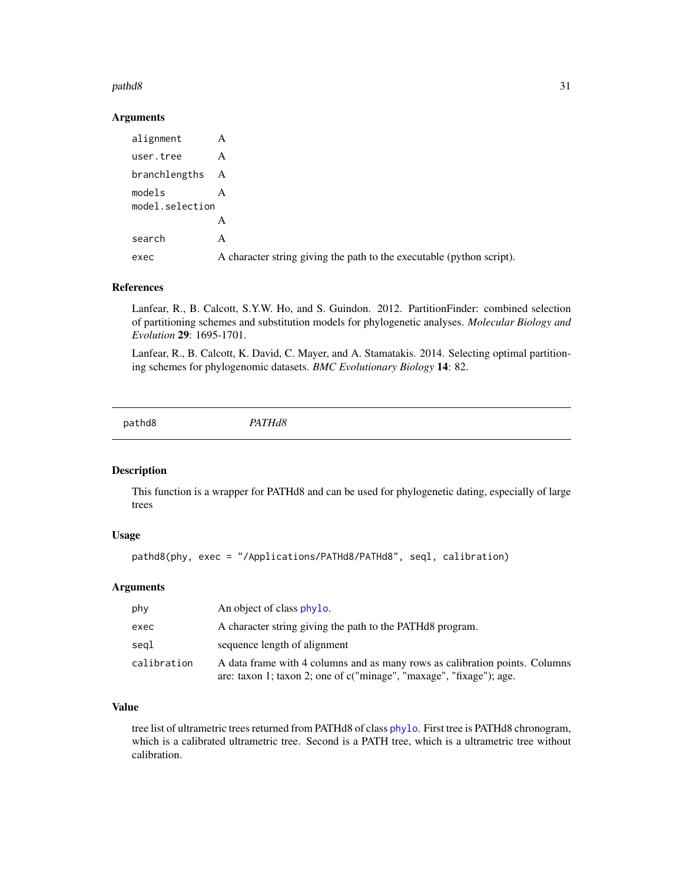### Arguments

| | |
|---|---|
| `alignment` | A |
| `user.tree` | A |
| `branchlengths` | A |
| `models` | A |
| `model.selection` | A |
| `search` | A |
| `exec` | A character string giving the path to the executable (python script). |

### References

Lanfear, R., B. Calcott, S.Y.W. Ho, and S. Guindon. 2012. PartitionFinder: combined selection of partitioning schemes and substitution models for phylogenetic analyses. *Molecular Biology and Evolution* **29**: 1695-1701.

Lanfear, R., B. Calcott, K. David, C. Mayer, and A. Stamatakis. 2014. Selecting optimal partitioning schemes for phylogenomic datasets. *BMC Evolutionary Biology* **14**: 82.

---

## pathd8 — *PATHd8*

### Description

This function is a wrapper for PATHd8 and can be used for phylogenetic dating, especially of large trees

### Usage

```
pathd8(phy, exec = "/Applications/PATHd8/PATHd8", seql, calibration)
```

### Arguments

| | |
|---|---|
| `phy` | An object of class `phylo`. |
| `exec` | A character string giving the path to the PATHd8 program. |
| `seql` | sequence length of alignment |
| `calibration` | A data frame with 4 columns and as many rows as calibration points. Columns are: taxon 1; taxon 2; one of c("minage", "maxage", "fixage"); age. |

### Value

tree list of ultrametric trees returned from PATHd8 of class `phylo`. First tree is PATHd8 chronogram, which is a calibrated ultrametric tree. Second is a PATH tree, which is a ultrametric tree without calibration.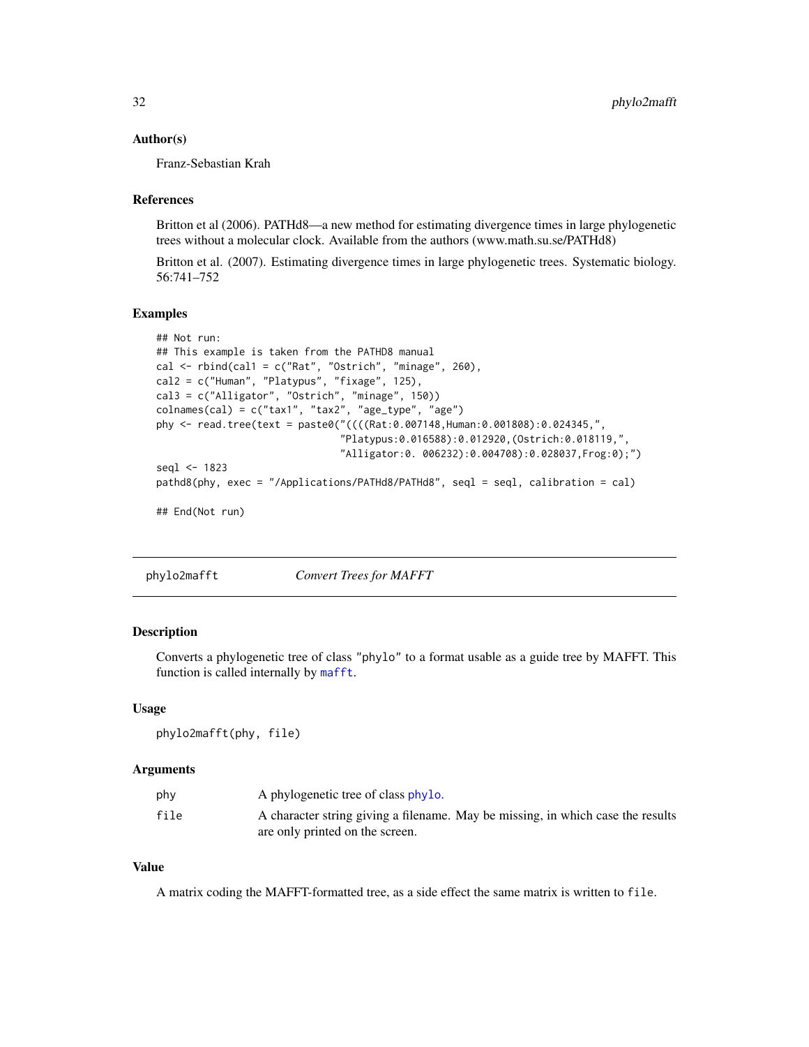### Author(s)

Franz-Sebastian Krah

### References

Britton et al (2006). PATHd8—a new method for estimating divergence times in large phylogenetic trees without a molecular clock. Available from the authors (www.math.su.se/PATHd8)

Britton et al. (2007). Estimating divergence times in large phylogenetic trees. Systematic biology. 56:741–752

### Examples

```
## Not run:
## This example is taken from the PATHD8 manual
cal <- rbind(cal1 = c("Rat", "Ostrich", "minage", 260),
cal2 = c("Human", "Platypus", "fixage", 125),
cal3 = c("Alligator", "Ostrich", "minage", 150))
colnames(cal) = c("tax1", "tax2", "age_type", "age")
phy <- read.tree(text = paste0("((((Rat:0.007148,Human:0.001808):0.024345,",
                              "Platypus:0.016588):0.012920,(Ostrich:0.018119,",
                              "Alligator:0. 006232):0.004708):0.028037,Frog:0);")
seql <- 1823
pathd8(phy, exec = "/Applications/PATHd8/PATHd8", seql = seql, calibration = cal)

## End(Not run)
```

## phylo2mafft *Convert Trees for MAFFT*

### Description

Converts a phylogenetic tree of class "phylo" to a format usable as a guide tree by MAFFT. This function is called internally by mafft.

### Usage

```
phylo2mafft(phy, file)
```

### Arguments

| | |
|---|---|
| phy | A phylogenetic tree of class phylo. |
| file | A character string giving a filename. May be missing, in which case the results are only printed on the screen. |

### Value

A matrix coding the MAFFT-formatted tree, as a side effect the same matrix is written to file.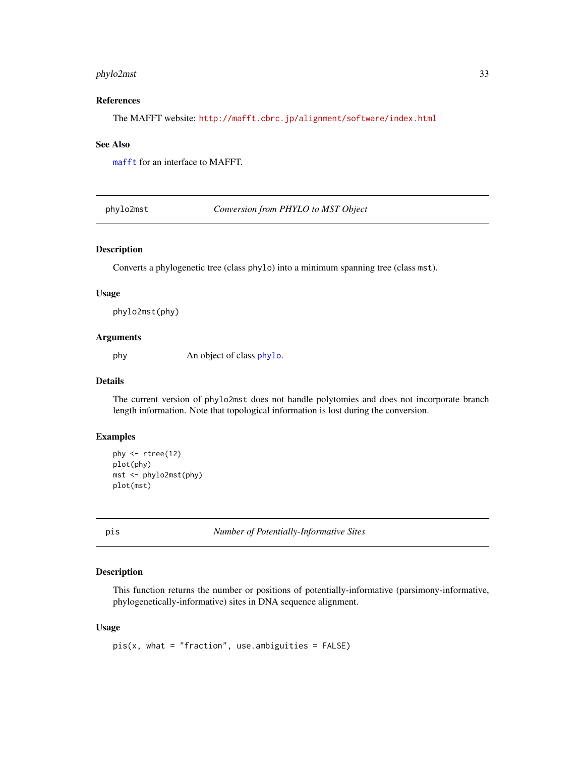## References

The MAFFT website: http://mafft.cbrc.jp/alignment/software/index.html

## See Also

mafft for an interface to MAFFT.

---

# phylo2mst — *Conversion from PHYLO to MST Object*

## Description

Converts a phylogenetic tree (class `phylo`) into a minimum spanning tree (class `mst`).

## Usage

```
phylo2mst(phy)
```

## Arguments

| | |
|---|---|
| `phy` | An object of class `phylo`. |

## Details

The current version of `phylo2mst` does not handle polytomies and does not incorporate branch length information. Note that topological information is lost during the conversion.

## Examples

```
phy <- rtree(12)
plot(phy)
mst <- phylo2mst(phy)
plot(mst)
```

---

# pis — *Number of Potentially-Informative Sites*

## Description

This function returns the number or positions of potentially-informative (parsimony-informative, phylogenetically-informative) sites in DNA sequence alignment.

## Usage

```
pis(x, what = "fraction", use.ambiguities = FALSE)
```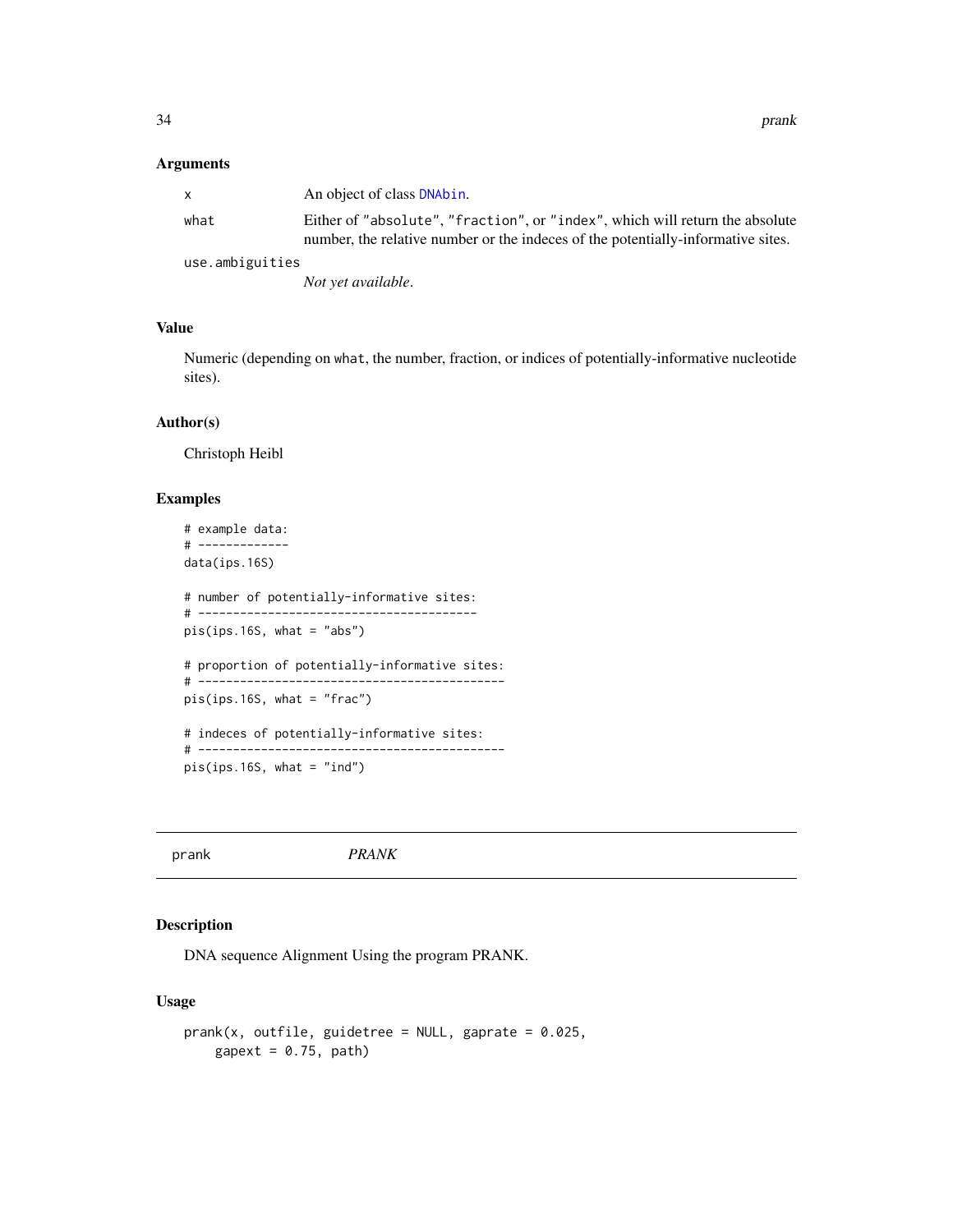### Arguments

| | |
|---|---|
| `x` | An object of class `DNAbin`. |
| `what` | Either of `"absolute"`, `"fraction"`, or `"index"`, which will return the absolute number, the relative number or the indeces of the potentially-informative sites. |
| `use.ambiguities` | *Not yet available*. |

### Value

Numeric (depending on `what`, the number, fraction, or indices of potentially-informative nucleotide sites).

### Author(s)

Christoph Heibl

### Examples

```
# example data:
# -------------
data(ips.16S)

# number of potentially-informative sites:
# ----------------------------------------
pis(ips.16S, what = "abs")

# proportion of potentially-informative sites:
# --------------------------------------------
pis(ips.16S, what = "frac")

# indeces of potentially-informative sites:
# --------------------------------------------
pis(ips.16S, what = "ind")
```

---

## prank &nbsp;&nbsp;&nbsp;&nbsp; *PRANK*

---

### Description

DNA sequence Alignment Using the program PRANK.

### Usage

```
prank(x, outfile, guidetree = NULL, gaprate = 0.025,
    gapext = 0.75, path)
```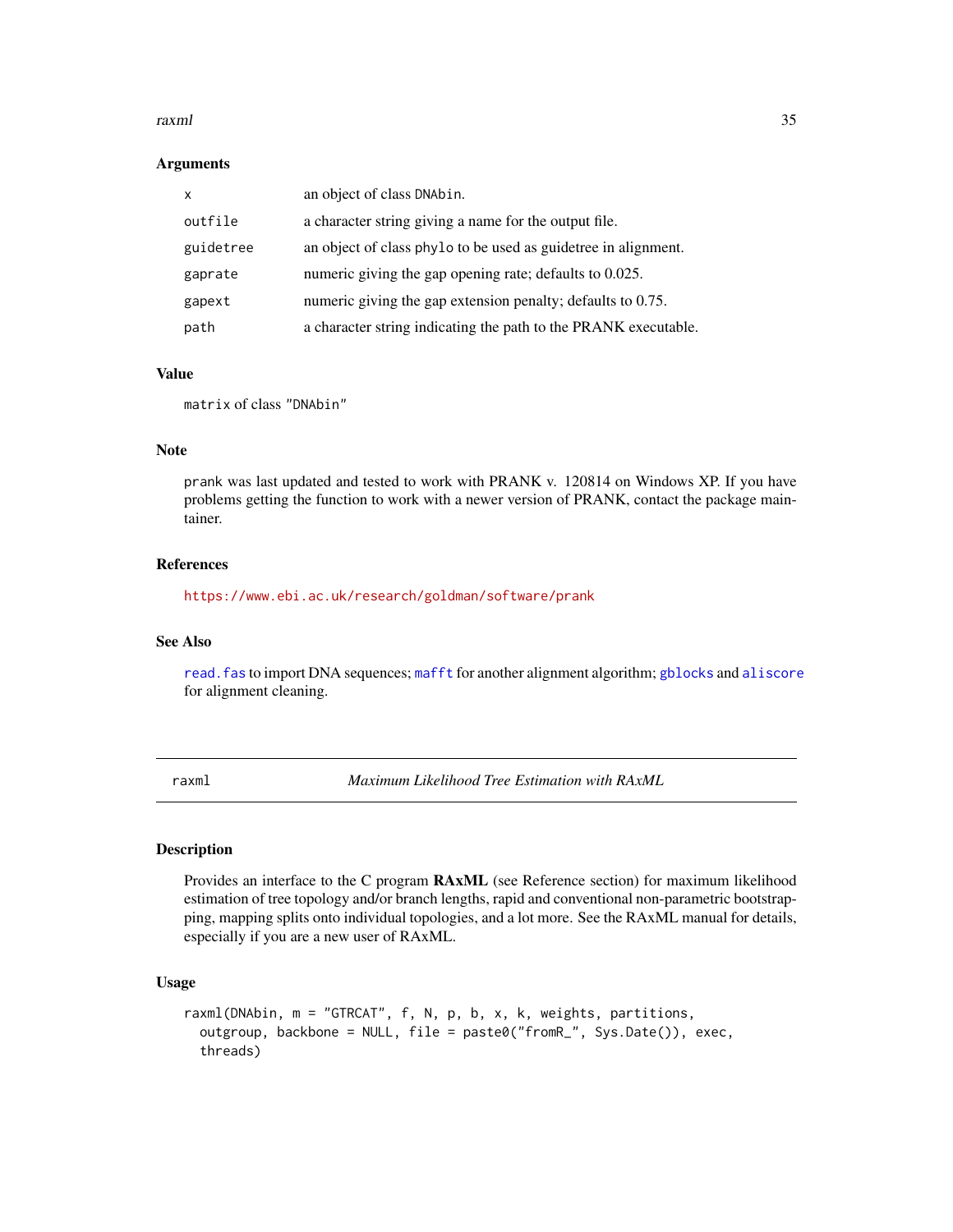### Arguments

| | |
|---|---|
| x | an object of class DNAbin. |
| outfile | a character string giving a name for the output file. |
| guidetree | an object of class phylo to be used as guidetree in alignment. |
| gaprate | numeric giving the gap opening rate; defaults to 0.025. |
| gapext | numeric giving the gap extension penalty; defaults to 0.75. |
| path | a character string indicating the path to the PRANK executable. |

### Value

matrix of class "DNAbin"

### Note

prank was last updated and tested to work with PRANK v. 120814 on Windows XP. If you have problems getting the function to work with a newer version of PRANK, contact the package maintainer.

### References

https://www.ebi.ac.uk/research/goldman/software/prank

### See Also

read.fas to import DNA sequences; mafft for another alignment algorithm; gblocks and aliscore for alignment cleaning.

---

## raxml — *Maximum Likelihood Tree Estimation with RAxML*

### Description

Provides an interface to the C program **RAxML** (see Reference section) for maximum likelihood estimation of tree topology and/or branch lengths, rapid and conventional non-parametric bootstrapping, mapping splits onto individual topologies, and a lot more. See the RAxML manual for details, especially if you are a new user of RAxML.

### Usage

```
raxml(DNAbin, m = "GTRCAT", f, N, p, b, x, k, weights, partitions,
  outgroup, backbone = NULL, file = paste0("fromR_", Sys.Date()), exec,
  threads)
```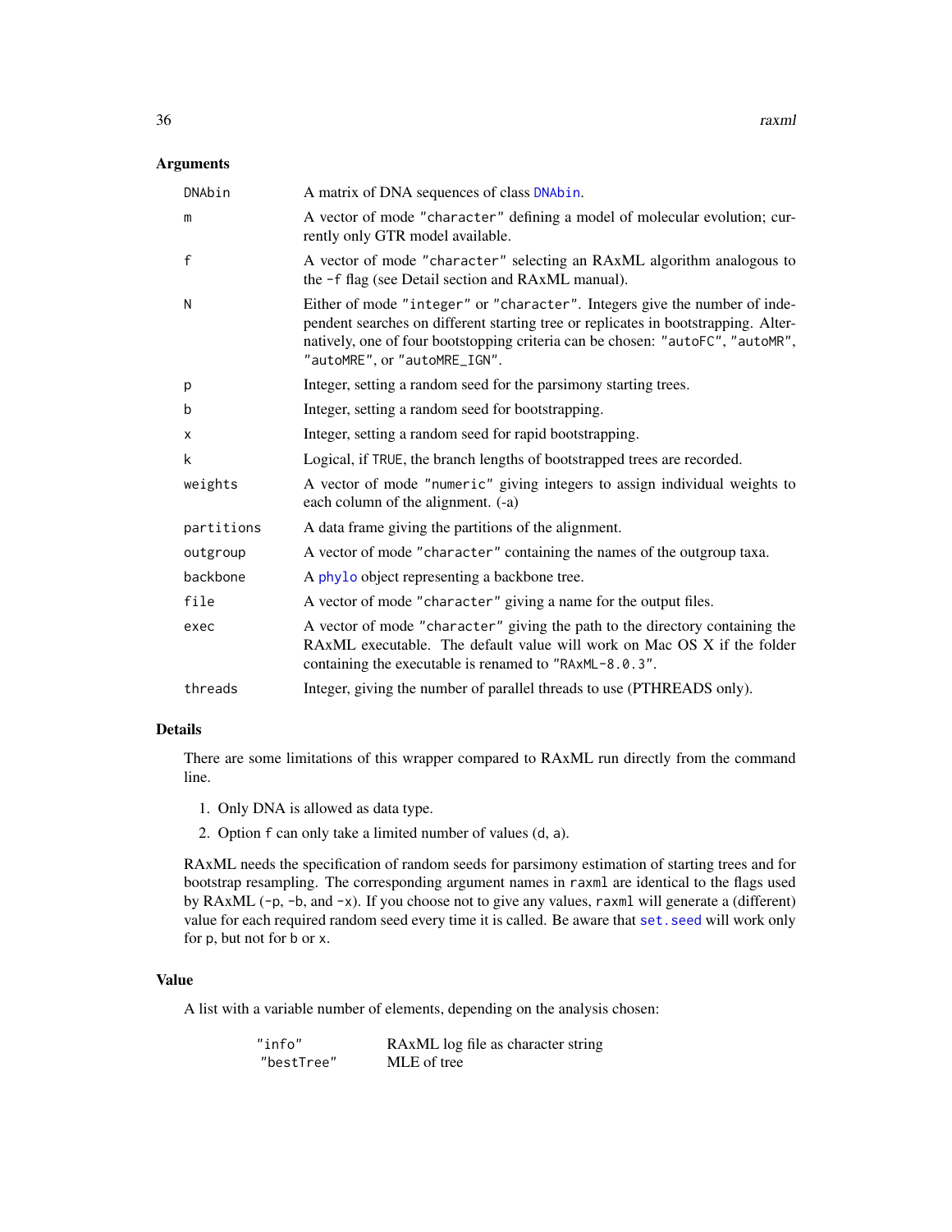## Arguments

| | |
|---|---|
| DNAbin | A matrix of DNA sequences of class DNAbin. |
| m | A vector of mode "character" defining a model of molecular evolution; currently only GTR model available. |
| f | A vector of mode "character" selecting an RAxML algorithm analogous to the -f flag (see Detail section and RAxML manual). |
| N | Either of mode "integer" or "character". Integers give the number of independent searches on different starting tree or replicates in bootstrapping. Alternatively, one of four bootstopping criteria can be chosen: "autoFC", "autoMR", "autoMRE", or "autoMRE_IGN". |
| p | Integer, setting a random seed for the parsimony starting trees. |
| b | Integer, setting a random seed for bootstrapping. |
| x | Integer, setting a random seed for rapid bootstrapping. |
| k | Logical, if TRUE, the branch lengths of bootstrapped trees are recorded. |
| weights | A vector of mode "numeric" giving integers to assign individual weights to each column of the alignment. (-a) |
| partitions | A data frame giving the partitions of the alignment. |
| outgroup | A vector of mode "character" containing the names of the outgroup taxa. |
| backbone | A phylo object representing a backbone tree. |
| file | A vector of mode "character" giving a name for the output files. |
| exec | A vector of mode "character" giving the path to the directory containing the RAxML executable. The default value will work on Mac OS X if the folder containing the executable is renamed to "RAxML-8.0.3". |
| threads | Integer, giving the number of parallel threads to use (PTHREADS only). |

## Details

There are some limitations of this wrapper compared to RAxML run directly from the command line.

1. Only DNA is allowed as data type.
2. Option f can only take a limited number of values (d, a).

RAxML needs the specification of random seeds for parsimony estimation of starting trees and for bootstrap resampling. The corresponding argument names in raxml are identical to the flags used by RAxML (-p, -b, and -x). If you choose not to give any values, raxml will generate a (different) value for each required random seed every time it is called. Be aware that set.seed will work only for p, but not for b or x.

## Value

A list with a variable number of elements, depending on the analysis chosen:

| | |
|---|---|
| "info" | RAxML log file as character string |
| "bestTree" | MLE of tree |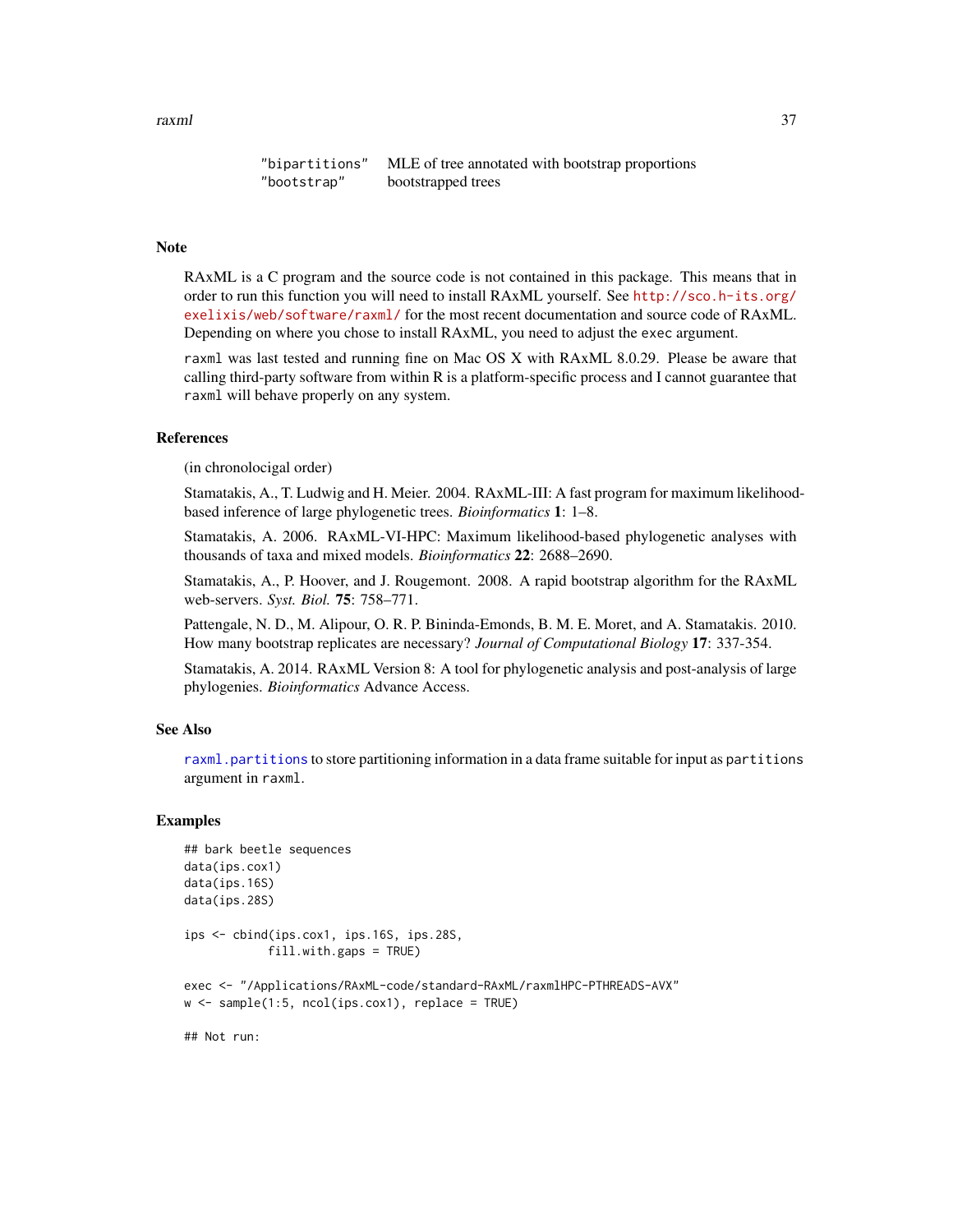| | |
|---|---|
| "bipartitions" | MLE of tree annotated with bootstrap proportions |
| "bootstrap" | bootstrapped trees |

## Note

RAxML is a C program and the source code is not contained in this package. This means that in order to run this function you will need to install RAxML yourself. See http://sco.h-its.org/exelixis/web/software/raxml/ for the most recent documentation and source code of RAxML. Depending on where you chose to install RAxML, you need to adjust the `exec` argument.

`raxml` was last tested and running fine on Mac OS X with RAxML 8.0.29. Please be aware that calling third-party software from within R is a platform-specific process and I cannot guarantee that `raxml` will behave properly on any system.

## References

(in chronolocigal order)

Stamatakis, A., T. Ludwig and H. Meier. 2004. RAxML-III: A fast program for maximum likelihood-based inference of large phylogenetic trees. *Bioinformatics* **1**: 1–8.

Stamatakis, A. 2006. RAxML-VI-HPC: Maximum likelihood-based phylogenetic analyses with thousands of taxa and mixed models. *Bioinformatics* **22**: 2688–2690.

Stamatakis, A., P. Hoover, and J. Rougemont. 2008. A rapid bootstrap algorithm for the RAxML web-servers. *Syst. Biol.* **75**: 758–771.

Pattengale, N. D., M. Alipour, O. R. P. Bininda-Emonds, B. M. E. Moret, and A. Stamatakis. 2010. How many bootstrap replicates are necessary? *Journal of Computational Biology* **17**: 337-354.

Stamatakis, A. 2014. RAxML Version 8: A tool for phylogenetic analysis and post-analysis of large phylogenies. *Bioinformatics* Advance Access.

## See Also

`raxml.partitions` to store partitioning information in a data frame suitable for input as `partitions` argument in `raxml`.

## Examples

```
## bark beetle sequences
data(ips.cox1)
data(ips.16S)
data(ips.28S)

ips <- cbind(ips.cox1, ips.16S, ips.28S,
             fill.with.gaps = TRUE)

exec <- "/Applications/RAxML-code/standard-RAxML/raxmlHPC-PTHREADS-AVX"
w <- sample(1:5, ncol(ips.cox1), replace = TRUE)

## Not run:
```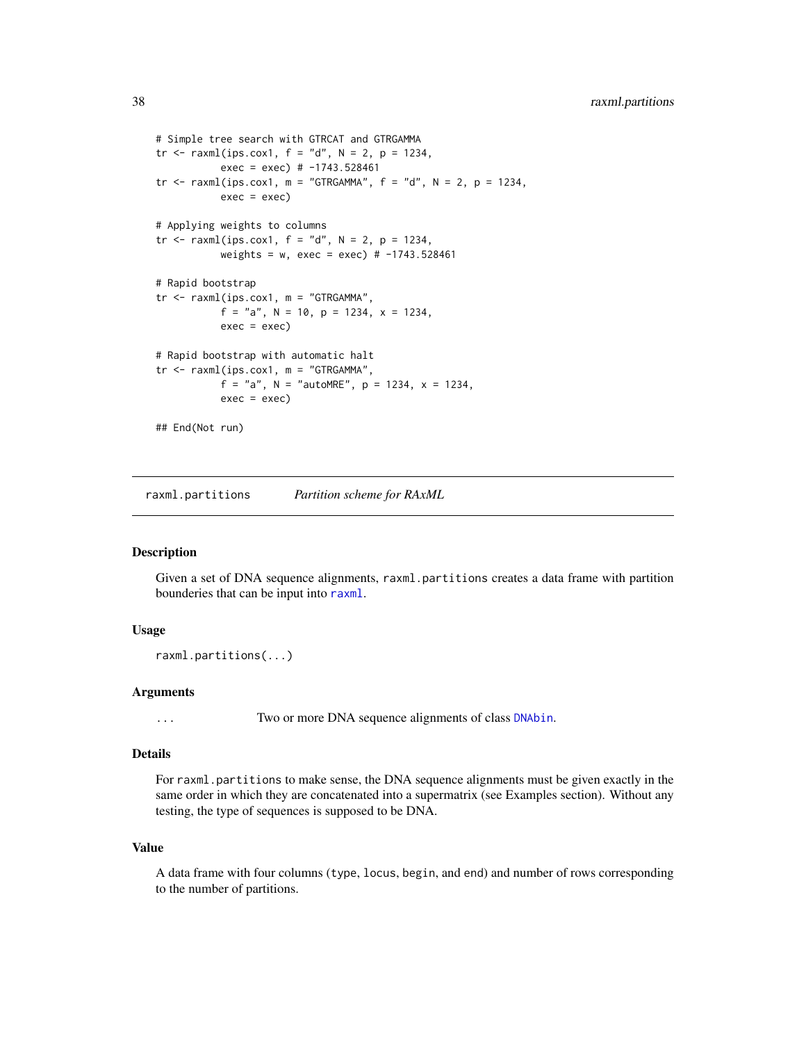```
# Simple tree search with GTRCAT and GTRGAMMA
tr <- raxml(ips.cox1, f = "d", N = 2, p = 1234,
           exec = exec) # -1743.528461
tr <- raxml(ips.cox1, m = "GTRGAMMA", f = "d", N = 2, p = 1234,
           exec = exec)

# Applying weights to columns
tr <- raxml(ips.cox1, f = "d", N = 2, p = 1234,
           weights = w, exec = exec) # -1743.528461

# Rapid bootstrap
tr <- raxml(ips.cox1, m = "GTRGAMMA",
           f = "a", N = 10, p = 1234, x = 1234,
           exec = exec)

# Rapid bootstrap with automatic halt
tr <- raxml(ips.cox1, m = "GTRGAMMA",
           f = "a", N = "autoMRE", p = 1234, x = 1234,
           exec = exec)

## End(Not run)
```

## raxml.partitions — *Partition scheme for RAxML*

### Description

Given a set of DNA sequence alignments, `raxml.partitions` creates a data frame with partition bounderies that can be input into `raxml`.

### Usage

```
raxml.partitions(...)
```

### Arguments

`...` Two or more DNA sequence alignments of class `DNAbin`.

### Details

For `raxml.partitions` to make sense, the DNA sequence alignments must be given exactly in the same order in which they are concatenated into a supermatrix (see Examples section). Without any testing, the type of sequences is supposed to be DNA.

### Value

A data frame with four columns (`type`, `locus`, `begin`, and `end`) and number of rows corresponding to the number of partitions.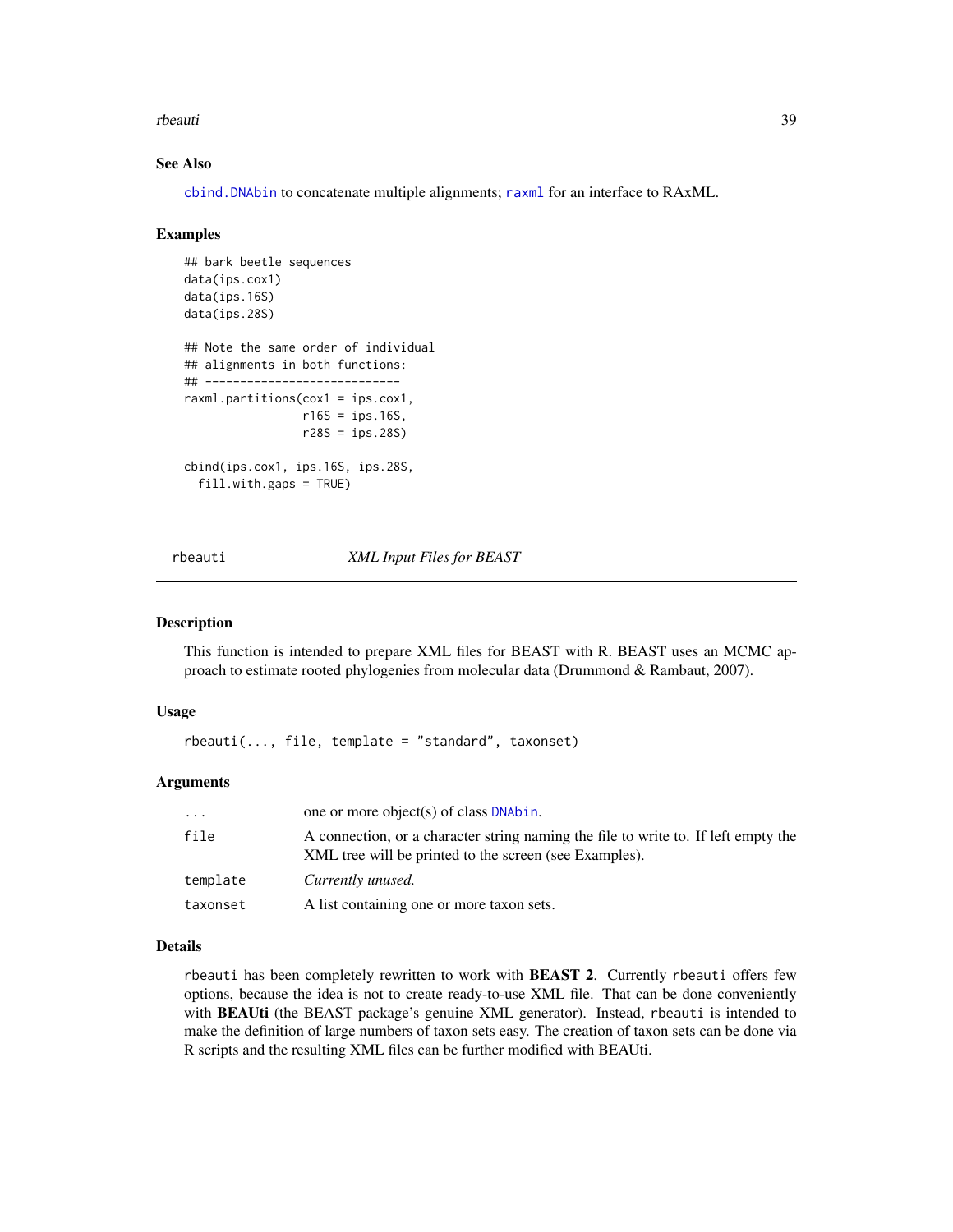### See Also

`cbind.DNAbin` to concatenate multiple alignments; `raxml` for an interface to RAxML.

### Examples

```
## bark beetle sequences
data(ips.cox1)
data(ips.16S)
data(ips.28S)

## Note the same order of individual
## alignments in both functions:
## ----------------------------
raxml.partitions(cox1 = ips.cox1,
                 r16S = ips.16S,
                 r28S = ips.28S)

cbind(ips.cox1, ips.16S, ips.28S,
  fill.with.gaps = TRUE)
```

---

## rbeauti — *XML Input Files for BEAST*

### Description

This function is intended to prepare XML files for BEAST with R. BEAST uses an MCMC approach to estimate rooted phylogenies from molecular data (Drummond & Rambaut, 2007).

### Usage

```
rbeauti(..., file, template = "standard", taxonset)
```

### Arguments

| | |
|---|---|
| `...` | one or more object(s) of class `DNAbin`. |
| `file` | A connection, or a character string naming the file to write to. If left empty the XML tree will be printed to the screen (see Examples). |
| `template` | *Currently unused.* |
| `taxonset` | A list containing one or more taxon sets. |

### Details

`rbeauti` has been completely rewritten to work with **BEAST 2**. Currently `rbeauti` offers few options, because the idea is not to create ready-to-use XML file. That can be done conveniently with **BEAUti** (the BEAST package's genuine XML generator). Instead, `rbeauti` is intended to make the definition of large numbers of taxon sets easy. The creation of taxon sets can be done via R scripts and the resulting XML files can be further modified with BEAUti.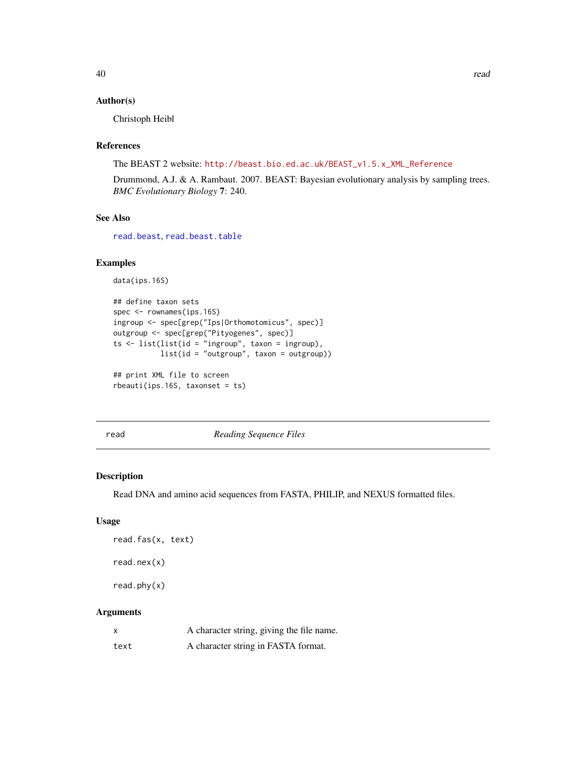### Author(s)

Christoph Heibl

### References

The BEAST 2 website: http://beast.bio.ed.ac.uk/BEAST_v1.5.x_XML_Reference

Drummond, A.J. & A. Rambaut. 2007. BEAST: Bayesian evolutionary analysis by sampling trees. *BMC Evolutionary Biology* **7**: 240.

### See Also

read.beast, read.beast.table

### Examples

```
data(ips.16S)

## define taxon sets
spec <- rownames(ips.16S)
ingroup <- spec[grep("Ips|Orthomotomicus", spec)]
outgroup <- spec[grep("Pityogenes", spec)]
ts <- list(list(id = "ingroup", taxon = ingroup),
           list(id = "outgroup", taxon = outgroup))

## print XML file to screen
rbeauti(ips.16S, taxonset = ts)
```

---

## read *Reading Sequence Files*

### Description

Read DNA and amino acid sequences from FASTA, PHILIP, and NEXUS formatted files.

### Usage

```
read.fas(x, text)

read.nex(x)

read.phy(x)
```

### Arguments

| | |
|---|---|
| x | A character string, giving the file name. |
| text | A character string in FASTA format. |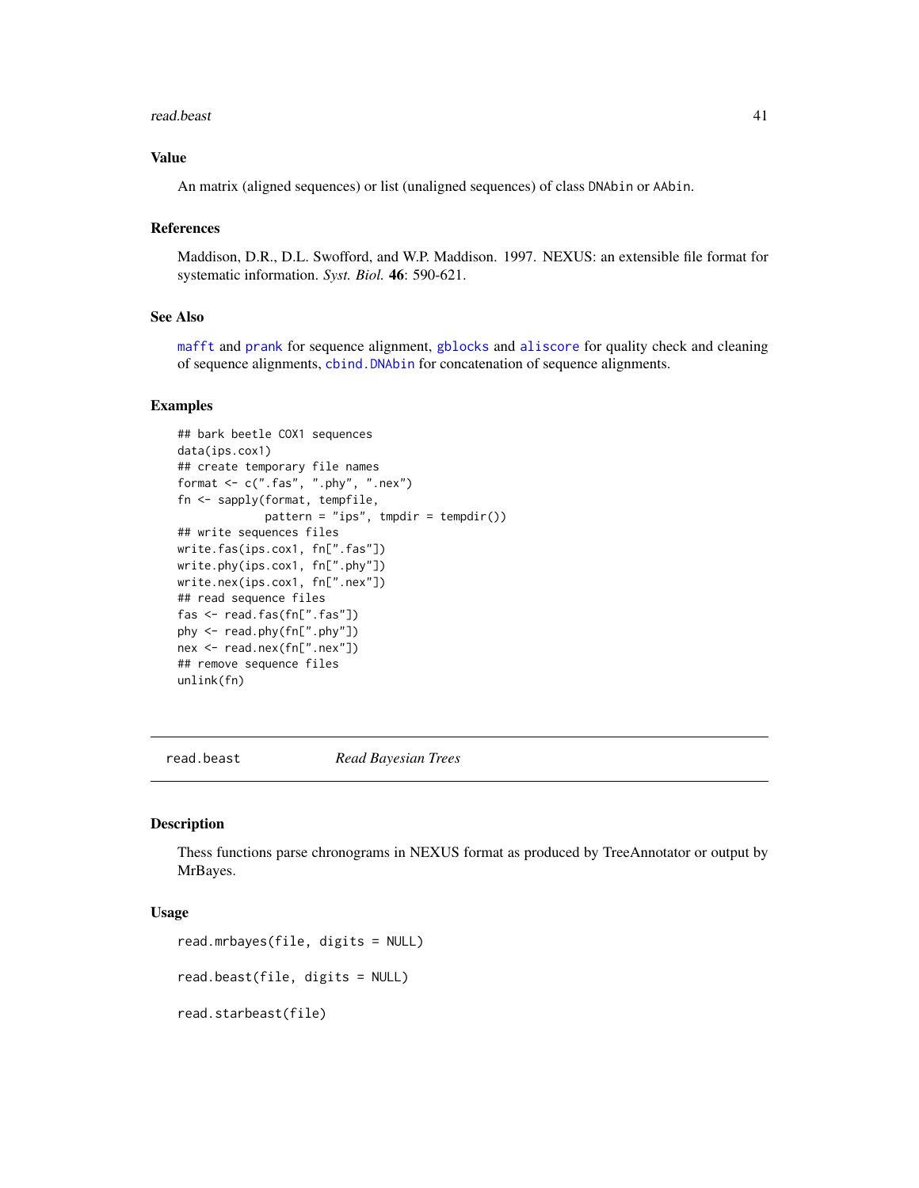### Value

An matrix (aligned sequences) or list (unaligned sequences) of class `DNAbin` or `AAbin`.

### References

Maddison, D.R., D.L. Swofford, and W.P. Maddison. 1997. NEXUS: an extensible file format for systematic information. *Syst. Biol.* **46**: 590-621.

### See Also

`mafft` and `prank` for sequence alignment, `gblocks` and `aliscore` for quality check and cleaning of sequence alignments, `cbind.DNAbin` for concatenation of sequence alignments.

### Examples

```
## bark beetle COX1 sequences
data(ips.cox1)
## create temporary file names
format <- c(".fas", ".phy", ".nex")
fn <- sapply(format, tempfile,
             pattern = "ips", tmpdir = tempdir())
## write sequences files
write.fas(ips.cox1, fn[".fas"])
write.phy(ips.cox1, fn[".phy"])
write.nex(ips.cox1, fn[".nex"])
## read sequence files
fas <- read.fas(fn[".fas"])
phy <- read.phy(fn[".phy"])
nex <- read.nex(fn[".nex"])
## remove sequence files
unlink(fn)
```

---

## read.beast — *Read Bayesian Trees*

---

### Description

Thess functions parse chronograms in NEXUS format as produced by TreeAnnotator or output by MrBayes.

### Usage

```
read.mrbayes(file, digits = NULL)

read.beast(file, digits = NULL)

read.starbeast(file)
```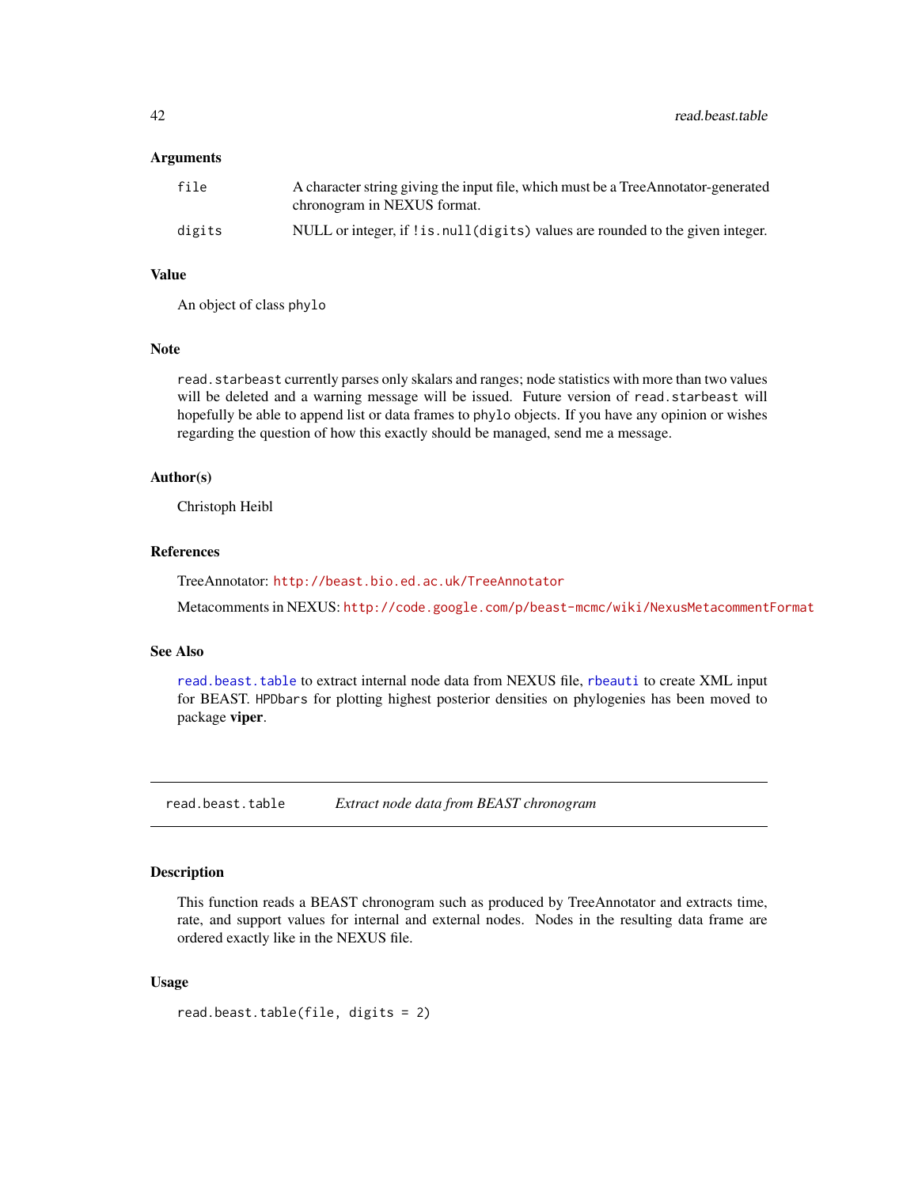### Arguments

| | |
|---|---|
| `file` | A character string giving the input file, which must be a TreeAnnotator-generated chronogram in NEXUS format. |
| `digits` | NULL or integer, if `!is.null(digits)` values are rounded to the given integer. |

### Value

An object of class `phylo`

### Note

`read.starbeast` currently parses only skalars and ranges; node statistics with more than two values will be deleted and a warning message will be issued. Future version of `read.starbeast` will hopefully be able to append list or data frames to `phylo` objects. If you have any opinion or wishes regarding the question of how this exactly should be managed, send me a message.

### Author(s)

Christoph Heibl

### References

TreeAnnotator: http://beast.bio.ed.ac.uk/TreeAnnotator

Metacomments in NEXUS: http://code.google.com/p/beast-mcmc/wiki/NexusMetacommentFormat

### See Also

`read.beast.table` to extract internal node data from NEXUS file, `rbeauti` to create XML input for BEAST. `HPDbars` for plotting highest posterior densities on phylogenies has been moved to package **viper**.

---

## read.beast.table — *Extract node data from BEAST chronogram*

### Description

This function reads a BEAST chronogram such as produced by TreeAnnotator and extracts time, rate, and support values for internal and external nodes. Nodes in the resulting data frame are ordered exactly like in the NEXUS file.

### Usage

```
read.beast.table(file, digits = 2)
```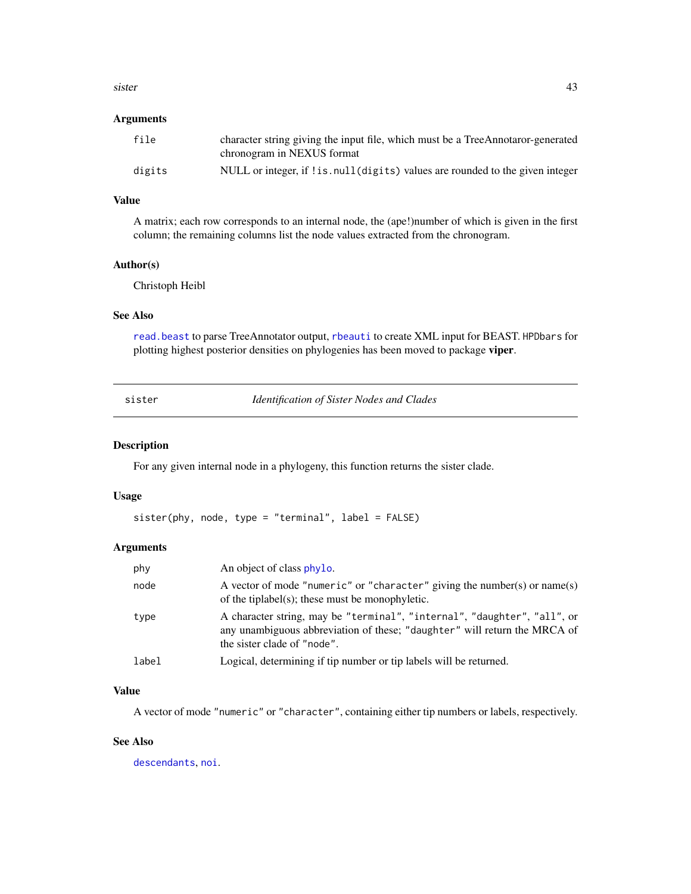### Arguments

| | |
|---|---|
| `file` | character string giving the input file, which must be a TreeAnnotaror-generated chronogram in NEXUS format |
| `digits` | NULL or integer, if `!is.null(digits)` values are rounded to the given integer |

### Value

A matrix; each row corresponds to an internal node, the (ape!)number of which is given in the first column; the remaining columns list the node values extracted from the chronogram.

### Author(s)

Christoph Heibl

### See Also

`read.beast` to parse TreeAnnotator output, `rbeauti` to create XML input for BEAST. `HPDbars` for plotting highest posterior densities on phylogenies has been moved to package **viper**.

---

## sister — *Identification of Sister Nodes and Clades*

### Description

For any given internal node in a phylogeny, this function returns the sister clade.

### Usage

```
sister(phy, node, type = "terminal", label = FALSE)
```

### Arguments

| | |
|---|---|
| `phy` | An object of class `phylo`. |
| `node` | A vector of mode `"numeric"` or `"character"` giving the number(s) or name(s) of the tiplabel(s); these must be monophyletic. |
| `type` | A character string, may be `"terminal"`, `"internal"`, `"daughter"`, `"all"`, or any unambiguous abbreviation of these; `"daughter"` will return the MRCA of the sister clade of `"node"`. |
| `label` | Logical, determining if tip number or tip labels will be returned. |

### Value

A vector of mode `"numeric"` or `"character"`, containing either tip numbers or labels, respectively.

### See Also

`descendants`, `noi`.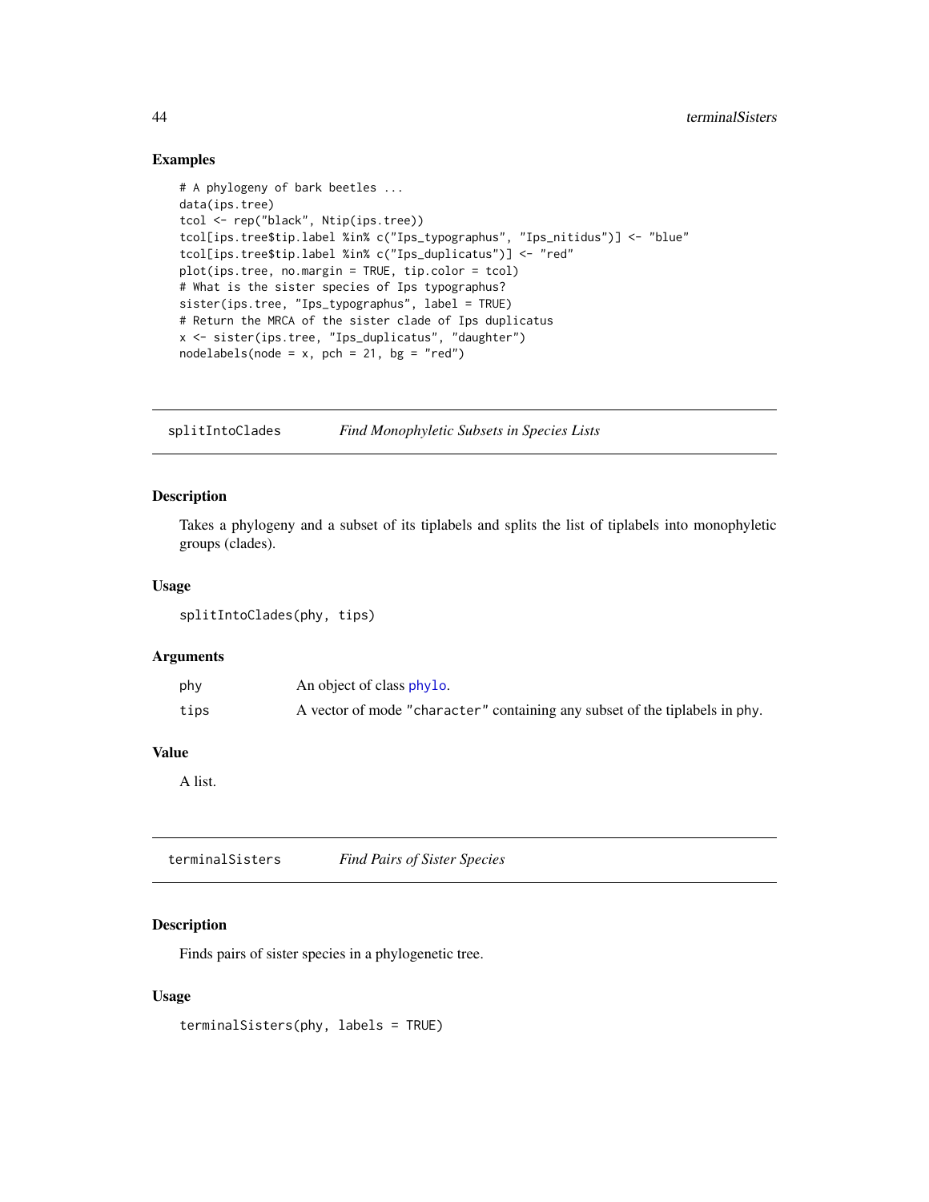## Examples

```
# A phylogeny of bark beetles ...
data(ips.tree)
tcol <- rep("black", Ntip(ips.tree))
tcol[ips.tree$tip.label %in% c("Ips_typographus", "Ips_nitidus")] <- "blue"
tcol[ips.tree$tip.label %in% c("Ips_duplicatus")] <- "red"
plot(ips.tree, no.margin = TRUE, tip.color = tcol)
# What is the sister species of Ips typographus?
sister(ips.tree, "Ips_typographus", label = TRUE)
# Return the MRCA of the sister clade of Ips duplicatus
x <- sister(ips.tree, "Ips_duplicatus", "daughter")
nodelabels(node = x, pch = 21, bg = "red")
```

---

# splitIntoClades — *Find Monophyletic Subsets in Species Lists*

## Description

Takes a phylogeny and a subset of its tiplabels and splits the list of tiplabels into monophyletic groups (clades).

## Usage

```
splitIntoClades(phy, tips)
```

## Arguments

| | |
|---|---|
| phy | An object of class `phylo`. |
| tips | A vector of mode `"character"` containing any subset of the tiplabels in phy. |

## Value

A list.

---

# terminalSisters — *Find Pairs of Sister Species*

## Description

Finds pairs of sister species in a phylogenetic tree.

## Usage

```
terminalSisters(phy, labels = TRUE)
```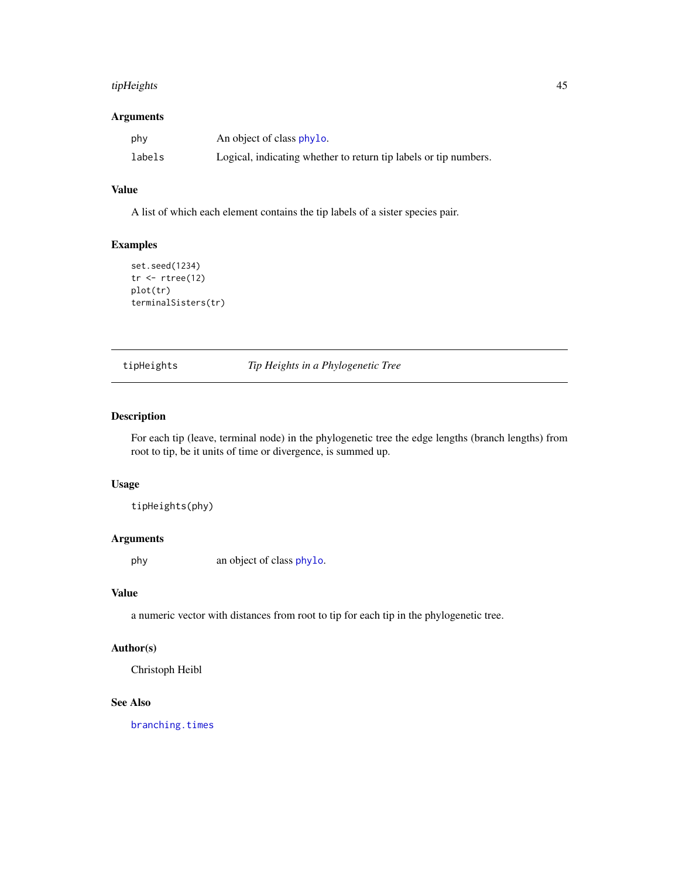## Arguments

| | |
|---|---|
| phy | An object of class phylo. |
| labels | Logical, indicating whether to return tip labels or tip numbers. |

## Value

A list of which each element contains the tip labels of a sister species pair.

## Examples

```
set.seed(1234)
tr <- rtree(12)
plot(tr)
terminalSisters(tr)
```

---

# tipHeights — *Tip Heights in a Phylogenetic Tree*

---

## Description

For each tip (leave, terminal node) in the phylogenetic tree the edge lengths (branch lengths) from root to tip, be it units of time or divergence, is summed up.

## Usage

```
tipHeights(phy)
```

## Arguments

| | |
|---|---|
| phy | an object of class phylo. |

## Value

a numeric vector with distances from root to tip for each tip in the phylogenetic tree.

## Author(s)

Christoph Heibl

## See Also

branching.times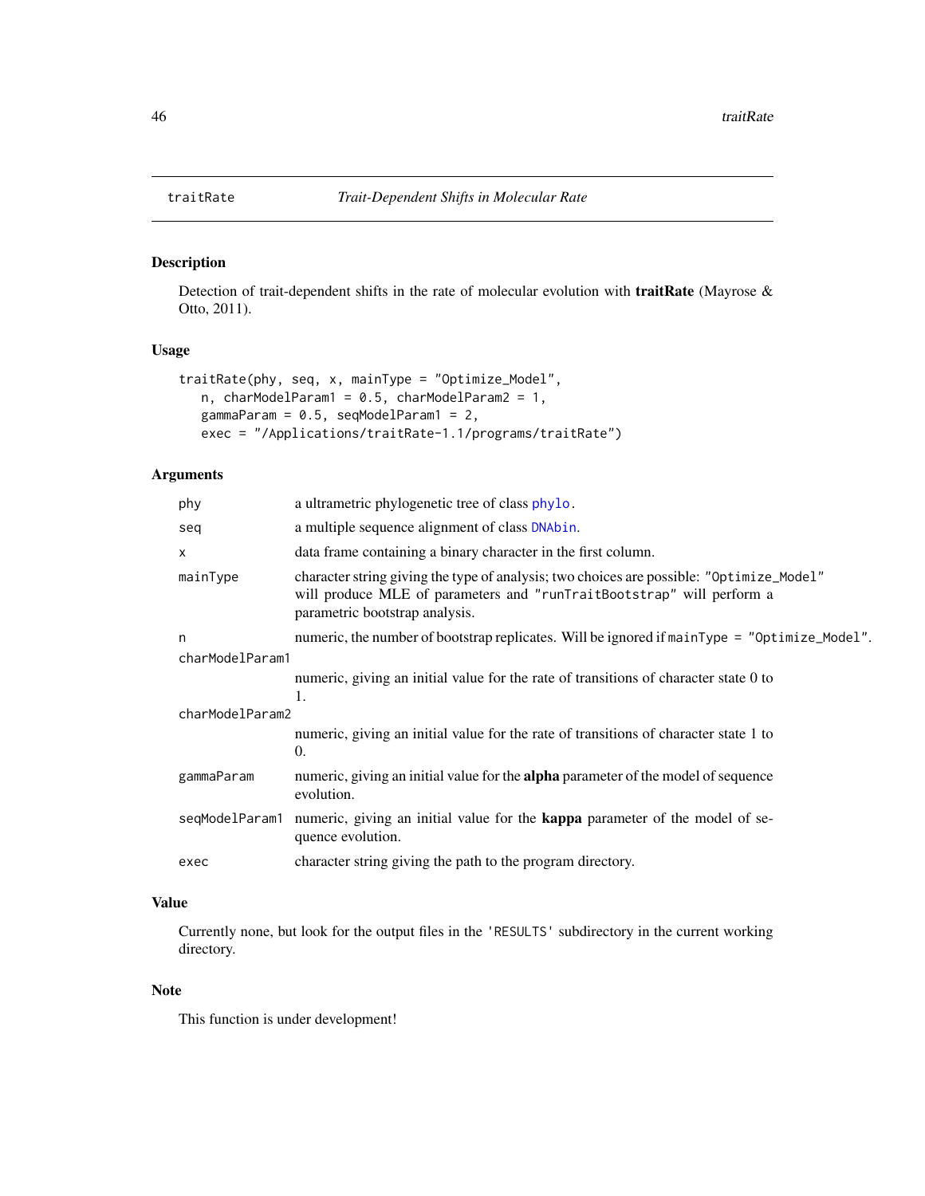# traitRate — *Trait-Dependent Shifts in Molecular Rate*

## Description

Detection of trait-dependent shifts in the rate of molecular evolution with **traitRate** (Mayrose & Otto, 2011).

## Usage

```
traitRate(phy, seq, x, mainType = "Optimize_Model",
   n, charModelParam1 = 0.5, charModelParam2 = 1,
   gammaParam = 0.5, seqModelParam1 = 2,
   exec = "/Applications/traitRate-1.1/programs/traitRate")
```

## Arguments

| | |
|---|---|
| `phy` | a ultrametric phylogenetic tree of class `phylo`. |
| `seq` | a multiple sequence alignment of class `DNAbin`. |
| `x` | data frame containing a binary character in the first column. |
| `mainType` | character string giving the type of analysis; two choices are possible: `"Optimize_Model"` will produce MLE of parameters and `"runTraitBootstrap"` will perform a parametric bootstrap analysis. |
| `n` | numeric, the number of bootstrap replicates. Will be ignored if `mainType = "Optimize_Model"`. |
| `charModelParam1` | numeric, giving an initial value for the rate of transitions of character state 0 to 1. |
| `charModelParam2` | numeric, giving an initial value for the rate of transitions of character state 1 to 0. |
| `gammaParam` | numeric, giving an initial value for the **alpha** parameter of the model of sequence evolution. |
| `seqModelParam1` | numeric, giving an initial value for the **kappa** parameter of the model of sequence evolution. |
| `exec` | character string giving the path to the program directory. |

## Value

Currently none, but look for the output files in the `'RESULTS'` subdirectory in the current working directory.

## Note

This function is under development!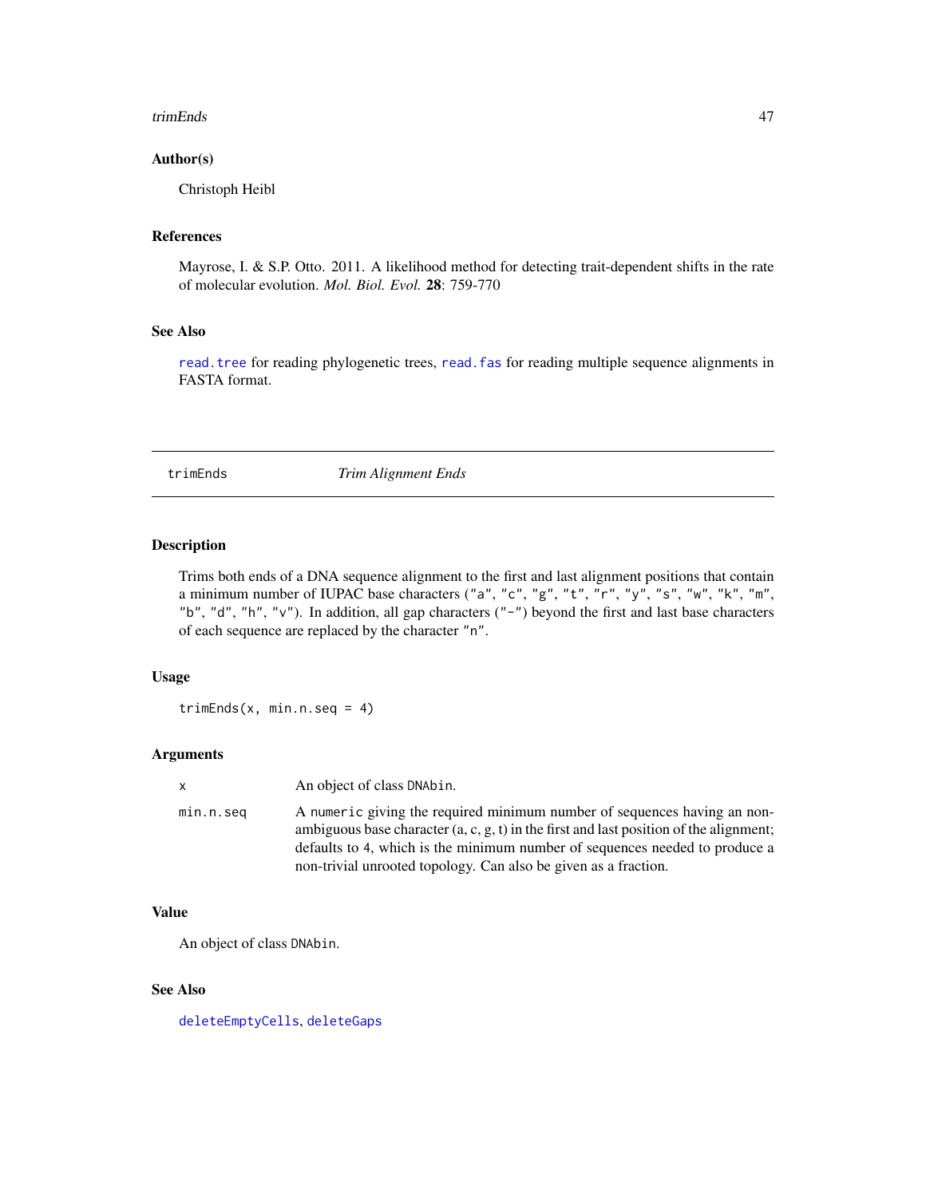### Author(s)

Christoph Heibl

### References

Mayrose, I. & S.P. Otto. 2011. A likelihood method for detecting trait-dependent shifts in the rate of molecular evolution. *Mol. Biol. Evol.* **28**: 759-770

### See Also

`read.tree` for reading phylogenetic trees, `read.fas` for reading multiple sequence alignments in FASTA format.

---

## trimEnds — *Trim Alignment Ends*

---

### Description

Trims both ends of a DNA sequence alignment to the first and last alignment positions that contain a minimum number of IUPAC base characters (`"a"`, `"c"`, `"g"`, `"t"`, `"r"`, `"y"`, `"s"`, `"w"`, `"k"`, `"m"`, `"b"`, `"d"`, `"h"`, `"v"`). In addition, all gap characters (`"-"`) beyond the first and last base characters of each sequence are replaced by the character `"n"`.

### Usage

```
trimEnds(x, min.n.seq = 4)
```

### Arguments

| | |
|---|---|
| `x` | An object of class `DNAbin`. |
| `min.n.seq` | A `numeric` giving the required minimum number of sequences having an non-ambiguous base character (a, c, g, t) in the first and last position of the alignment; defaults to 4, which is the minimum number of sequences needed to produce a non-trivial unrooted topology. Can also be given as a fraction. |

### Value

An object of class `DNAbin`.

### See Also

`deleteEmptyCells`, `deleteGaps`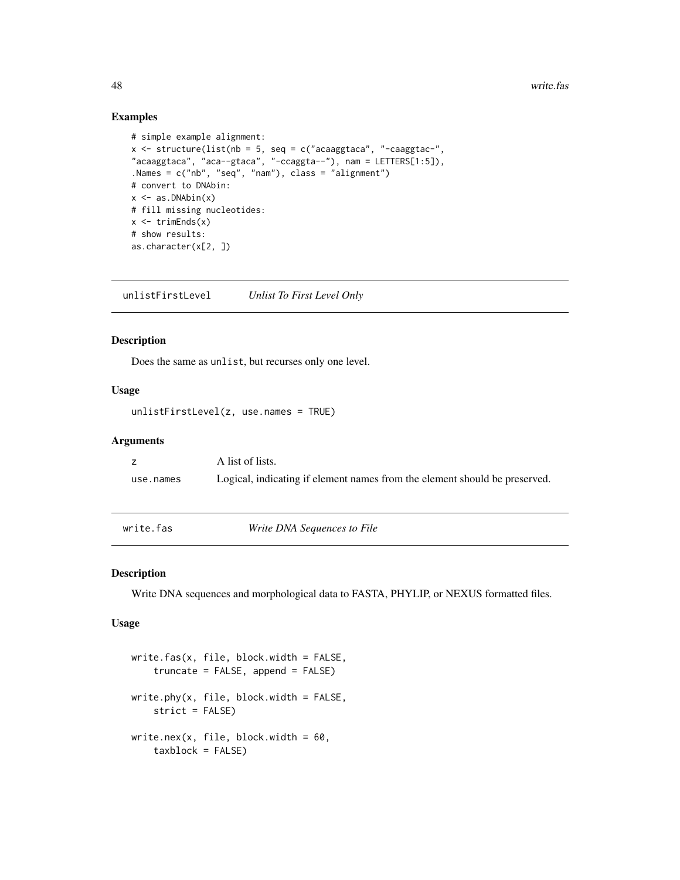### Examples

```
# simple example alignment:
x <- structure(list(nb = 5, seq = c("acaaggtaca", "-caaggtac-",
"acaaggtaca", "aca--gtaca", "-ccaggta--"), nam = LETTERS[1:5]),
.Names = c("nb", "seq", "nam"), class = "alignment")
# convert to DNAbin:
x <- as.DNAbin(x)
# fill missing nucleotides:
x <- trimEnds(x)
# show results:
as.character(x[2, ])
```

---

## unlistFirstLevel — *Unlist To First Level Only*

### Description

Does the same as `unlist`, but recurses only one level.

### Usage

```
unlistFirstLevel(z, use.names = TRUE)
```

### Arguments

| | |
|---|---|
| `z` | A list of lists. |
| `use.names` | Logical, indicating if element names from the element should be preserved. |

---

## write.fas — *Write DNA Sequences to File*

### Description

Write DNA sequences and morphological data to FASTA, PHYLIP, or NEXUS formatted files.

### Usage

```
write.fas(x, file, block.width = FALSE,
    truncate = FALSE, append = FALSE)

write.phy(x, file, block.width = FALSE,
    strict = FALSE)

write.nex(x, file, block.width = 60,
    taxblock = FALSE)
```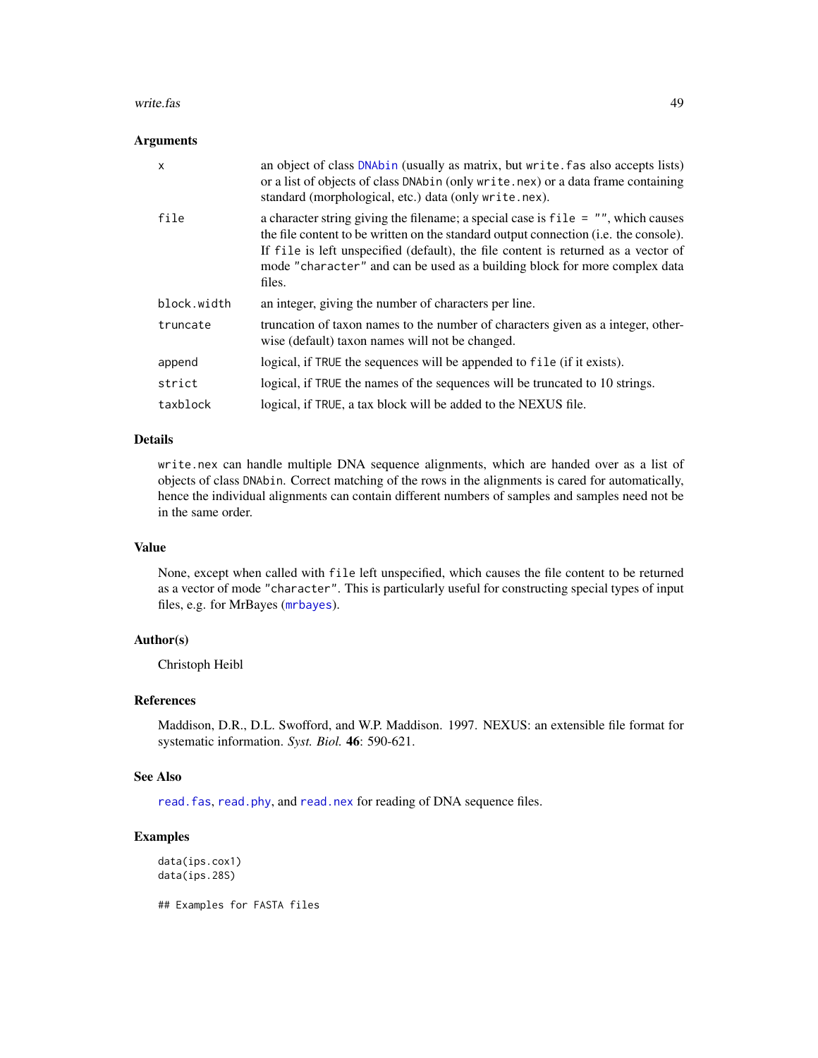### Arguments

| | |
|---|---|
| `x` | an object of class `DNAbin` (usually as matrix, but `write.fas` also accepts lists) or a list of objects of class `DNAbin` (only `write.nex`) or a data frame containing standard (morphological, etc.) data (only `write.nex`). |
| `file` | a character string giving the filename; a special case is `file = ""`, which causes the file content to be written on the standard output connection (i.e. the console). If `file` is left unspecified (default), the file content is returned as a vector of mode `"character"` and can be used as a building block for more complex data files. |
| `block.width` | an integer, giving the number of characters per line. |
| `truncate` | truncation of taxon names to the number of characters given as a integer, otherwise (default) taxon names will not be changed. |
| `append` | logical, if `TRUE` the sequences will be appended to `file` (if it exists). |
| `strict` | logical, if `TRUE` the names of the sequences will be truncated to 10 strings. |
| `taxblock` | logical, if `TRUE`, a tax block will be added to the NEXUS file. |

### Details

`write.nex` can handle multiple DNA sequence alignments, which are handed over as a list of objects of class `DNAbin`. Correct matching of the rows in the alignments is cared for automatically, hence the individual alignments can contain different numbers of samples and samples need not be in the same order.

### Value

None, except when called with `file` left unspecified, which causes the file content to be returned as a vector of mode `"character"`. This is particularly useful for constructing special types of input files, e.g. for MrBayes (`mrbayes`).

### Author(s)

Christoph Heibl

### References

Maddison, D.R., D.L. Swofford, and W.P. Maddison. 1997. NEXUS: an extensible file format for systematic information. *Syst. Biol.* **46**: 590-621.

### See Also

`read.fas`, `read.phy`, and `read.nex` for reading of DNA sequence files.

### Examples

```
data(ips.cox1)
data(ips.28S)

## Examples for FASTA files
```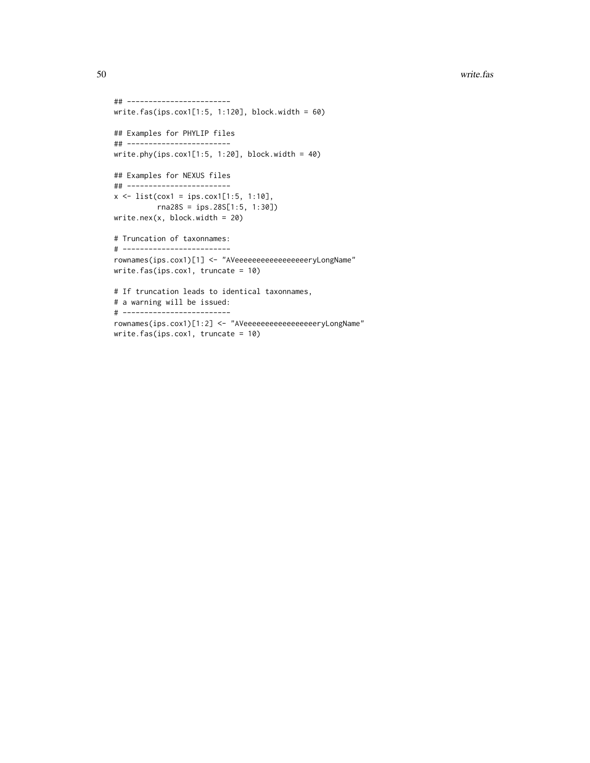```
## ------------------------
write.fas(ips.cox1[1:5, 1:120], block.width = 60)

## Examples for PHYLIP files
## ------------------------
write.phy(ips.cox1[1:5, 1:20], block.width = 40)

## Examples for NEXUS files
## ------------------------
x <- list(cox1 = ips.cox1[1:5, 1:10],
          rna28S = ips.28S[1:5, 1:30])
write.nex(x, block.width = 20)

# Truncation of taxonnames:
# -------------------------
rownames(ips.cox1)[1] <- "AVeeeeeeeeeeeeeeeeeryLongName"
write.fas(ips.cox1, truncate = 10)

# If truncation leads to identical taxonnames,
# a warning will be issued:
# -------------------------
rownames(ips.cox1)[1:2] <- "AVeeeeeeeeeeeeeeeeeryLongName"
write.fas(ips.cox1, truncate = 10)
```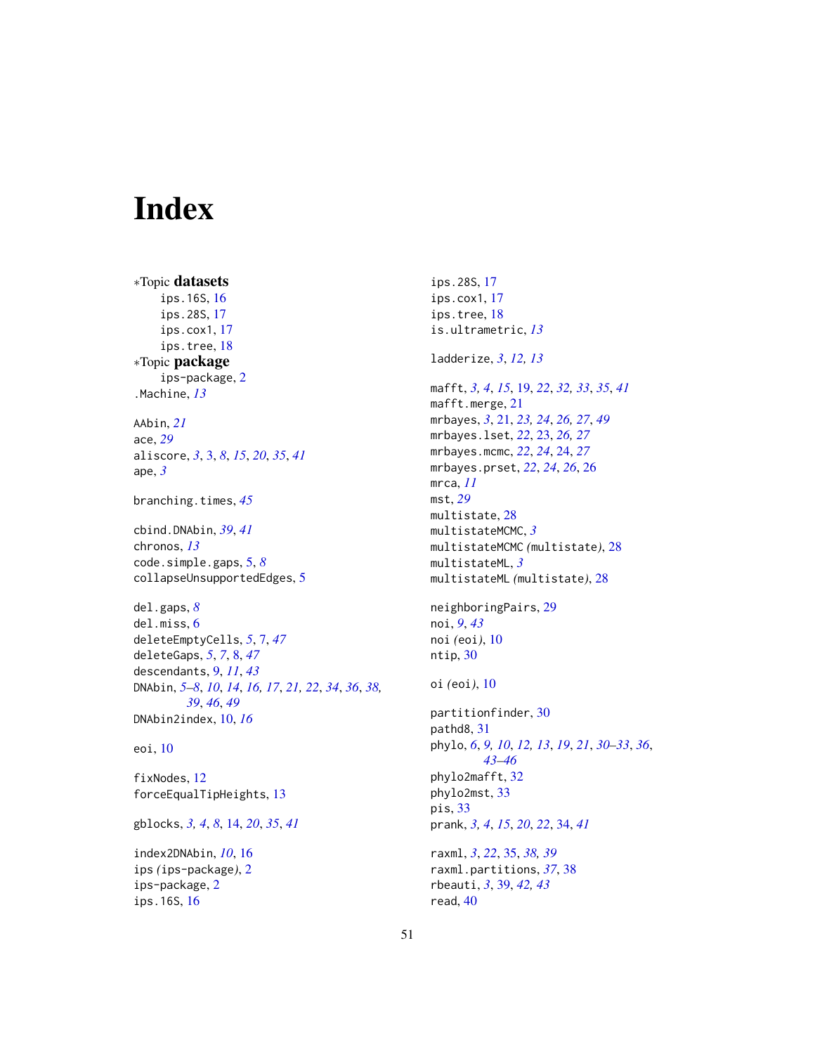# Index

*Topic **datasets**
  ips.16S, 16
  ips.28S, 17
  ips.cox1, 17
  ips.tree, 18
*Topic **package**
  ips-package, 2
.Machine, *13*

AAbin, *21*
ace, *29*
aliscore, *3*, 3, *8*, *15*, *20*, *35*, *41*
ape, *3*

branching.times, *45*

cbind.DNAbin, *39*, *41*
chronos, *13*
code.simple.gaps, 5, *8*
collapseUnsupportedEdges, 5

del.gaps, *8*
del.miss, 6
deleteEmptyCells, *5*, 7, *47*
deleteGaps, *5*, *7*, 8, *47*
descendants, 9, *11*, *43*
DNAbin, *5–8*, *10*, *14*, *16, 17*, *21, 22*, *34*, *36*, *38, 39*, *46*, *49*
DNAbin2index, 10, *16*

eoi, 10

fixNodes, 12
forceEqualTipHeights, 13

gblocks, *3, 4*, *8*, 14, *20*, *35*, *41*

index2DNAbin, *10*, 16
ips (ips-package), 2
ips-package, 2
ips.16S, 16
ips.28S, 17
ips.cox1, 17
ips.tree, 18
is.ultrametric, *13*

ladderize, *3*, *12, 13*

mafft, *3, 4*, *15*, 19, *22*, *32, 33*, *35*, *41*
mafft.merge, 21
mrbayes, *3*, 21, *23, 24*, *26, 27*, *49*
mrbayes.lset, *22*, 23, *26, 27*
mrbayes.mcmc, *22*, *24*, 24, *27*
mrbayes.prset, *22*, *24*, *26*, 26
mrca, *11*
mst, *29*
multistate, 28
multistateMCMC, *3*
multistateMCMC (multistate), 28
multistateML, *3*
multistateML (multistate), 28

neighboringPairs, 29
noi, *9*, *43*
noi (eoi), 10
ntip, 30

oi (eoi), 10

partitionfinder, 30
pathd8, 31
phylo, *6*, *9, 10*, *12, 13*, *19*, *21*, *30–33*, *36*, *43–46*
phylo2mafft, 32
phylo2mst, 33
pis, 33
prank, *3, 4*, *15*, *20*, *22*, 34, *41*

raxml, *3*, *22*, 35, *38, 39*
raxml.partitions, *37*, 38
rbeauti, *3*, 39, *42, 43*
read, 40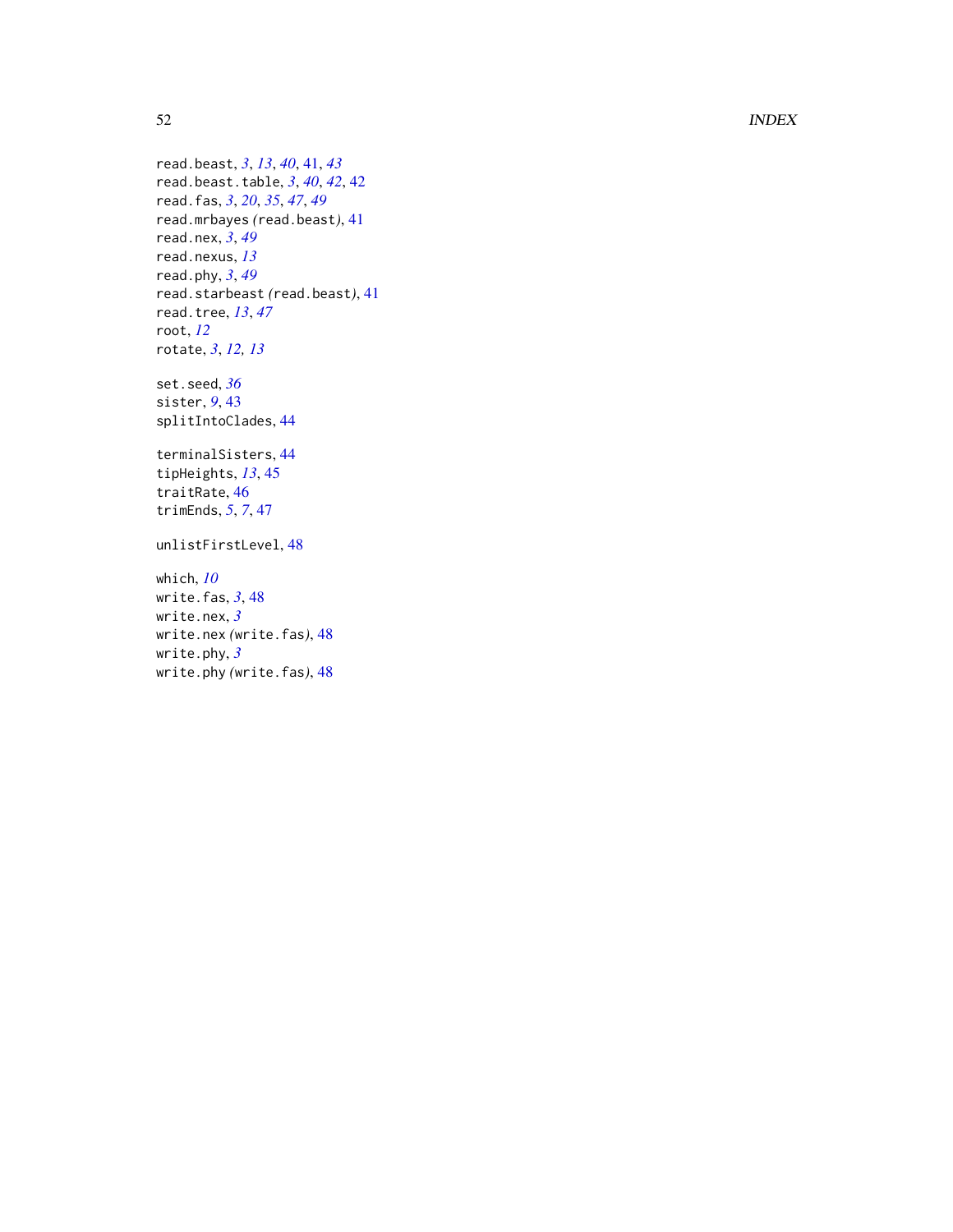read.beast, *3*, *13*, *40*, 41, *43*
read.beast.table, *3*, *40*, *42*, 42
read.fas, *3*, *20*, *35*, *47*, *49*
read.mrbayes *(*read.beast*)*, 41
read.nex, *3*, *49*
read.nexus, *13*
read.phy, *3*, *49*
read.starbeast *(*read.beast*)*, 41
read.tree, *13*, *47*
root, *12*
rotate, *3*, *12, 13*

set.seed, *36*
sister, *9*, 43
splitIntoClades, 44

terminalSisters, 44
tipHeights, *13*, 45
traitRate, 46
trimEnds, *5*, *7*, 47

unlistFirstLevel, 48

which, *10*
write.fas, *3*, 48
write.nex, *3*
write.nex *(*write.fas*)*, 48
write.phy, *3*
write.phy *(*write.fas*)*, 48